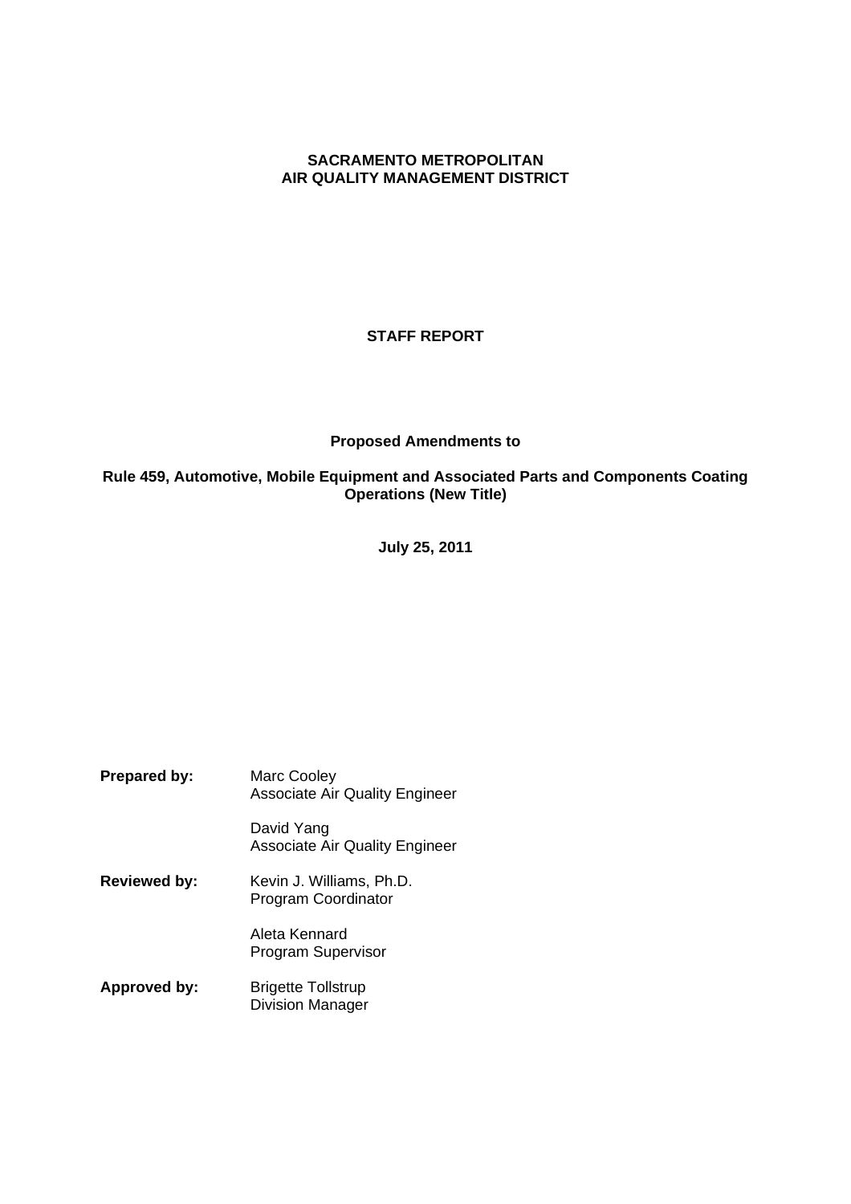**SACRAMENTO METROPOLITAN**
**AIR QUALITY MANAGEMENT DISTRICT**

# STAFF REPORT

## Proposed Amendments to

## Rule 459, Automotive, Mobile Equipment and Associated Parts and Components Coating Operations (New Title)

**July 25, 2011**

| | |
|---|---|
| **Prepared by:** | Marc Cooley<br>Associate Air Quality Engineer |
| | David Yang<br>Associate Air Quality Engineer |
| **Reviewed by:** | Kevin J. Williams, Ph.D.<br>Program Coordinator |
| | Aleta Kennard<br>Program Supervisor |
| **Approved by:** | Brigette Tollstrup<br>Division Manager |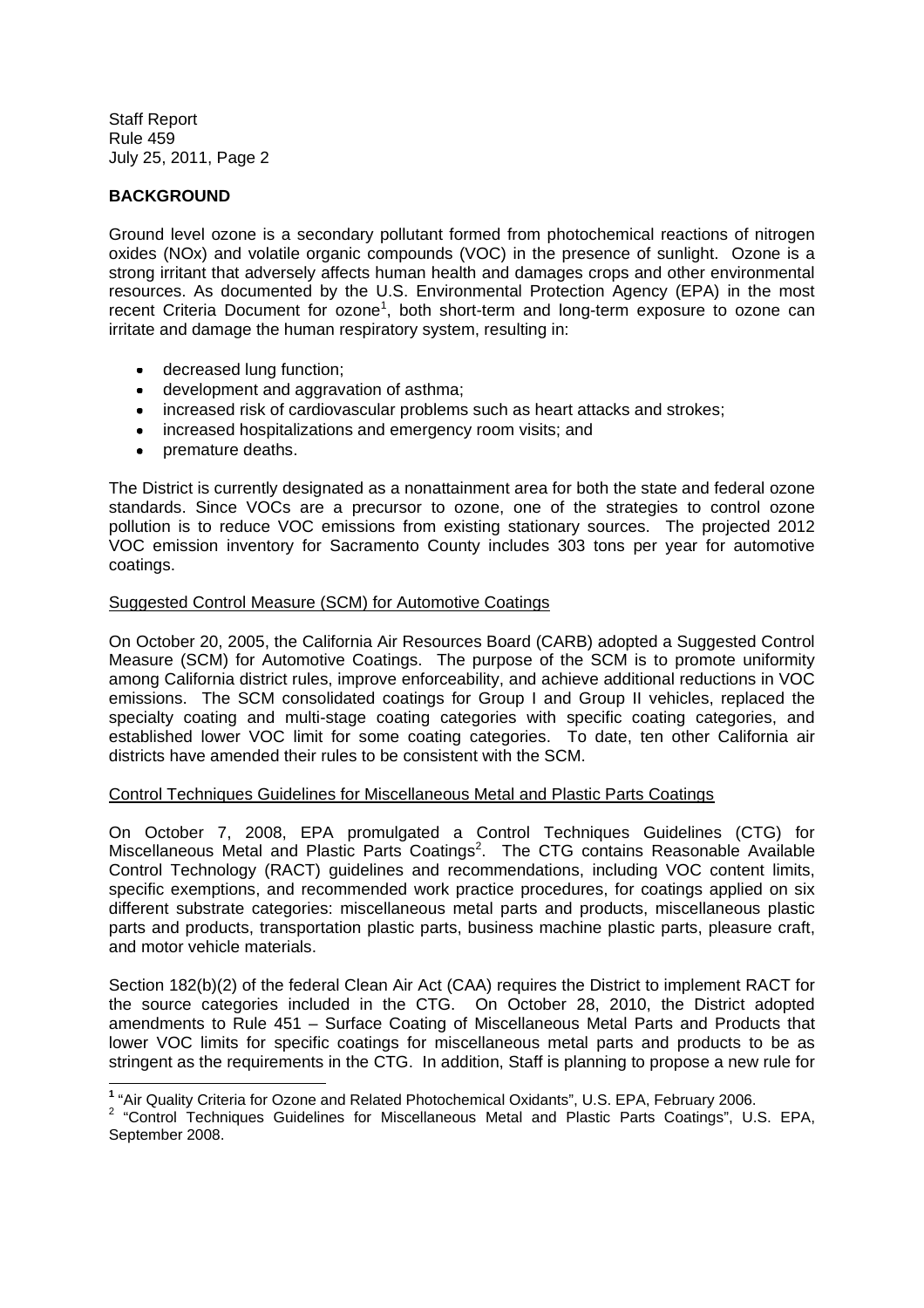## BACKGROUND

Ground level ozone is a secondary pollutant formed from photochemical reactions of nitrogen oxides (NOx) and volatile organic compounds (VOC) in the presence of sunlight. Ozone is a strong irritant that adversely affects human health and damages crops and other environmental resources. As documented by the U.S. Environmental Protection Agency (EPA) in the most recent Criteria Document for ozone[1], both short-term and long-term exposure to ozone can irritate and damage the human respiratory system, resulting in:

- decreased lung function;
- development and aggravation of asthma;
- increased risk of cardiovascular problems such as heart attacks and strokes;
- increased hospitalizations and emergency room visits; and
- premature deaths.

The District is currently designated as a nonattainment area for both the state and federal ozone standards. Since VOCs are a precursor to ozone, one of the strategies to control ozone pollution is to reduce VOC emissions from existing stationary sources. The projected 2012 VOC emission inventory for Sacramento County includes 303 tons per year for automotive coatings.

Suggested Control Measure (SCM) for Automotive Coatings

On October 20, 2005, the California Air Resources Board (CARB) adopted a Suggested Control Measure (SCM) for Automotive Coatings. The purpose of the SCM is to promote uniformity among California district rules, improve enforceability, and achieve additional reductions in VOC emissions. The SCM consolidated coatings for Group I and Group II vehicles, replaced the specialty coating and multi-stage coating categories with specific coating categories, and established lower VOC limit for some coating categories. To date, ten other California air districts have amended their rules to be consistent with the SCM.

Control Techniques Guidelines for Miscellaneous Metal and Plastic Parts Coatings

On October 7, 2008, EPA promulgated a Control Techniques Guidelines (CTG) for Miscellaneous Metal and Plastic Parts Coatings[2]. The CTG contains Reasonable Available Control Technology (RACT) guidelines and recommendations, including VOC content limits, specific exemptions, and recommended work practice procedures, for coatings applied on six different substrate categories: miscellaneous metal parts and products, miscellaneous plastic parts and products, transportation plastic parts, business machine plastic parts, pleasure craft, and motor vehicle materials.

Section 182(b)(2) of the federal Clean Air Act (CAA) requires the District to implement RACT for the source categories included in the CTG. On October 28, 2010, the District adopted amendments to Rule 451 – Surface Coating of Miscellaneous Metal Parts and Products that lower VOC limits for specific coatings for miscellaneous metal parts and products to be as stringent as the requirements in the CTG. In addition, Staff is planning to propose a new rule for

[1] "Air Quality Criteria for Ozone and Related Photochemical Oxidants", U.S. EPA, February 2006.

[2] "Control Techniques Guidelines for Miscellaneous Metal and Plastic Parts Coatings", U.S. EPA, September 2008.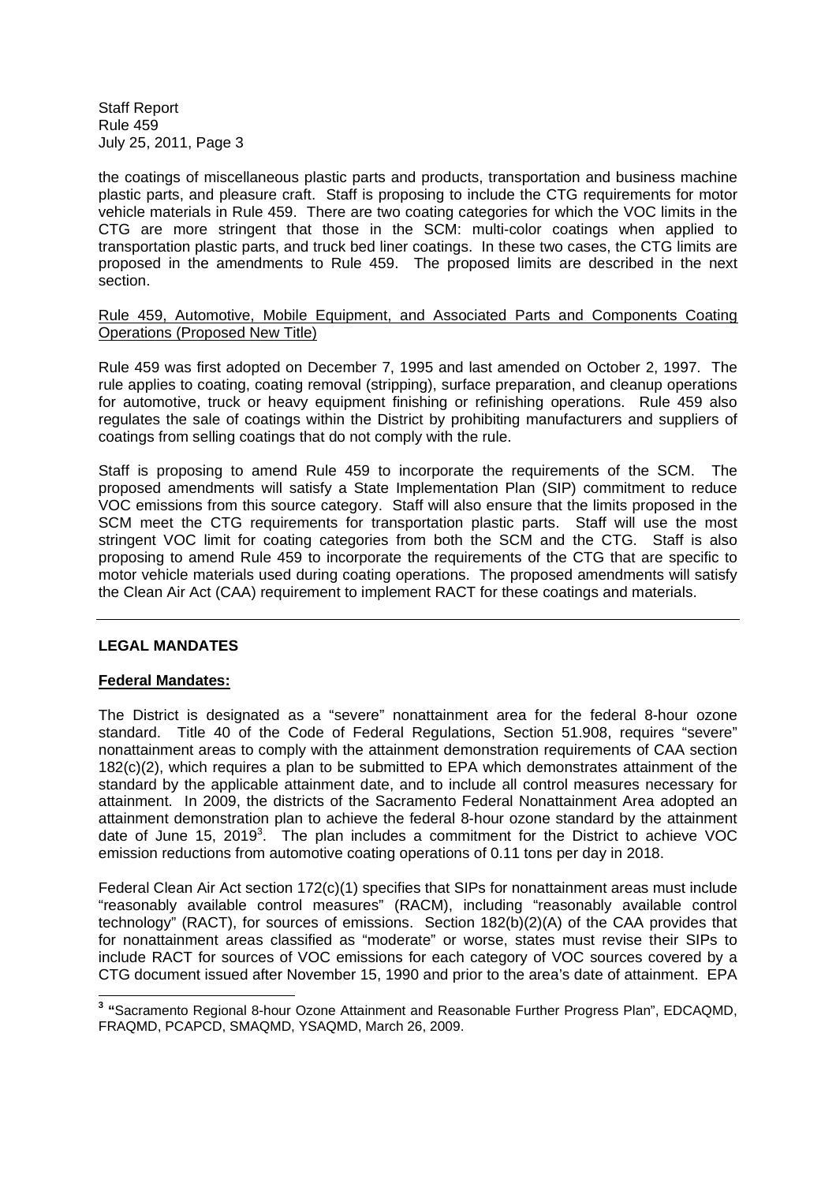the coatings of miscellaneous plastic parts and products, transportation and business machine plastic parts, and pleasure craft. Staff is proposing to include the CTG requirements for motor vehicle materials in Rule 459. There are two coating categories for which the VOC limits in the CTG are more stringent that those in the SCM: multi-color coatings when applied to transportation plastic parts, and truck bed liner coatings. In these two cases, the CTG limits are proposed in the amendments to Rule 459. The proposed limits are described in the next section.

Rule 459, Automotive, Mobile Equipment, and Associated Parts and Components Coating Operations (Proposed New Title)

Rule 459 was first adopted on December 7, 1995 and last amended on October 2, 1997. The rule applies to coating, coating removal (stripping), surface preparation, and cleanup operations for automotive, truck or heavy equipment finishing or refinishing operations. Rule 459 also regulates the sale of coatings within the District by prohibiting manufacturers and suppliers of coatings from selling coatings that do not comply with the rule.

Staff is proposing to amend Rule 459 to incorporate the requirements of the SCM. The proposed amendments will satisfy a State Implementation Plan (SIP) commitment to reduce VOC emissions from this source category. Staff will also ensure that the limits proposed in the SCM meet the CTG requirements for transportation plastic parts. Staff will use the most stringent VOC limit for coating categories from both the SCM and the CTG. Staff is also proposing to amend Rule 459 to incorporate the requirements of the CTG that are specific to motor vehicle materials used during coating operations. The proposed amendments will satisfy the Clean Air Act (CAA) requirement to implement RACT for these coatings and materials.

---

## LEGAL MANDATES

### Federal Mandates:

The District is designated as a "severe" nonattainment area for the federal 8-hour ozone standard. Title 40 of the Code of Federal Regulations, Section 51.908, requires "severe" nonattainment areas to comply with the attainment demonstration requirements of CAA section 182(c)(2), which requires a plan to be submitted to EPA which demonstrates attainment of the standard by the applicable attainment date, and to include all control measures necessary for attainment. In 2009, the districts of the Sacramento Federal Nonattainment Area adopted an attainment demonstration plan to achieve the federal 8-hour ozone standard by the attainment date of June 15, 2019[3]. The plan includes a commitment for the District to achieve VOC emission reductions from automotive coating operations of 0.11 tons per day in 2018.

Federal Clean Air Act section 172(c)(1) specifies that SIPs for nonattainment areas must include "reasonably available control measures" (RACM), including "reasonably available control technology" (RACT), for sources of emissions. Section 182(b)(2)(A) of the CAA provides that for nonattainment areas classified as "moderate" or worse, states must revise their SIPs to include RACT for sources of VOC emissions for each category of VOC sources covered by a CTG document issued after November 15, 1990 and prior to the area's date of attainment. EPA

---

[3] "Sacramento Regional 8-hour Ozone Attainment and Reasonable Further Progress Plan", EDCAQMD, FRAQMD, PCAPCD, SMAQMD, YSAQMD, March 26, 2009.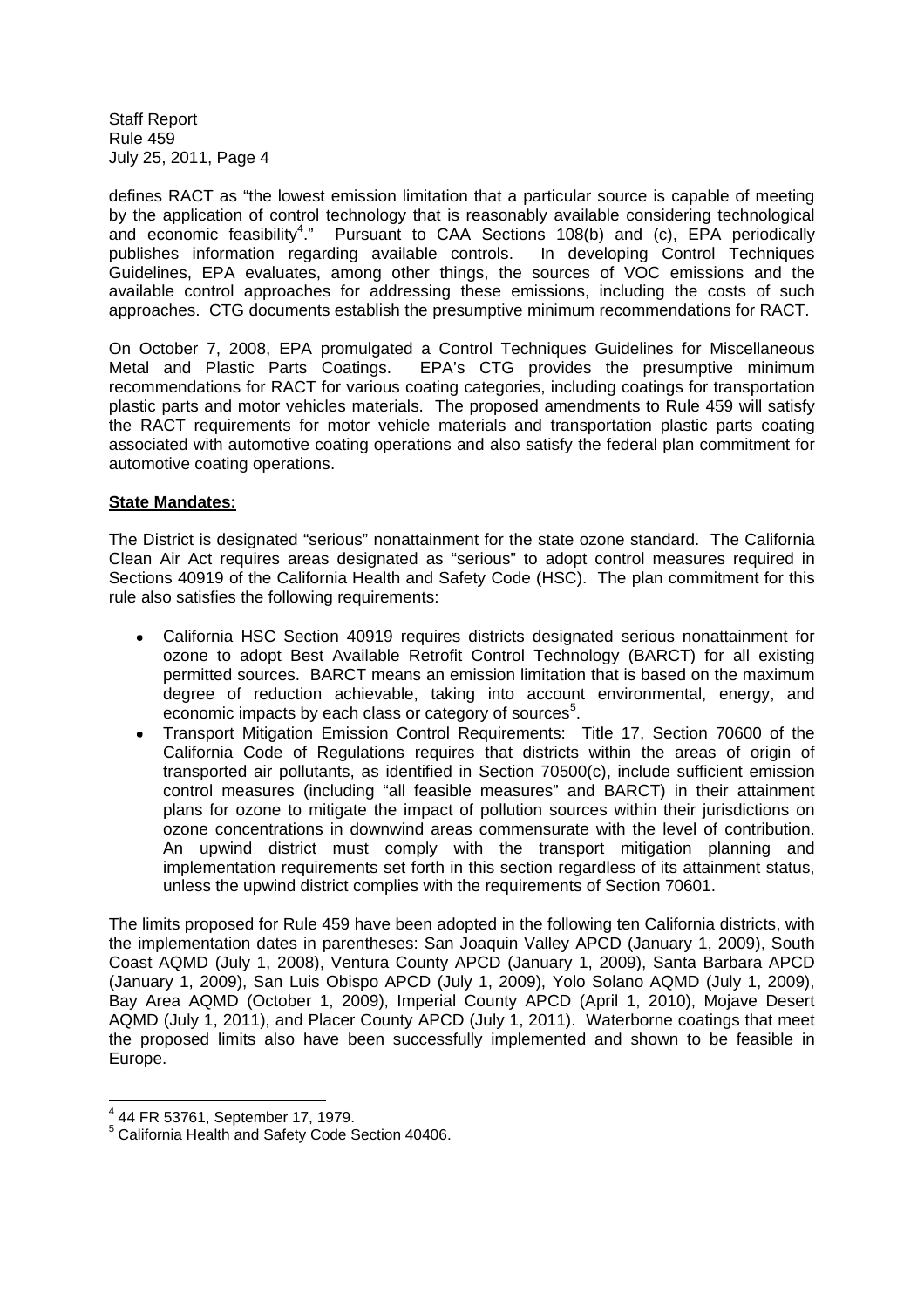defines RACT as "the lowest emission limitation that a particular source is capable of meeting by the application of control technology that is reasonably available considering technological and economic feasibility[4]." Pursuant to CAA Sections 108(b) and (c), EPA periodically publishes information regarding available controls. In developing Control Techniques Guidelines, EPA evaluates, among other things, the sources of VOC emissions and the available control approaches for addressing these emissions, including the costs of such approaches. CTG documents establish the presumptive minimum recommendations for RACT.

On October 7, 2008, EPA promulgated a Control Techniques Guidelines for Miscellaneous Metal and Plastic Parts Coatings. EPA's CTG provides the presumptive minimum recommendations for RACT for various coating categories, including coatings for transportation plastic parts and motor vehicles materials. The proposed amendments to Rule 459 will satisfy the RACT requirements for motor vehicle materials and transportation plastic parts coating associated with automotive coating operations and also satisfy the federal plan commitment for automotive coating operations.

**State Mandates:**

The District is designated "serious" nonattainment for the state ozone standard. The California Clean Air Act requires areas designated as "serious" to adopt control measures required in Sections 40919 of the California Health and Safety Code (HSC). The plan commitment for this rule also satisfies the following requirements:

- California HSC Section 40919 requires districts designated serious nonattainment for ozone to adopt Best Available Retrofit Control Technology (BARCT) for all existing permitted sources. BARCT means an emission limitation that is based on the maximum degree of reduction achievable, taking into account environmental, energy, and economic impacts by each class or category of sources[5].
- Transport Mitigation Emission Control Requirements: Title 17, Section 70600 of the California Code of Regulations requires that districts within the areas of origin of transported air pollutants, as identified in Section 70500(c), include sufficient emission control measures (including "all feasible measures" and BARCT) in their attainment plans for ozone to mitigate the impact of pollution sources within their jurisdictions on ozone concentrations in downwind areas commensurate with the level of contribution. An upwind district must comply with the transport mitigation planning and implementation requirements set forth in this section regardless of its attainment status, unless the upwind district complies with the requirements of Section 70601.

The limits proposed for Rule 459 have been adopted in the following ten California districts, with the implementation dates in parentheses: San Joaquin Valley APCD (January 1, 2009), South Coast AQMD (July 1, 2008), Ventura County APCD (January 1, 2009), Santa Barbara APCD (January 1, 2009), San Luis Obispo APCD (July 1, 2009), Yolo Solano AQMD (July 1, 2009), Bay Area AQMD (October 1, 2009), Imperial County APCD (April 1, 2010), Mojave Desert AQMD (July 1, 2011), and Placer County APCD (July 1, 2011). Waterborne coatings that meet the proposed limits also have been successfully implemented and shown to be feasible in Europe.

---

[4] 44 FR 53761, September 17, 1979.

[5] California Health and Safety Code Section 40406.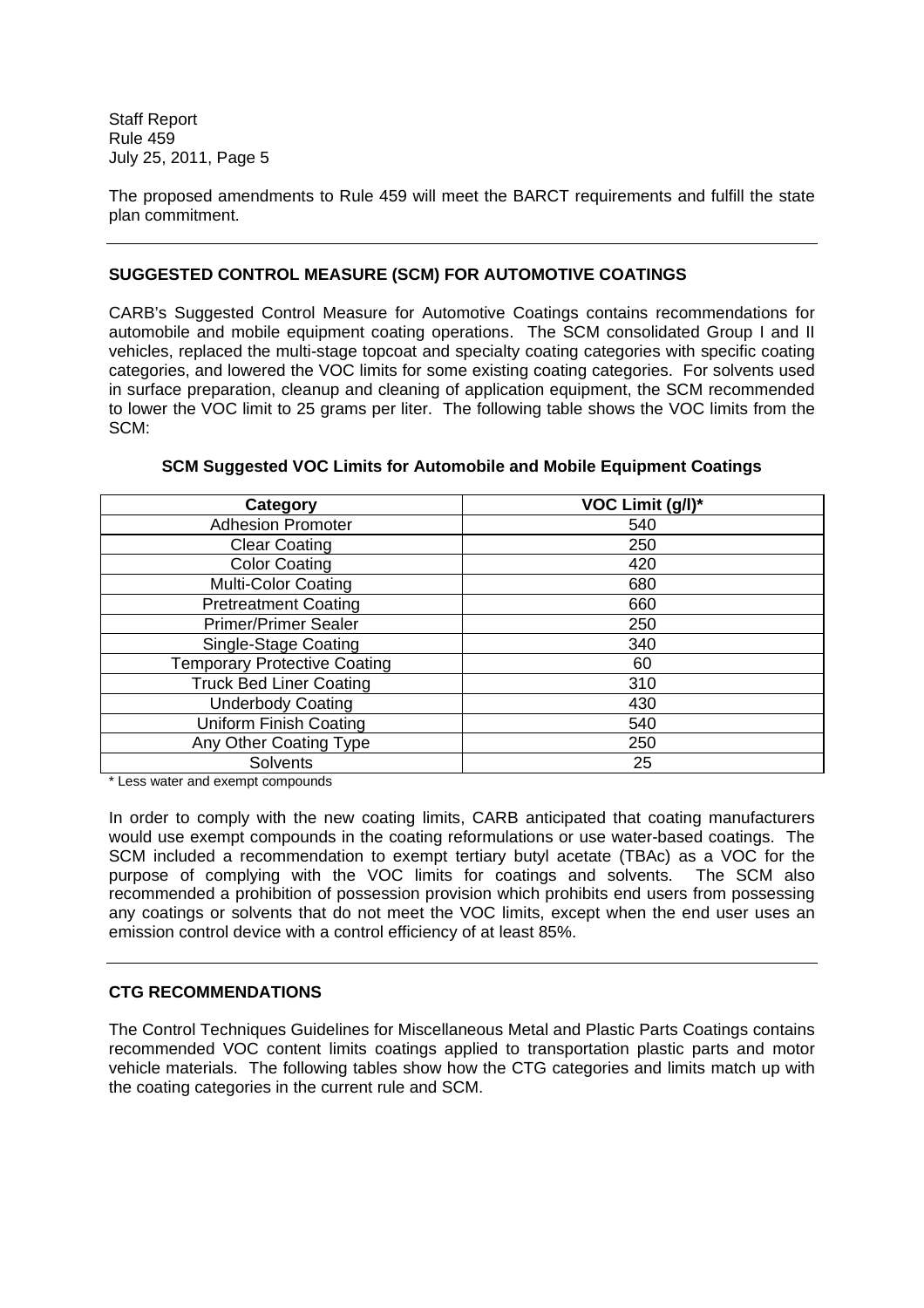The proposed amendments to Rule 459 will meet the BARCT requirements and fulfill the state plan commitment.

---

## SUGGESTED CONTROL MEASURE (SCM) FOR AUTOMOTIVE COATINGS

CARB's Suggested Control Measure for Automotive Coatings contains recommendations for automobile and mobile equipment coating operations. The SCM consolidated Group I and II vehicles, replaced the multi-stage topcoat and specialty coating categories with specific coating categories, and lowered the VOC limits for some existing coating categories. For solvents used in surface preparation, cleanup and cleaning of application equipment, the SCM recommended to lower the VOC limit to 25 grams per liter. The following table shows the VOC limits from the SCM:

**SCM Suggested VOC Limits for Automobile and Mobile Equipment Coatings**

| Category | VOC Limit (g/l)* |
|---|---|
| Adhesion Promoter | 540 |
| Clear Coating | 250 |
| Color Coating | 420 |
| Multi-Color Coating | 680 |
| Pretreatment Coating | 660 |
| Primer/Primer Sealer | 250 |
| Single-Stage Coating | 340 |
| Temporary Protective Coating | 60 |
| Truck Bed Liner Coating | 310 |
| Underbody Coating | 430 |
| Uniform Finish Coating | 540 |
| Any Other Coating Type | 250 |
| Solvents | 25 |

* Less water and exempt compounds

In order to comply with the new coating limits, CARB anticipated that coating manufacturers would use exempt compounds in the coating reformulations or use water-based coatings. The SCM included a recommendation to exempt tertiary butyl acetate (TBAc) as a VOC for the purpose of complying with the VOC limits for coatings and solvents. The SCM also recommended a prohibition of possession provision which prohibits end users from possessing any coatings or solvents that do not meet the VOC limits, except when the end user uses an emission control device with a control efficiency of at least 85%.

---

## CTG RECOMMENDATIONS

The Control Techniques Guidelines for Miscellaneous Metal and Plastic Parts Coatings contains recommended VOC content limits coatings applied to transportation plastic parts and motor vehicle materials. The following tables show how the CTG categories and limits match up with the coating categories in the current rule and SCM.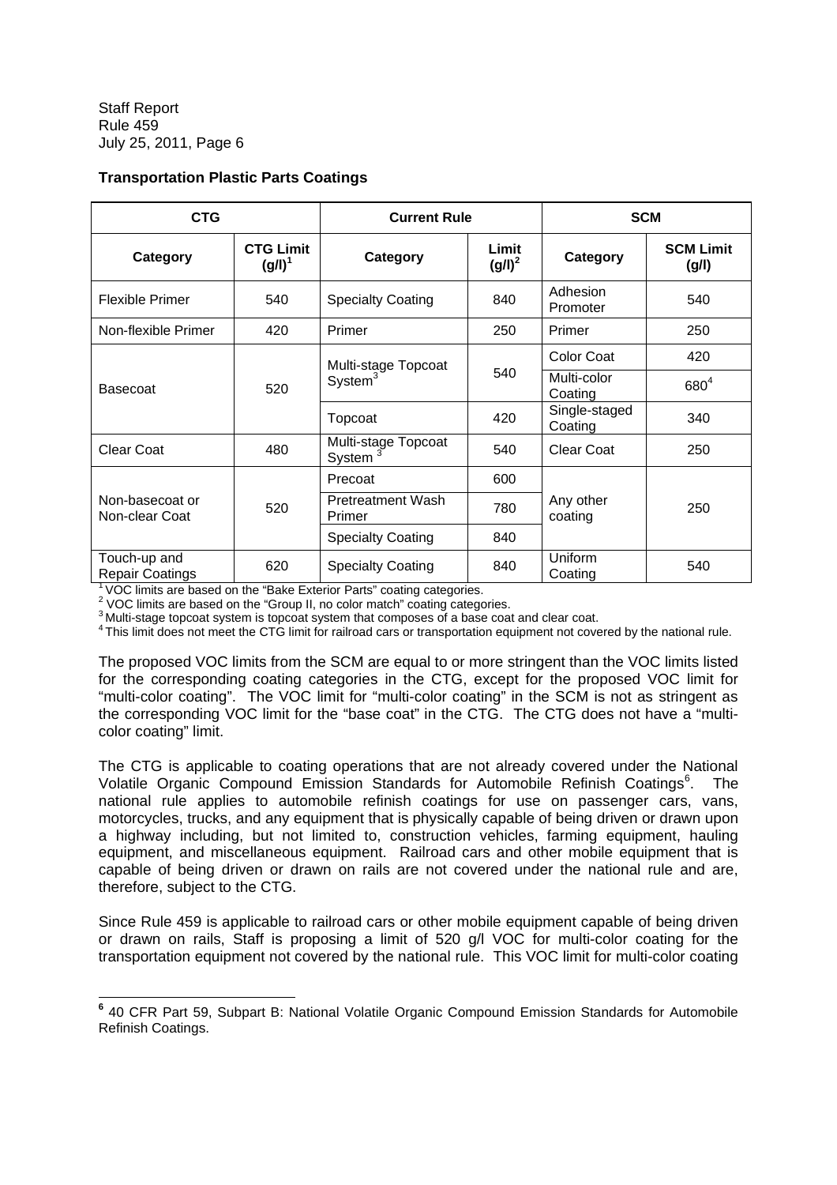**Transportation Plastic Parts Coatings**

| CTG | | Current Rule | | SCM | |
|---|---|---|---|---|---|
| Category | CTG Limit (g/l)[1] | Category | Limit (g/l)[2] | Category | SCM Limit (g/l) |
| Flexible Primer | 540 | Specialty Coating | 840 | Adhesion Promoter | 540 |
| Non-flexible Primer | 420 | Primer | 250 | Primer | 250 |
| Basecoat | 520 | Multi-stage Topcoat System[3] | 540 | Color Coat | 420 |
| | | | | Multi-color Coating | 680[4] |
| | | Topcoat | 420 | Single-staged Coating | 340 |
| Clear Coat | 480 | Multi-stage Topcoat System[3] | 540 | Clear Coat | 250 |
| Non-basecoat or Non-clear Coat | 520 | Precoat | 600 | Any other coating | 250 |
| | | Pretreatment Wash Primer | 780 | | |
| | | Specialty Coating | 840 | | |
| Touch-up and Repair Coatings | 620 | Specialty Coating | 840 | Uniform Coating | 540 |

[1] VOC limits are based on the "Bake Exterior Parts" coating categories.
[2] VOC limits are based on the "Group II, no color match" coating categories.
[3] Multi-stage topcoat system is topcoat system that composes of a base coat and clear coat.
[4] This limit does not meet the CTG limit for railroad cars or transportation equipment not covered by the national rule.

The proposed VOC limits from the SCM are equal to or more stringent than the VOC limits listed for the corresponding coating categories in the CTG, except for the proposed VOC limit for "multi-color coating". The VOC limit for "multi-color coating" in the SCM is not as stringent as the corresponding VOC limit for the "base coat" in the CTG. The CTG does not have a "multi-color coating" limit.

The CTG is applicable to coating operations that are not already covered under the National Volatile Organic Compound Emission Standards for Automobile Refinish Coatings[6]. The national rule applies to automobile refinish coatings for use on passenger cars, vans, motorcycles, trucks, and any equipment that is physically capable of being driven or drawn upon a highway including, but not limited to, construction vehicles, farming equipment, hauling equipment, and miscellaneous equipment. Railroad cars and other mobile equipment that is capable of being driven or drawn on rails are not covered under the national rule and are, therefore, subject to the CTG.

Since Rule 459 is applicable to railroad cars or other mobile equipment capable of being driven or drawn on rails, Staff is proposing a limit of 520 g/l VOC for multi-color coating for the transportation equipment not covered by the national rule. This VOC limit for multi-color coating

[6] 40 CFR Part 59, Subpart B: National Volatile Organic Compound Emission Standards for Automobile Refinish Coatings.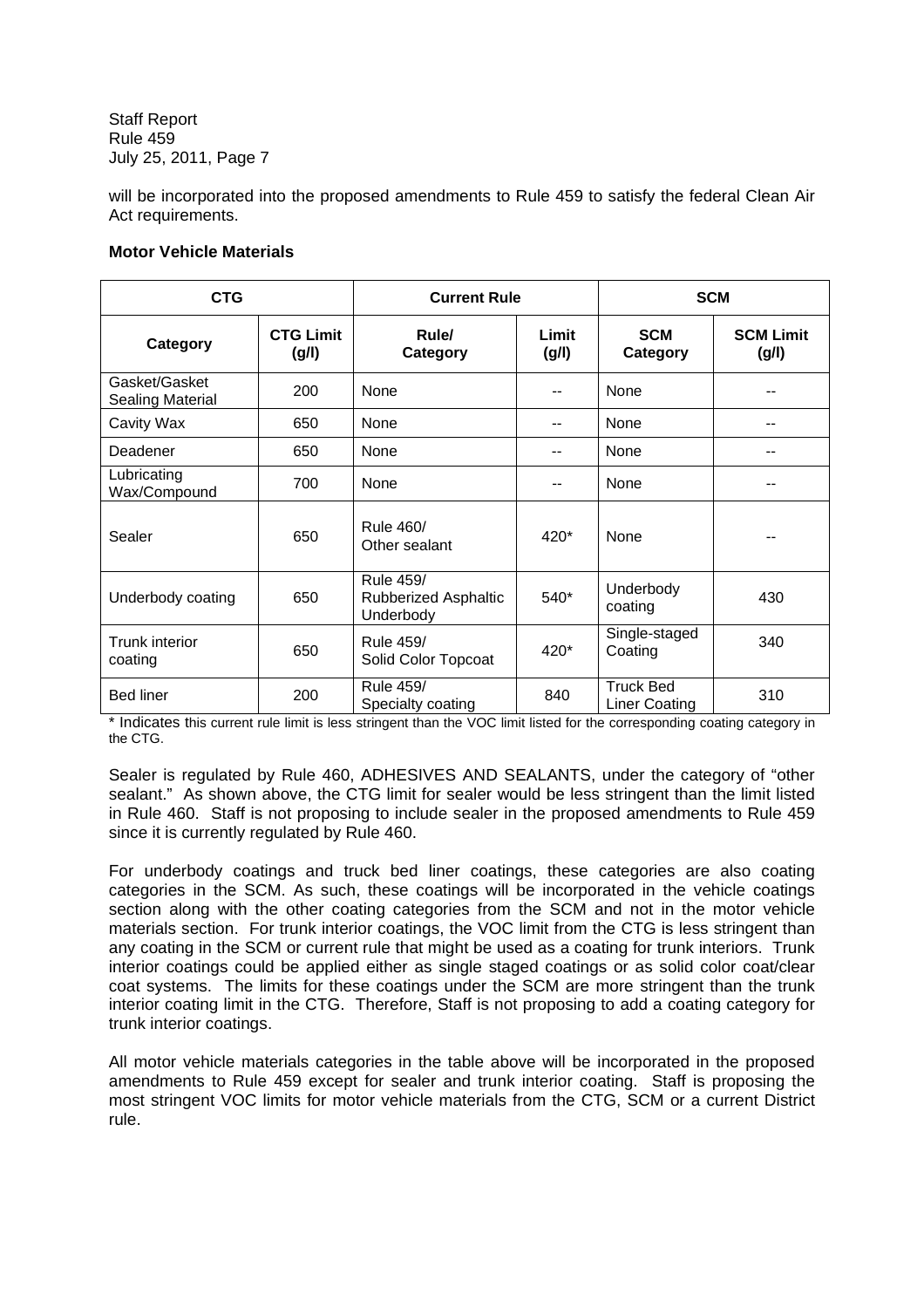will be incorporated into the proposed amendments to Rule 459 to satisfy the federal Clean Air Act requirements.

**Motor Vehicle Materials**

| CTG | | Current Rule | | SCM | |
|---|---|---|---|---|---|
| **Category** | **CTG Limit (g/l)** | **Rule/ Category** | **Limit (g/l)** | **SCM Category** | **SCM Limit (g/l)** |
| Gasket/Gasket Sealing Material | 200 | None | -- | None | -- |
| Cavity Wax | 650 | None | -- | None | -- |
| Deadener | 650 | None | -- | None | -- |
| Lubricating Wax/Compound | 700 | None | -- | None | -- |
| Sealer | 650 | Rule 460/ Other sealant | 420* | None | -- |
| Underbody coating | 650 | Rule 459/ Rubberized Asphaltic Underbody | 540* | Underbody coating | 430 |
| Trunk interior coating | 650 | Rule 459/ Solid Color Topcoat | 420* | Single-staged Coating | 340 |
| Bed liner | 200 | Rule 459/ Specialty coating | 840 | Truck Bed Liner Coating | 310 |

\* Indicates this current rule limit is less stringent than the VOC limit listed for the corresponding coating category in the CTG.

Sealer is regulated by Rule 460, ADHESIVES AND SEALANTS, under the category of "other sealant." As shown above, the CTG limit for sealer would be less stringent than the limit listed in Rule 460. Staff is not proposing to include sealer in the proposed amendments to Rule 459 since it is currently regulated by Rule 460.

For underbody coatings and truck bed liner coatings, these categories are also coating categories in the SCM. As such, these coatings will be incorporated in the vehicle coatings section along with the other coating categories from the SCM and not in the motor vehicle materials section. For trunk interior coatings, the VOC limit from the CTG is less stringent than any coating in the SCM or current rule that might be used as a coating for trunk interiors. Trunk interior coatings could be applied either as single staged coatings or as solid color coat/clear coat systems. The limits for these coatings under the SCM are more stringent than the trunk interior coating limit in the CTG. Therefore, Staff is not proposing to add a coating category for trunk interior coatings.

All motor vehicle materials categories in the table above will be incorporated in the proposed amendments to Rule 459 except for sealer and trunk interior coating. Staff is proposing the most stringent VOC limits for motor vehicle materials from the CTG, SCM or a current District rule.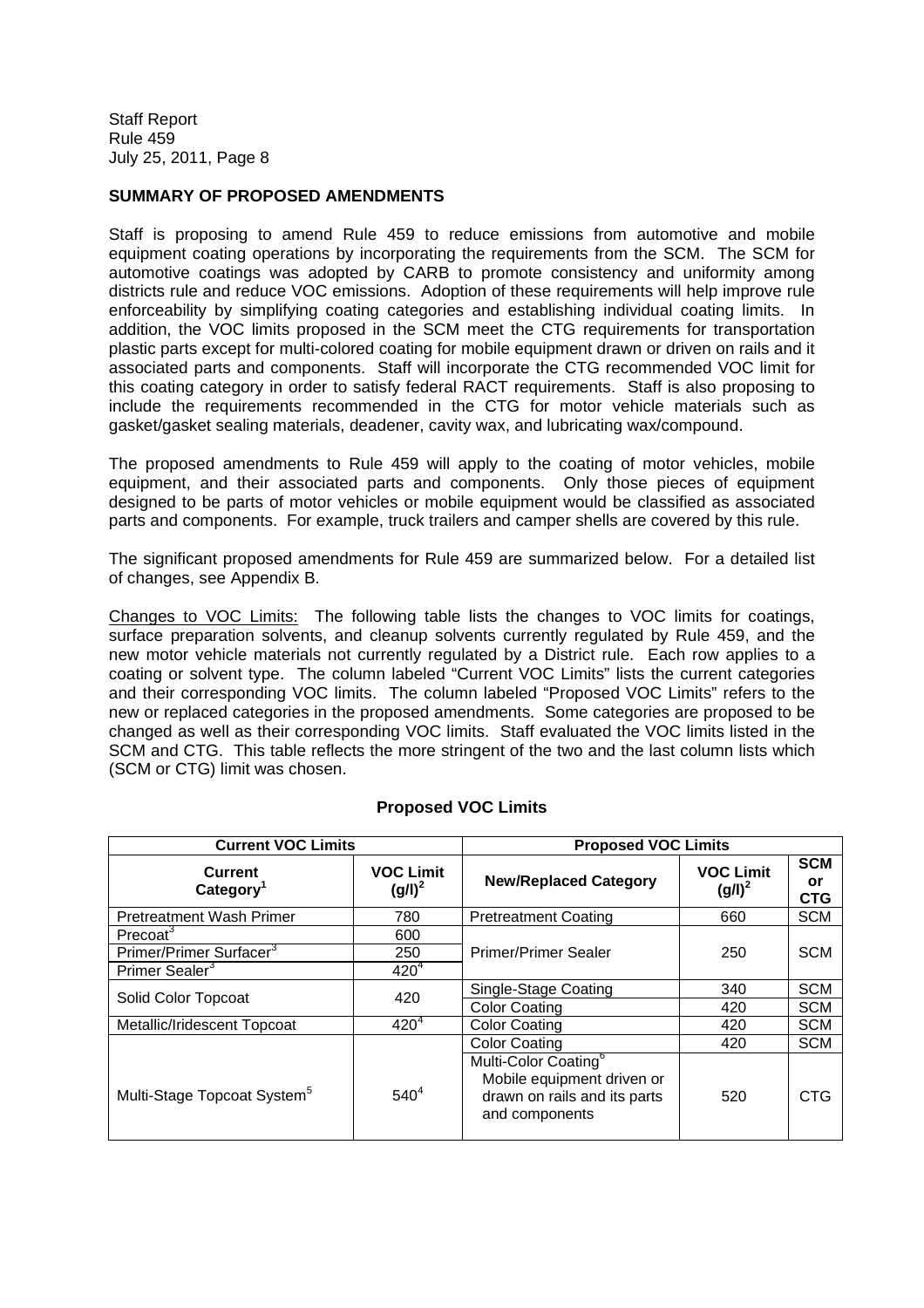**SUMMARY OF PROPOSED AMENDMENTS**

Staff is proposing to amend Rule 459 to reduce emissions from automotive and mobile equipment coating operations by incorporating the requirements from the SCM. The SCM for automotive coatings was adopted by CARB to promote consistency and uniformity among districts rule and reduce VOC emissions. Adoption of these requirements will help improve rule enforceability by simplifying coating categories and establishing individual coating limits. In addition, the VOC limits proposed in the SCM meet the CTG requirements for transportation plastic parts except for multi-colored coating for mobile equipment drawn or driven on rails and it associated parts and components. Staff will incorporate the CTG recommended VOC limit for this coating category in order to satisfy federal RACT requirements. Staff is also proposing to include the requirements recommended in the CTG for motor vehicle materials such as gasket/gasket sealing materials, deadener, cavity wax, and lubricating wax/compound.

The proposed amendments to Rule 459 will apply to the coating of motor vehicles, mobile equipment, and their associated parts and components. Only those pieces of equipment designed to be parts of motor vehicles or mobile equipment would be classified as associated parts and components. For example, truck trailers and camper shells are covered by this rule.

The significant proposed amendments for Rule 459 are summarized below. For a detailed list of changes, see Appendix B.

Changes to VOC Limits: The following table lists the changes to VOC limits for coatings, surface preparation solvents, and cleanup solvents currently regulated by Rule 459, and the new motor vehicle materials not currently regulated by a District rule. Each row applies to a coating or solvent type. The column labeled "Current VOC Limits" lists the current categories and their corresponding VOC limits. The column labeled "Proposed VOC Limits" refers to the new or replaced categories in the proposed amendments. Some categories are proposed to be changed as well as their corresponding VOC limits. Staff evaluated the VOC limits listed in the SCM and CTG. This table reflects the more stringent of the two and the last column lists which (SCM or CTG) limit was chosen.

**Proposed VOC Limits**

| Current VOC Limits | | Proposed VOC Limits | | |
|---|---|---|---|---|
| **Current Category[1]** | **VOC Limit (g/l)[2]** | **New/Replaced Category** | **VOC Limit (g/l)[2]** | **SCM or CTG** |
| Pretreatment Wash Primer | 780 | Pretreatment Coating | 660 | SCM |
| Precoat[3] | 600 | Primer/Primer Sealer | 250 | SCM |
| Primer/Primer Surfacer[3] | 250 | | | |
| Primer Sealer[3] | 420[4] | | | |
| Solid Color Topcoat | 420 | Single-Stage Coating | 340 | SCM |
| | | Color Coating | 420 | SCM |
| Metallic/Iridescent Topcoat | 420[4] | Color Coating | 420 | SCM |
| Multi-Stage Topcoat System[5] | 540[4] | Color Coating | 420 | SCM |
| | | Multi-Color Coating[6] Mobile equipment driven or drawn on rails and its parts and components | 520 | CTG |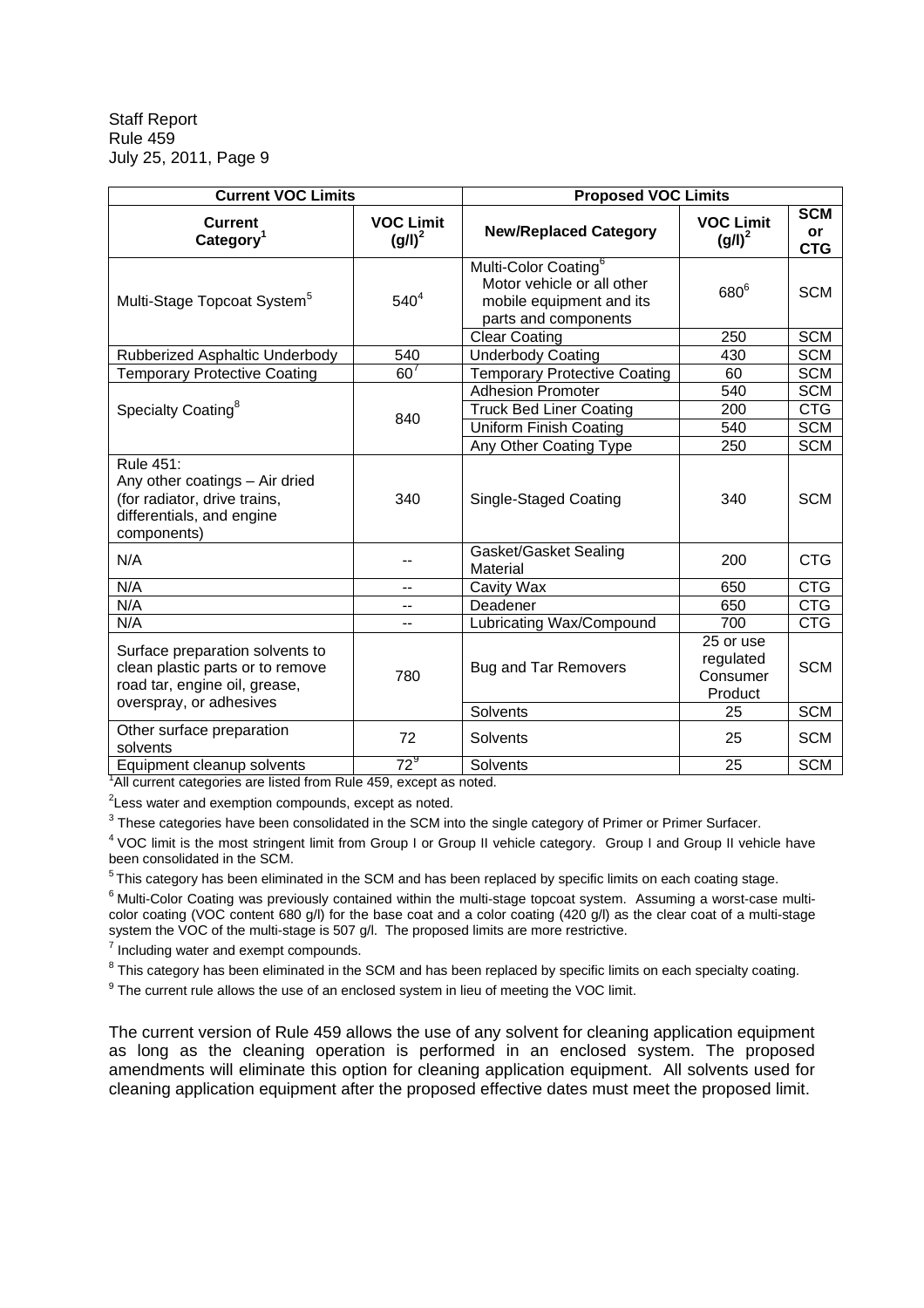| Current VOC Limits | | Proposed VOC Limits | | |
|---|---|---|---|---|
| Current Category[1] | VOC Limit (g/l)[2] | New/Replaced Category | VOC Limit (g/l)[2] | SCM or CTG |
| Multi-Stage Topcoat System[5] | 540[4] | Multi-Color Coating[6] Motor vehicle or all other mobile equipment and its parts and components | 680[6] | SCM |
| | | Clear Coating | 250 | SCM |
| Rubberized Asphaltic Underbody | 540 | Underbody Coating | 430 | SCM |
| Temporary Protective Coating | 60[7] | Temporary Protective Coating | 60 | SCM |
| Specialty Coating[8] | 840 | Adhesion Promoter | 540 | SCM |
| | | Truck Bed Liner Coating | 200 | CTG |
| | | Uniform Finish Coating | 540 | SCM |
| | | Any Other Coating Type | 250 | SCM |
| Rule 451: Any other coatings – Air dried (for radiator, drive trains, differentials, and engine components) | 340 | Single-Staged Coating | 340 | SCM |
| N/A | -- | Gasket/Gasket Sealing Material | 200 | CTG |
| N/A | -- | Cavity Wax | 650 | CTG |
| N/A | -- | Deadener | 650 | CTG |
| N/A | -- | Lubricating Wax/Compound | 700 | CTG |
| Surface preparation solvents to clean plastic parts or to remove road tar, engine oil, grease, overspray, or adhesives | 780 | Bug and Tar Removers | 25 or use regulated Consumer Product | SCM |
| | | Solvents | 25 | SCM |
| Other surface preparation solvents | 72 | Solvents | 25 | SCM |
| Equipment cleanup solvents | 72[9] | Solvents | 25 | SCM |

[1] All current categories are listed from Rule 459, except as noted.

[2] Less water and exemption compounds, except as noted.

[3] These categories have been consolidated in the SCM into the single category of Primer or Primer Surfacer.

[4] VOC limit is the most stringent limit from Group I or Group II vehicle category. Group I and Group II vehicle have been consolidated in the SCM.

[5] This category has been eliminated in the SCM and has been replaced by specific limits on each coating stage.

[6] Multi-Color Coating was previously contained within the multi-stage topcoat system. Assuming a worst-case multi-color coating (VOC content 680 g/l) for the base coat and a color coating (420 g/l) as the clear coat of a multi-stage system the VOC of the multi-stage is 507 g/l. The proposed limits are more restrictive.

[7] Including water and exempt compounds.

[8] This category has been eliminated in the SCM and has been replaced by specific limits on each specialty coating.

[9] The current rule allows the use of an enclosed system in lieu of meeting the VOC limit.

The current version of Rule 459 allows the use of any solvent for cleaning application equipment as long as the cleaning operation is performed in an enclosed system. The proposed amendments will eliminate this option for cleaning application equipment. All solvents used for cleaning application equipment after the proposed effective dates must meet the proposed limit.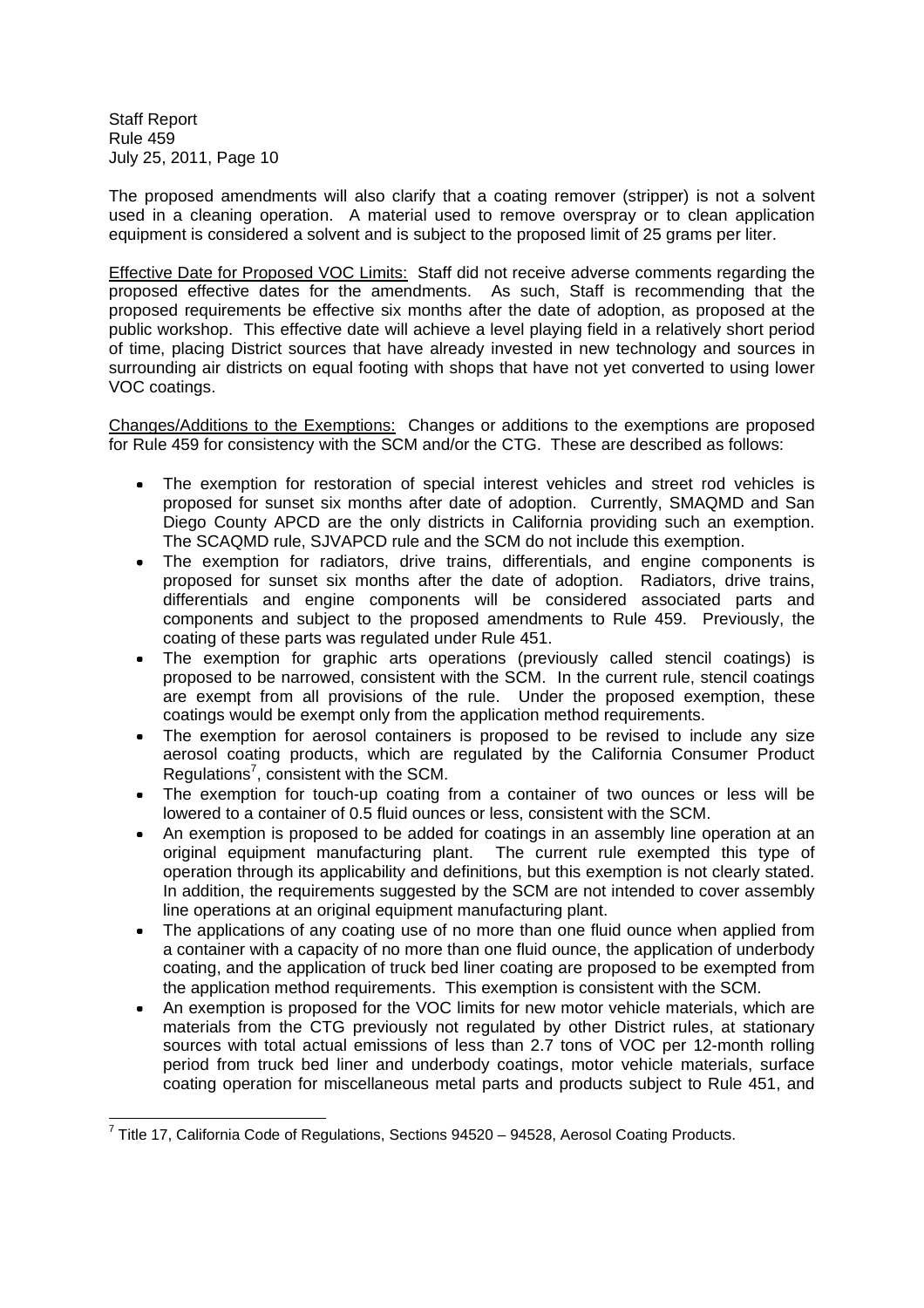The proposed amendments will also clarify that a coating remover (stripper) is not a solvent used in a cleaning operation. A material used to remove overspray or to clean application equipment is considered a solvent and is subject to the proposed limit of 25 grams per liter.

Effective Date for Proposed VOC Limits: Staff did not receive adverse comments regarding the proposed effective dates for the amendments. As such, Staff is recommending that the proposed requirements be effective six months after the date of adoption, as proposed at the public workshop. This effective date will achieve a level playing field in a relatively short period of time, placing District sources that have already invested in new technology and sources in surrounding air districts on equal footing with shops that have not yet converted to using lower VOC coatings.

Changes/Additions to the Exemptions: Changes or additions to the exemptions are proposed for Rule 459 for consistency with the SCM and/or the CTG. These are described as follows:

- The exemption for restoration of special interest vehicles and street rod vehicles is proposed for sunset six months after date of adoption. Currently, SMAQMD and San Diego County APCD are the only districts in California providing such an exemption. The SCAQMD rule, SJVAPCD rule and the SCM do not include this exemption.
- The exemption for radiators, drive trains, differentials, and engine components is proposed for sunset six months after the date of adoption. Radiators, drive trains, differentials and engine components will be considered associated parts and components and subject to the proposed amendments to Rule 459. Previously, the coating of these parts was regulated under Rule 451.
- The exemption for graphic arts operations (previously called stencil coatings) is proposed to be narrowed, consistent with the SCM. In the current rule, stencil coatings are exempt from all provisions of the rule. Under the proposed exemption, these coatings would be exempt only from the application method requirements.
- The exemption for aerosol containers is proposed to be revised to include any size aerosol coating products, which are regulated by the California Consumer Product Regulations[7], consistent with the SCM.
- The exemption for touch-up coating from a container of two ounces or less will be lowered to a container of 0.5 fluid ounces or less, consistent with the SCM.
- An exemption is proposed to be added for coatings in an assembly line operation at an original equipment manufacturing plant. The current rule exempted this type of operation through its applicability and definitions, but this exemption is not clearly stated. In addition, the requirements suggested by the SCM are not intended to cover assembly line operations at an original equipment manufacturing plant.
- The applications of any coating use of no more than one fluid ounce when applied from a container with a capacity of no more than one fluid ounce, the application of underbody coating, and the application of truck bed liner coating are proposed to be exempted from the application method requirements. This exemption is consistent with the SCM.
- An exemption is proposed for the VOC limits for new motor vehicle materials, which are materials from the CTG previously not regulated by other District rules, at stationary sources with total actual emissions of less than 2.7 tons of VOC per 12-month rolling period from truck bed liner and underbody coatings, motor vehicle materials, surface coating operation for miscellaneous metal parts and products subject to Rule 451, and

---

[7] Title 17, California Code of Regulations, Sections 94520 – 94528, Aerosol Coating Products.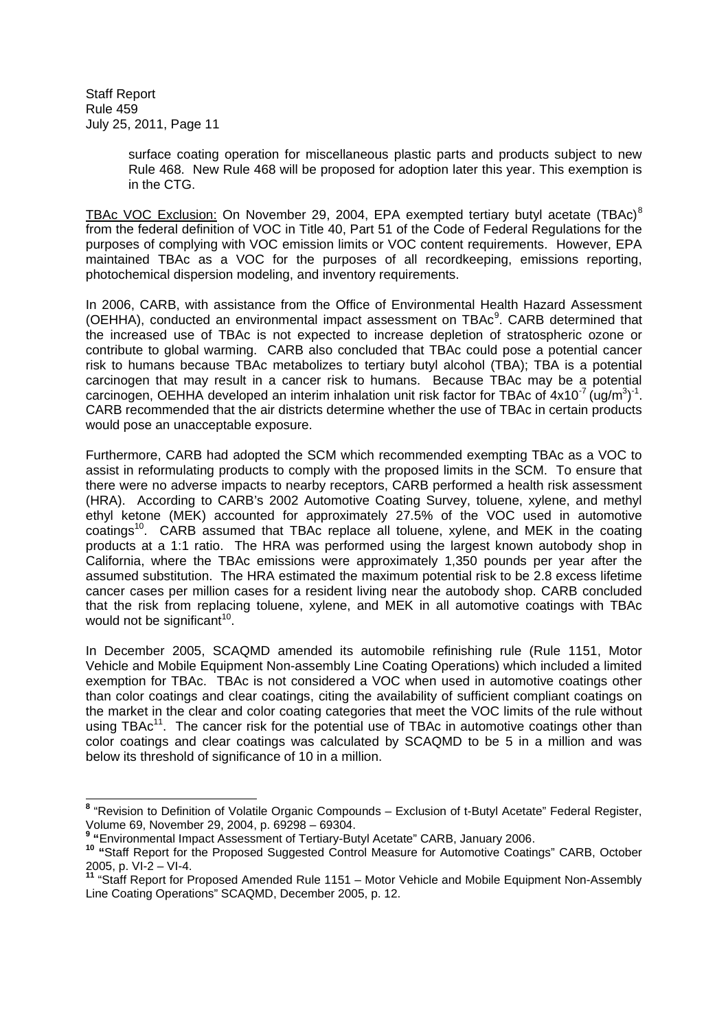surface coating operation for miscellaneous plastic parts and products subject to new Rule 468. New Rule 468 will be proposed for adoption later this year. This exemption is in the CTG.

TBAc VOC Exclusion: On November 29, 2004, EPA exempted tertiary butyl acetate (TBAc)[8] from the federal definition of VOC in Title 40, Part 51 of the Code of Federal Regulations for the purposes of complying with VOC emission limits or VOC content requirements. However, EPA maintained TBAc as a VOC for the purposes of all recordkeeping, emissions reporting, photochemical dispersion modeling, and inventory requirements.

In 2006, CARB, with assistance from the Office of Environmental Health Hazard Assessment (OEHHA), conducted an environmental impact assessment on TBAc[9]. CARB determined that the increased use of TBAc is not expected to increase depletion of stratospheric ozone or contribute to global warming. CARB also concluded that TBAc could pose a potential cancer risk to humans because TBAc metabolizes to tertiary butyl alcohol (TBA); TBA is a potential carcinogen that may result in a cancer risk to humans. Because TBAc may be a potential carcinogen, OEHHA developed an interim inhalation unit risk factor for TBAc of $4x10^{-7}$ $(ug/m^3)^{-1}$. CARB recommended that the air districts determine whether the use of TBAc in certain products would pose an unacceptable exposure.

Furthermore, CARB had adopted the SCM which recommended exempting TBAc as a VOC to assist in reformulating products to comply with the proposed limits in the SCM. To ensure that there were no adverse impacts to nearby receptors, CARB performed a health risk assessment (HRA). According to CARB's 2002 Automotive Coating Survey, toluene, xylene, and methyl ethyl ketone (MEK) accounted for approximately 27.5% of the VOC used in automotive coatings[10]. CARB assumed that TBAc replace all toluene, xylene, and MEK in the coating products at a 1:1 ratio. The HRA was performed using the largest known autobody shop in California, where the TBAc emissions were approximately 1,350 pounds per year after the assumed substitution. The HRA estimated the maximum potential risk to be 2.8 excess lifetime cancer cases per million cases for a resident living near the autobody shop. CARB concluded that the risk from replacing toluene, xylene, and MEK in all automotive coatings with TBAc would not be significant[10].

In December 2005, SCAQMD amended its automobile refinishing rule (Rule 1151, Motor Vehicle and Mobile Equipment Non-assembly Line Coating Operations) which included a limited exemption for TBAc. TBAc is not considered a VOC when used in automotive coatings other than color coatings and clear coatings, citing the availability of sufficient compliant coatings on the market in the clear and color coating categories that meet the VOC limits of the rule without using TBAc[11]. The cancer risk for the potential use of TBAc in automotive coatings other than color coatings and clear coatings was calculated by SCAQMD to be 5 in a million and was below its threshold of significance of 10 in a million.

---

[8] "Revision to Definition of Volatile Organic Compounds – Exclusion of t-Butyl Acetate" Federal Register, Volume 69, November 29, 2004, p. 69298 – 69304.

[9] "Environmental Impact Assessment of Tertiary-Butyl Acetate" CARB, January 2006.

[10] "Staff Report for the Proposed Suggested Control Measure for Automotive Coatings" CARB, October 2005, p. VI-2 – VI-4.

[11] "Staff Report for Proposed Amended Rule 1151 – Motor Vehicle and Mobile Equipment Non-Assembly Line Coating Operations" SCAQMD, December 2005, p. 12.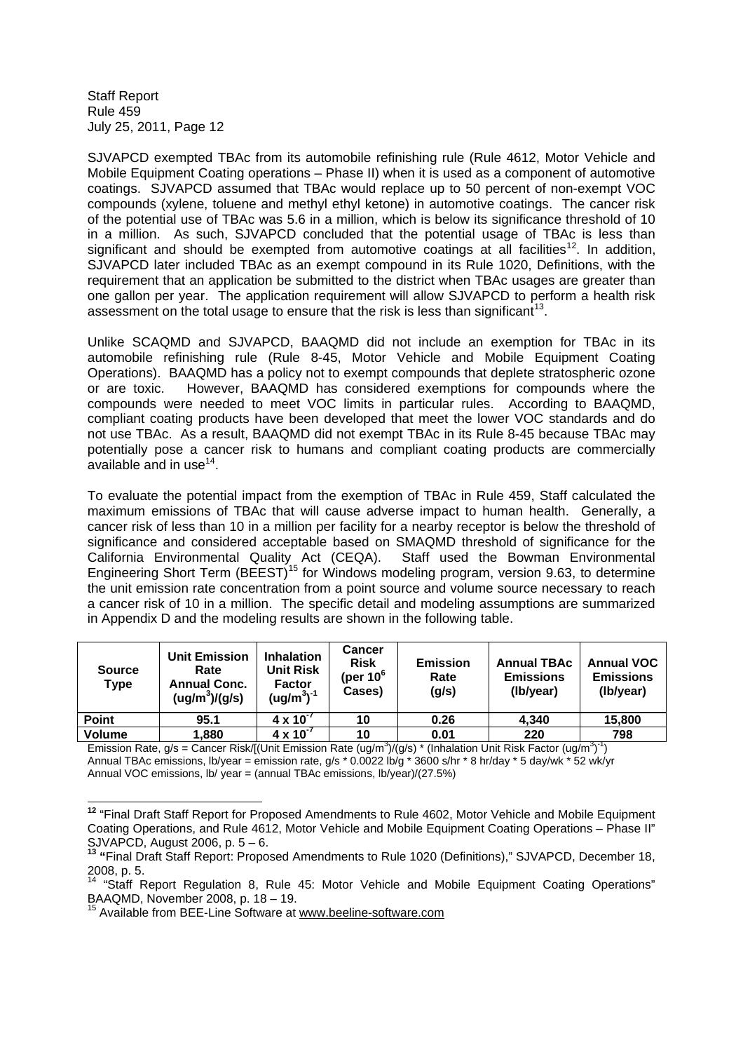SJVAPCD exempted TBAc from its automobile refinishing rule (Rule 4612, Motor Vehicle and Mobile Equipment Coating operations – Phase II) when it is used as a component of automotive coatings. SJVAPCD assumed that TBAc would replace up to 50 percent of non-exempt VOC compounds (xylene, toluene and methyl ethyl ketone) in automotive coatings. The cancer risk of the potential use of TBAc was 5.6 in a million, which is below its significance threshold of 10 in a million. As such, SJVAPCD concluded that the potential usage of TBAc is less than significant and should be exempted from automotive coatings at all facilities[12]. In addition, SJVAPCD later included TBAc as an exempt compound in its Rule 1020, Definitions, with the requirement that an application be submitted to the district when TBAc usages are greater than one gallon per year. The application requirement will allow SJVAPCD to perform a health risk assessment on the total usage to ensure that the risk is less than significant[13].

Unlike SCAQMD and SJVAPCD, BAAQMD did not include an exemption for TBAc in its automobile refinishing rule (Rule 8-45, Motor Vehicle and Mobile Equipment Coating Operations). BAAQMD has a policy not to exempt compounds that deplete stratospheric ozone or are toxic. However, BAAQMD has considered exemptions for compounds where the compounds were needed to meet VOC limits in particular rules. According to BAAQMD, compliant coating products have been developed that meet the lower VOC standards and do not use TBAc. As a result, BAAQMD did not exempt TBAc in its Rule 8-45 because TBAc may potentially pose a cancer risk to humans and compliant coating products are commercially available and in use[14].

To evaluate the potential impact from the exemption of TBAc in Rule 459, Staff calculated the maximum emissions of TBAc that will cause adverse impact to human health. Generally, a cancer risk of less than 10 in a million per facility for a nearby receptor is below the threshold of significance and considered acceptable based on SMAQMD threshold of significance for the California Environmental Quality Act (CEQA). Staff used the Bowman Environmental Engineering Short Term (BEEST)[15] for Windows modeling program, version 9.63, to determine the unit emission rate concentration from a point source and volume source necessary to reach a cancer risk of 10 in a million. The specific detail and modeling assumptions are summarized in Appendix D and the modeling results are shown in the following table.

| Source Type | Unit Emission Rate Annual Conc. $(ug/m^3)/(g/s)$ | Inhalation Unit Risk Factor $(ug/m^3)^{-1}$ | Cancer Risk (per $10^6$ Cases) | Emission Rate (g/s) | Annual TBAc Emissions (lb/year) | Annual VOC Emissions (lb/year) |
|---|---|---|---|---|---|---|
| **Point** | 95.1 | $4 \times 10^{-7}$ | 10 | 0.26 | 4,340 | 15,800 |
| **Volume** | 1,880 | $4 \times 10^{-7}$ | 10 | 0.01 | 220 | 798 |

Emission Rate, g/s = Cancer Risk/[(Unit Emission Rate $(ug/m^3)/(g/s)$ * (Inhalation Unit Risk Factor $(ug/m^3)^{-1}$)
Annual TBAc emissions, lb/year = emission rate, g/s * 0.0022 lb/g * 3600 s/hr * 8 hr/day * 5 day/wk * 52 wk/yr
Annual VOC emissions, lb/ year = (annual TBAc emissions, lb/year)/(27.5%)

---

[12] "Final Draft Staff Report for Proposed Amendments to Rule 4602, Motor Vehicle and Mobile Equipment Coating Operations, and Rule 4612, Motor Vehicle and Mobile Equipment Coating Operations – Phase II" SJVAPCD, August 2006, p. 5 – 6.

[13] "Final Draft Staff Report: Proposed Amendments to Rule 1020 (Definitions)," SJVAPCD, December 18, 2008, p. 5.

[14] "Staff Report Regulation 8, Rule 45: Motor Vehicle and Mobile Equipment Coating Operations" BAAQMD, November 2008, p. 18 – 19.

[15] Available from BEE-Line Software at www.beeline-software.com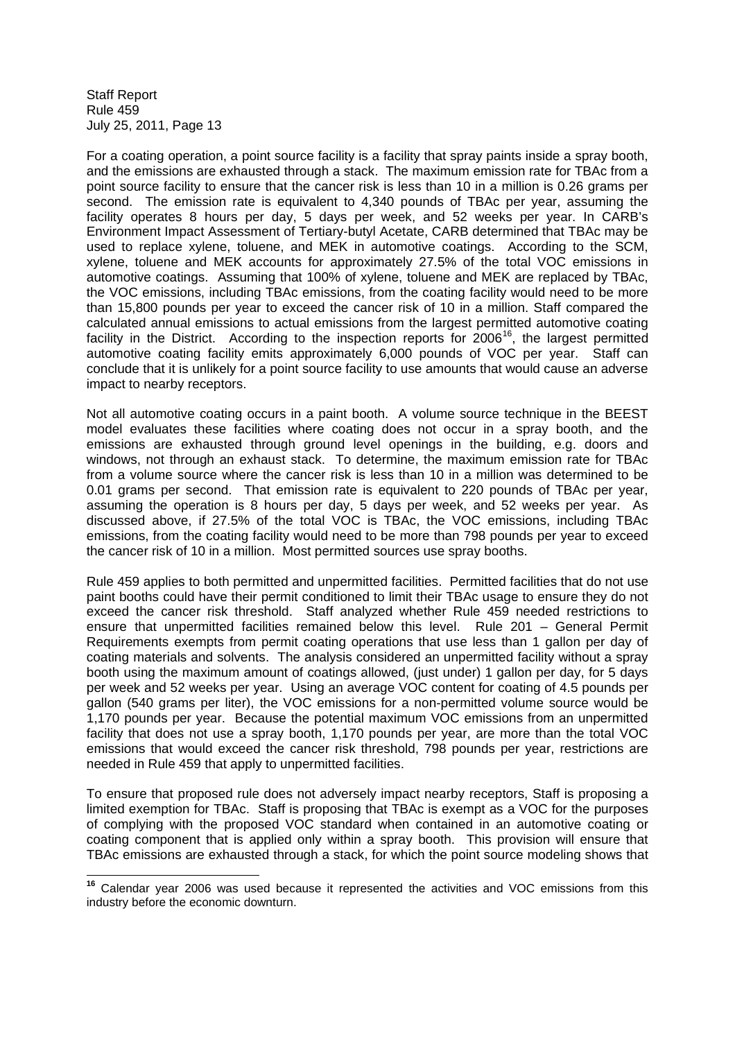For a coating operation, a point source facility is a facility that spray paints inside a spray booth, and the emissions are exhausted through a stack. The maximum emission rate for TBAc from a point source facility to ensure that the cancer risk is less than 10 in a million is 0.26 grams per second. The emission rate is equivalent to 4,340 pounds of TBAc per year, assuming the facility operates 8 hours per day, 5 days per week, and 52 weeks per year. In CARB's Environment Impact Assessment of Tertiary-butyl Acetate, CARB determined that TBAc may be used to replace xylene, toluene, and MEK in automotive coatings. According to the SCM, xylene, toluene and MEK accounts for approximately 27.5% of the total VOC emissions in automotive coatings. Assuming that 100% of xylene, toluene and MEK are replaced by TBAc, the VOC emissions, including TBAc emissions, from the coating facility would need to be more than 15,800 pounds per year to exceed the cancer risk of 10 in a million. Staff compared the calculated annual emissions to actual emissions from the largest permitted automotive coating facility in the District. According to the inspection reports for 2006[16], the largest permitted automotive coating facility emits approximately 6,000 pounds of VOC per year. Staff can conclude that it is unlikely for a point source facility to use amounts that would cause an adverse impact to nearby receptors.

Not all automotive coating occurs in a paint booth. A volume source technique in the BEEST model evaluates these facilities where coating does not occur in a spray booth, and the emissions are exhausted through ground level openings in the building, e.g. doors and windows, not through an exhaust stack. To determine, the maximum emission rate for TBAc from a volume source where the cancer risk is less than 10 in a million was determined to be 0.01 grams per second. That emission rate is equivalent to 220 pounds of TBAc per year, assuming the operation is 8 hours per day, 5 days per week, and 52 weeks per year. As discussed above, if 27.5% of the total VOC is TBAc, the VOC emissions, including TBAc emissions, from the coating facility would need to be more than 798 pounds per year to exceed the cancer risk of 10 in a million. Most permitted sources use spray booths.

Rule 459 applies to both permitted and unpermitted facilities. Permitted facilities that do not use paint booths could have their permit conditioned to limit their TBAc usage to ensure they do not exceed the cancer risk threshold. Staff analyzed whether Rule 459 needed restrictions to ensure that unpermitted facilities remained below this level. Rule 201 – General Permit Requirements exempts from permit coating operations that use less than 1 gallon per day of coating materials and solvents. The analysis considered an unpermitted facility without a spray booth using the maximum amount of coatings allowed, (just under) 1 gallon per day, for 5 days per week and 52 weeks per year. Using an average VOC content for coating of 4.5 pounds per gallon (540 grams per liter), the VOC emissions for a non-permitted volume source would be 1,170 pounds per year. Because the potential maximum VOC emissions from an unpermitted facility that does not use a spray booth, 1,170 pounds per year, are more than the total VOC emissions that would exceed the cancer risk threshold, 798 pounds per year, restrictions are needed in Rule 459 that apply to unpermitted facilities.

To ensure that proposed rule does not adversely impact nearby receptors, Staff is proposing a limited exemption for TBAc. Staff is proposing that TBAc is exempt as a VOC for the purposes of complying with the proposed VOC standard when contained in an automotive coating or coating component that is applied only within a spray booth. This provision will ensure that TBAc emissions are exhausted through a stack, for which the point source modeling shows that

---

[16] Calendar year 2006 was used because it represented the activities and VOC emissions from this industry before the economic downturn.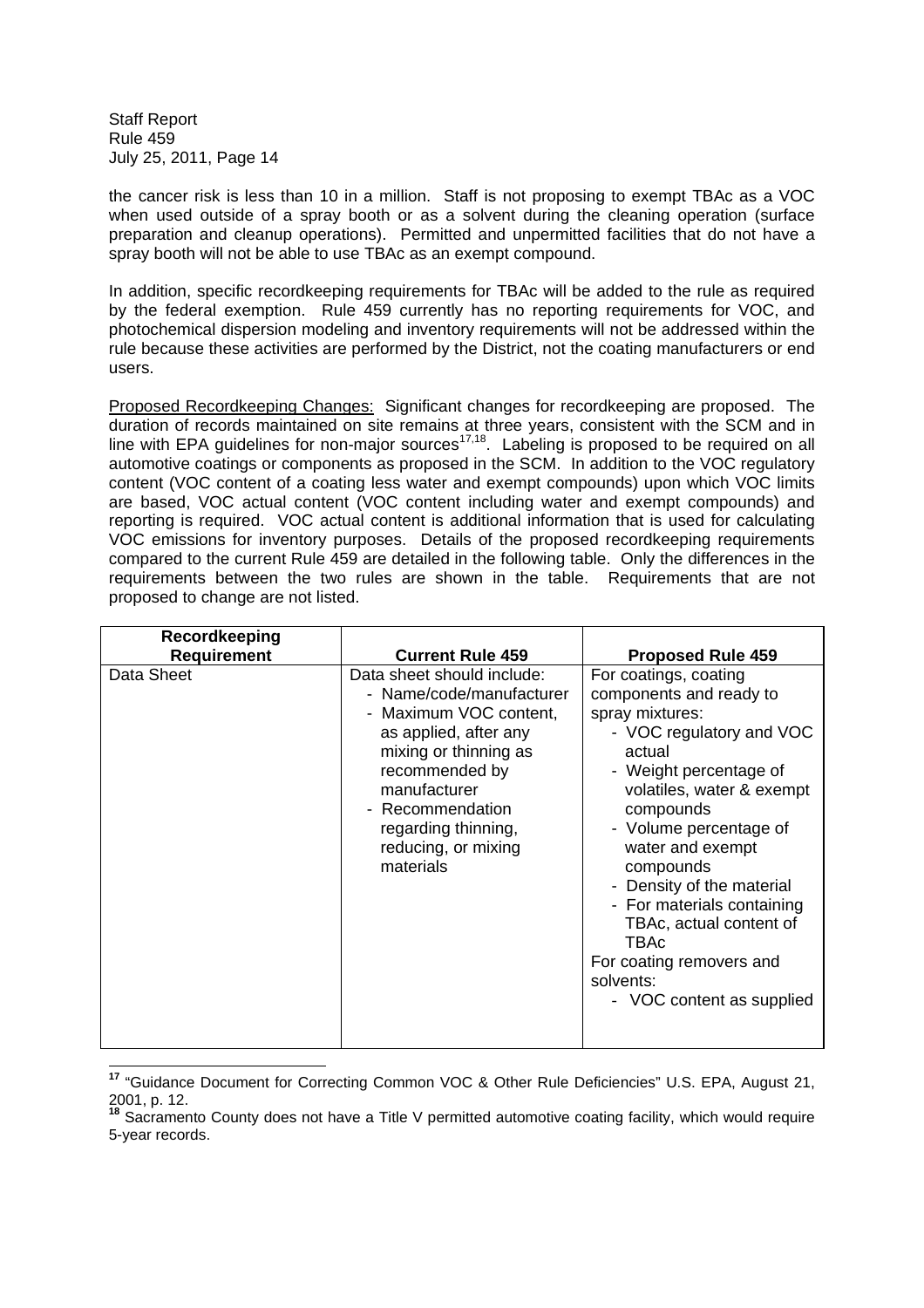the cancer risk is less than 10 in a million. Staff is not proposing to exempt TBAc as a VOC when used outside of a spray booth or as a solvent during the cleaning operation (surface preparation and cleanup operations). Permitted and unpermitted facilities that do not have a spray booth will not be able to use TBAc as an exempt compound.

In addition, specific recordkeeping requirements for TBAc will be added to the rule as required by the federal exemption. Rule 459 currently has no reporting requirements for VOC, and photochemical dispersion modeling and inventory requirements will not be addressed within the rule because these activities are performed by the District, not the coating manufacturers or end users.

Proposed Recordkeeping Changes: Significant changes for recordkeeping are proposed. The duration of records maintained on site remains at three years, consistent with the SCM and in line with EPA guidelines for non-major sources[17,18]. Labeling is proposed to be required on all automotive coatings or components as proposed in the SCM. In addition to the VOC regulatory content (VOC content of a coating less water and exempt compounds) upon which VOC limits are based, VOC actual content (VOC content including water and exempt compounds) and reporting is required. VOC actual content is additional information that is used for calculating VOC emissions for inventory purposes. Details of the proposed recordkeeping requirements compared to the current Rule 459 are detailed in the following table. Only the differences in the requirements between the two rules are shown in the table. Requirements that are not proposed to change are not listed.

| Recordkeeping Requirement | Current Rule 459 | Proposed Rule 459 |
|---|---|---|
| Data Sheet | Data sheet should include:<br>- Name/code/manufacturer<br>- Maximum VOC content, as applied, after any mixing or thinning as recommended by manufacturer<br>- Recommendation regarding thinning, reducing, or mixing materials | For coatings, coating components and ready to spray mixtures:<br>- VOC regulatory and VOC actual<br>- Weight percentage of volatiles, water & exempt compounds<br>- Volume percentage of water and exempt compounds<br>- Density of the material<br>- For materials containing TBAc, actual content of TBAc<br>For coating removers and solvents:<br>- VOC content as supplied |

[17] "Guidance Document for Correcting Common VOC & Other Rule Deficiencies" U.S. EPA, August 21, 2001, p. 12.

[18] Sacramento County does not have a Title V permitted automotive coating facility, which would require 5-year records.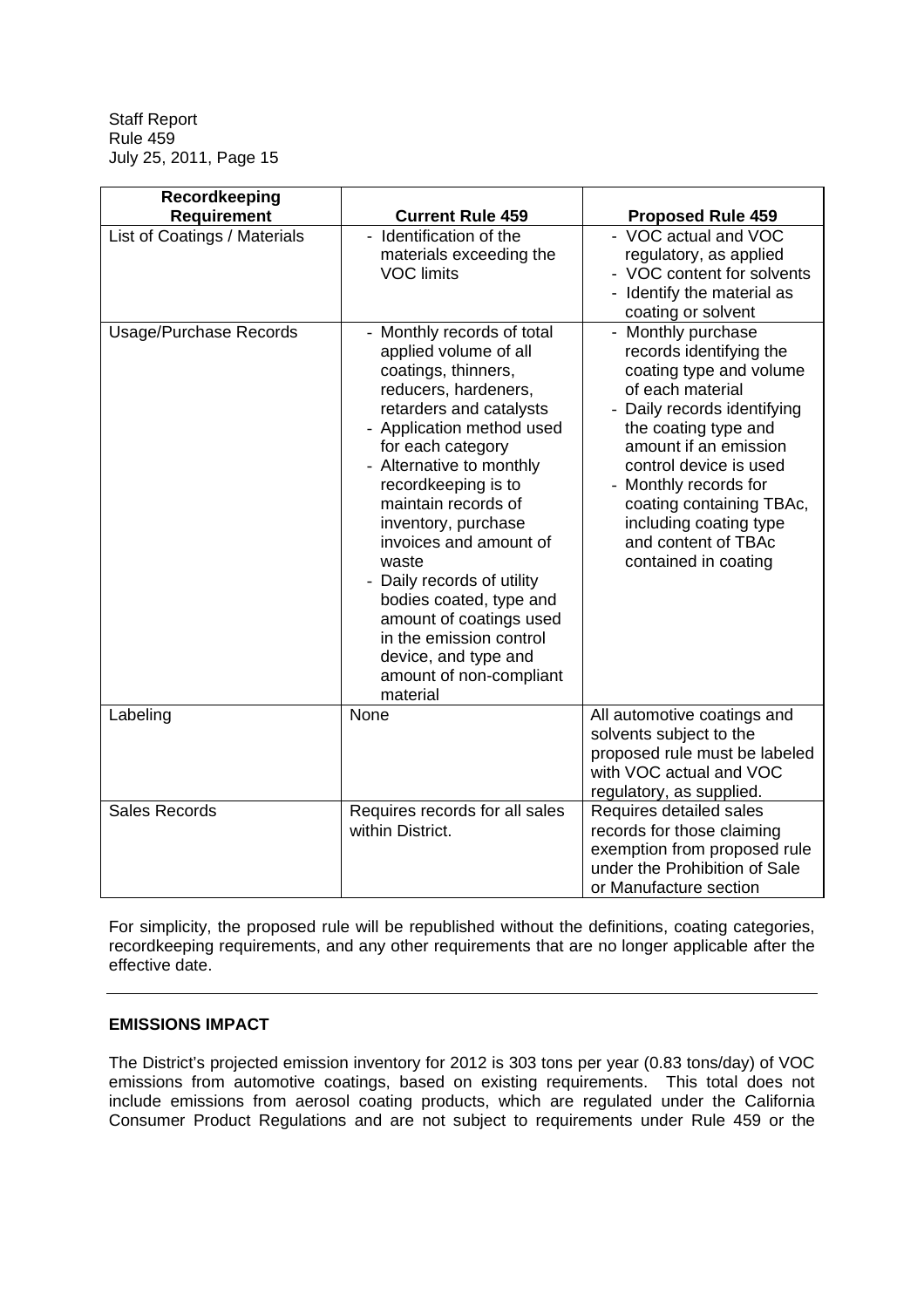| Recordkeeping Requirement | Current Rule 459 | Proposed Rule 459 |
| --- | --- | --- |
| List of Coatings / Materials | - Identification of the materials exceeding the VOC limits | - VOC actual and VOC regulatory, as applied<br>- VOC content for solvents<br>- Identify the material as coating or solvent |
| Usage/Purchase Records | - Monthly records of total applied volume of all coatings, thinners, reducers, hardeners, retarders and catalysts<br>- Application method used for each category<br>- Alternative to monthly recordkeeping is to maintain records of inventory, purchase invoices and amount of waste<br>- Daily records of utility bodies coated, type and amount of coatings used in the emission control device, and type and amount of non-compliant material | - Monthly purchase records identifying the coating type and volume of each material<br>- Daily records identifying the coating type and amount if an emission control device is used<br>- Monthly records for coating containing TBAc, including coating type and content of TBAc contained in coating |
| Labeling | None | All automotive coatings and solvents subject to the proposed rule must be labeled with VOC actual and VOC regulatory, as supplied. |
| Sales Records | Requires records for all sales within District. | Requires detailed sales records for those claiming exemption from proposed rule under the Prohibition of Sale or Manufacture section |

For simplicity, the proposed rule will be republished without the definitions, coating categories, recordkeeping requirements, and any other requirements that are no longer applicable after the effective date.

---

## EMISSIONS IMPACT

The District's projected emission inventory for 2012 is 303 tons per year (0.83 tons/day) of VOC emissions from automotive coatings, based on existing requirements. This total does not include emissions from aerosol coating products, which are regulated under the California Consumer Product Regulations and are not subject to requirements under Rule 459 or the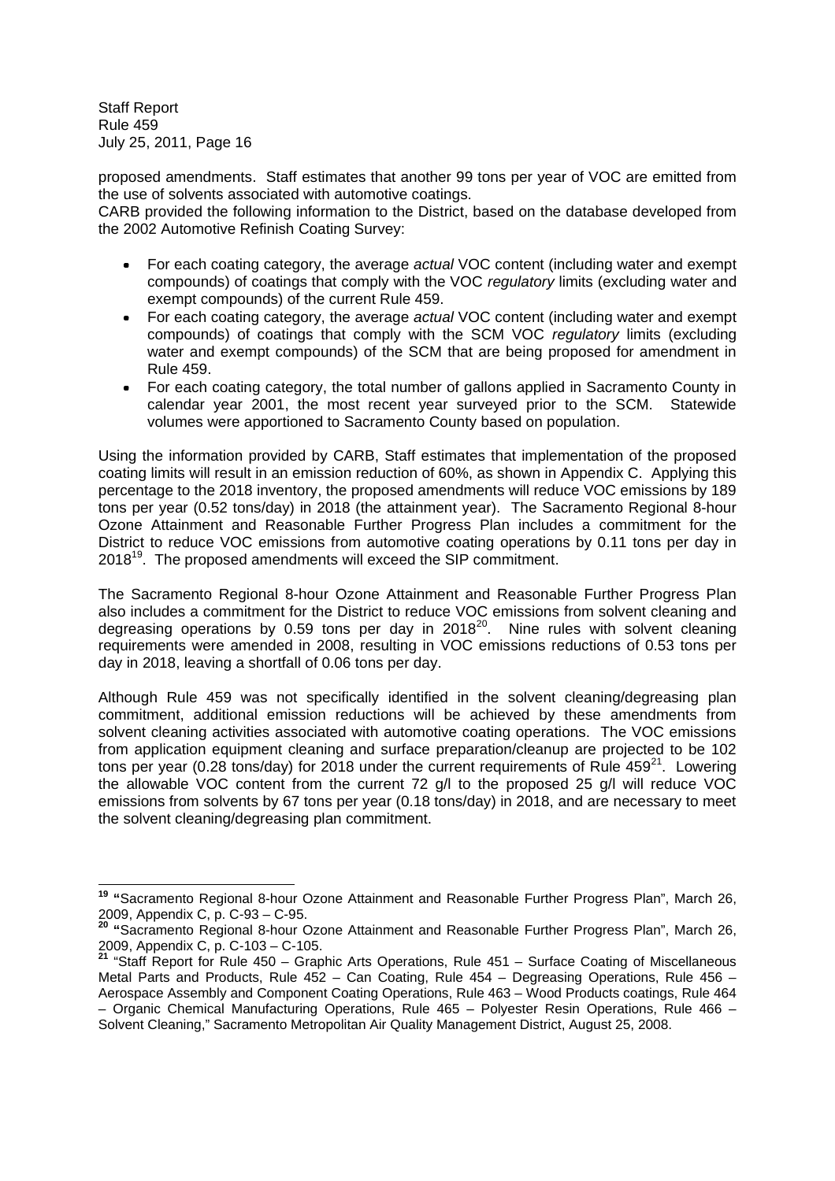proposed amendments. Staff estimates that another 99 tons per year of VOC are emitted from the use of solvents associated with automotive coatings.

CARB provided the following information to the District, based on the database developed from the 2002 Automotive Refinish Coating Survey:

- For each coating category, the average *actual* VOC content (including water and exempt compounds) of coatings that comply with the VOC *regulatory* limits (excluding water and exempt compounds) of the current Rule 459.
- For each coating category, the average *actual* VOC content (including water and exempt compounds) of coatings that comply with the SCM VOC *regulatory* limits (excluding water and exempt compounds) of the SCM that are being proposed for amendment in Rule 459.
- For each coating category, the total number of gallons applied in Sacramento County in calendar year 2001, the most recent year surveyed prior to the SCM. Statewide volumes were apportioned to Sacramento County based on population.

Using the information provided by CARB, Staff estimates that implementation of the proposed coating limits will result in an emission reduction of 60%, as shown in Appendix C. Applying this percentage to the 2018 inventory, the proposed amendments will reduce VOC emissions by 189 tons per year (0.52 tons/day) in 2018 (the attainment year). The Sacramento Regional 8-hour Ozone Attainment and Reasonable Further Progress Plan includes a commitment for the District to reduce VOC emissions from automotive coating operations by 0.11 tons per day in 2018[19]. The proposed amendments will exceed the SIP commitment.

The Sacramento Regional 8-hour Ozone Attainment and Reasonable Further Progress Plan also includes a commitment for the District to reduce VOC emissions from solvent cleaning and degreasing operations by 0.59 tons per day in 2018[20]. Nine rules with solvent cleaning requirements were amended in 2008, resulting in VOC emissions reductions of 0.53 tons per day in 2018, leaving a shortfall of 0.06 tons per day.

Although Rule 459 was not specifically identified in the solvent cleaning/degreasing plan commitment, additional emission reductions will be achieved by these amendments from solvent cleaning activities associated with automotive coating operations. The VOC emissions from application equipment cleaning and surface preparation/cleanup are projected to be 102 tons per year (0.28 tons/day) for 2018 under the current requirements of Rule 459[21]. Lowering the allowable VOC content from the current 72 g/l to the proposed 25 g/l will reduce VOC emissions from solvents by 67 tons per year (0.18 tons/day) in 2018, and are necessary to meet the solvent cleaning/degreasing plan commitment.

---

[19] "Sacramento Regional 8-hour Ozone Attainment and Reasonable Further Progress Plan", March 26, 2009, Appendix C, p. C-93 – C-95.

[20] "Sacramento Regional 8-hour Ozone Attainment and Reasonable Further Progress Plan", March 26, 2009, Appendix C, p. C-103 – C-105.

[21] "Staff Report for Rule 450 – Graphic Arts Operations, Rule 451 – Surface Coating of Miscellaneous Metal Parts and Products, Rule 452 – Can Coating, Rule 454 – Degreasing Operations, Rule 456 – Aerospace Assembly and Component Coating Operations, Rule 463 – Wood Products coatings, Rule 464 – Organic Chemical Manufacturing Operations, Rule 465 – Polyester Resin Operations, Rule 466 – Solvent Cleaning," Sacramento Metropolitan Air Quality Management District, August 25, 2008.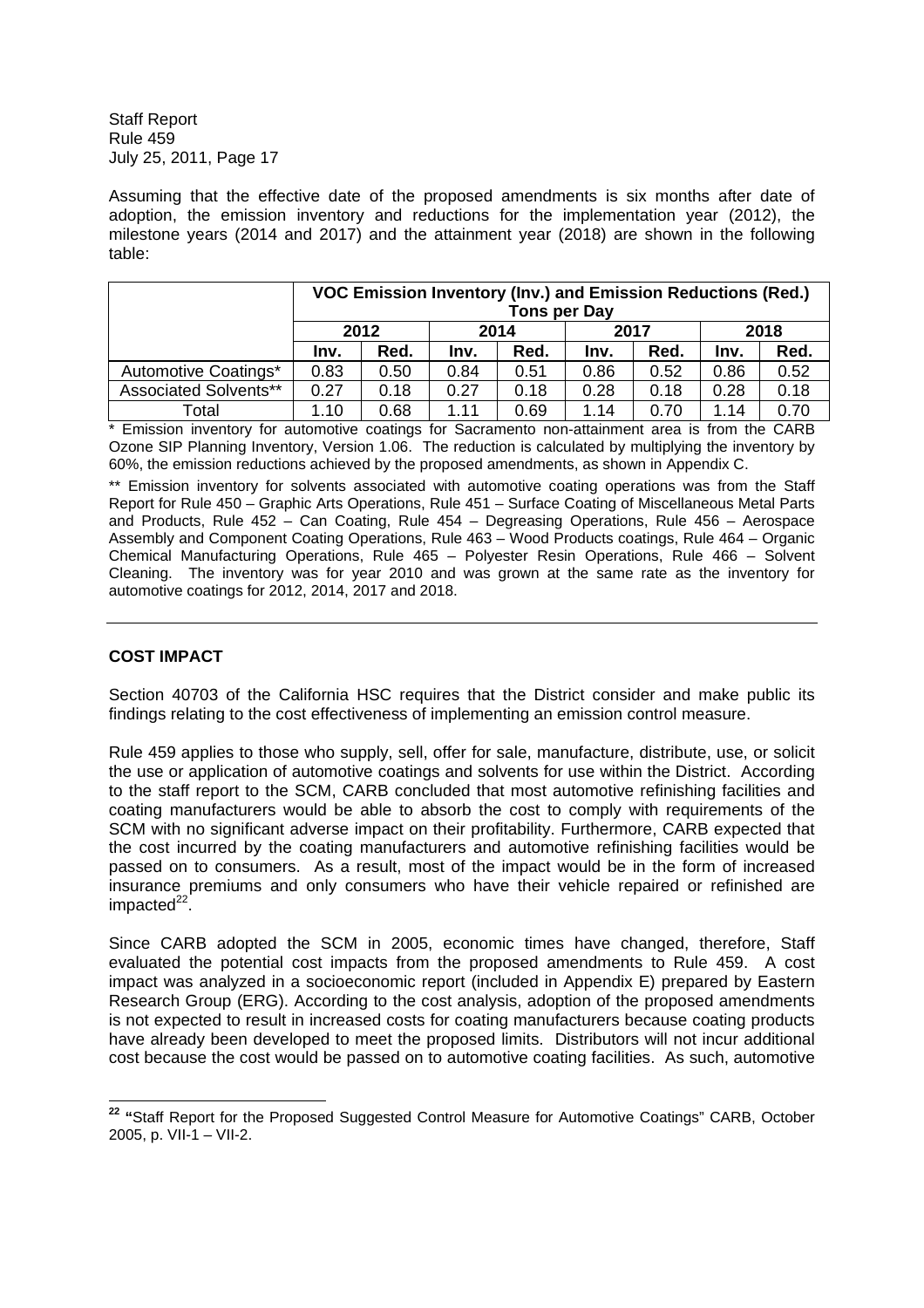Assuming that the effective date of the proposed amendments is six months after date of adoption, the emission inventory and reductions for the implementation year (2012), the milestone years (2014 and 2017) and the attainment year (2018) are shown in the following table:

| | **VOC Emission Inventory (Inv.) and Emission Reductions (Red.) Tons per Day** | | | | | | | |
|---|---|---|---|---|---|---|---|---|
| | **2012** | | **2014** | | **2017** | | **2018** | |
| | **Inv.** | **Red.** | **Inv.** | **Red.** | **Inv.** | **Red.** | **Inv.** | **Red.** |
| Automotive Coatings* | 0.83 | 0.50 | 0.84 | 0.51 | 0.86 | 0.52 | 0.86 | 0.52 |
| Associated Solvents** | 0.27 | 0.18 | 0.27 | 0.18 | 0.28 | 0.18 | 0.28 | 0.18 |
| Total | 1.10 | 0.68 | 1.11 | 0.69 | 1.14 | 0.70 | 1.14 | 0.70 |

\* Emission inventory for automotive coatings for Sacramento non-attainment area is from the CARB Ozone SIP Planning Inventory, Version 1.06. The reduction is calculated by multiplying the inventory by 60%, the emission reductions achieved by the proposed amendments, as shown in Appendix C.

\*\* Emission inventory for solvents associated with automotive coating operations was from the Staff Report for Rule 450 – Graphic Arts Operations, Rule 451 – Surface Coating of Miscellaneous Metal Parts and Products, Rule 452 – Can Coating, Rule 454 – Degreasing Operations, Rule 456 – Aerospace Assembly and Component Coating Operations, Rule 463 – Wood Products coatings, Rule 464 – Organic Chemical Manufacturing Operations, Rule 465 – Polyester Resin Operations, Rule 466 – Solvent Cleaning. The inventory was for year 2010 and was grown at the same rate as the inventory for automotive coatings for 2012, 2014, 2017 and 2018.

---

## COST IMPACT

Section 40703 of the California HSC requires that the District consider and make public its findings relating to the cost effectiveness of implementing an emission control measure.

Rule 459 applies to those who supply, sell, offer for sale, manufacture, distribute, use, or solicit the use or application of automotive coatings and solvents for use within the District. According to the staff report to the SCM, CARB concluded that most automotive refinishing facilities and coating manufacturers would be able to absorb the cost to comply with requirements of the SCM with no significant adverse impact on their profitability. Furthermore, CARB expected that the cost incurred by the coating manufacturers and automotive refinishing facilities would be passed on to consumers. As a result, most of the impact would be in the form of increased insurance premiums and only consumers who have their vehicle repaired or refinished are impacted[22].

Since CARB adopted the SCM in 2005, economic times have changed, therefore, Staff evaluated the potential cost impacts from the proposed amendments to Rule 459. A cost impact was analyzed in a socioeconomic report (included in Appendix E) prepared by Eastern Research Group (ERG). According to the cost analysis, adoption of the proposed amendments is not expected to result in increased costs for coating manufacturers because coating products have already been developed to meet the proposed limits. Distributors will not incur additional cost because the cost would be passed on to automotive coating facilities. As such, automotive

---

[22] "Staff Report for the Proposed Suggested Control Measure for Automotive Coatings" CARB, October 2005, p. VII-1 – VII-2.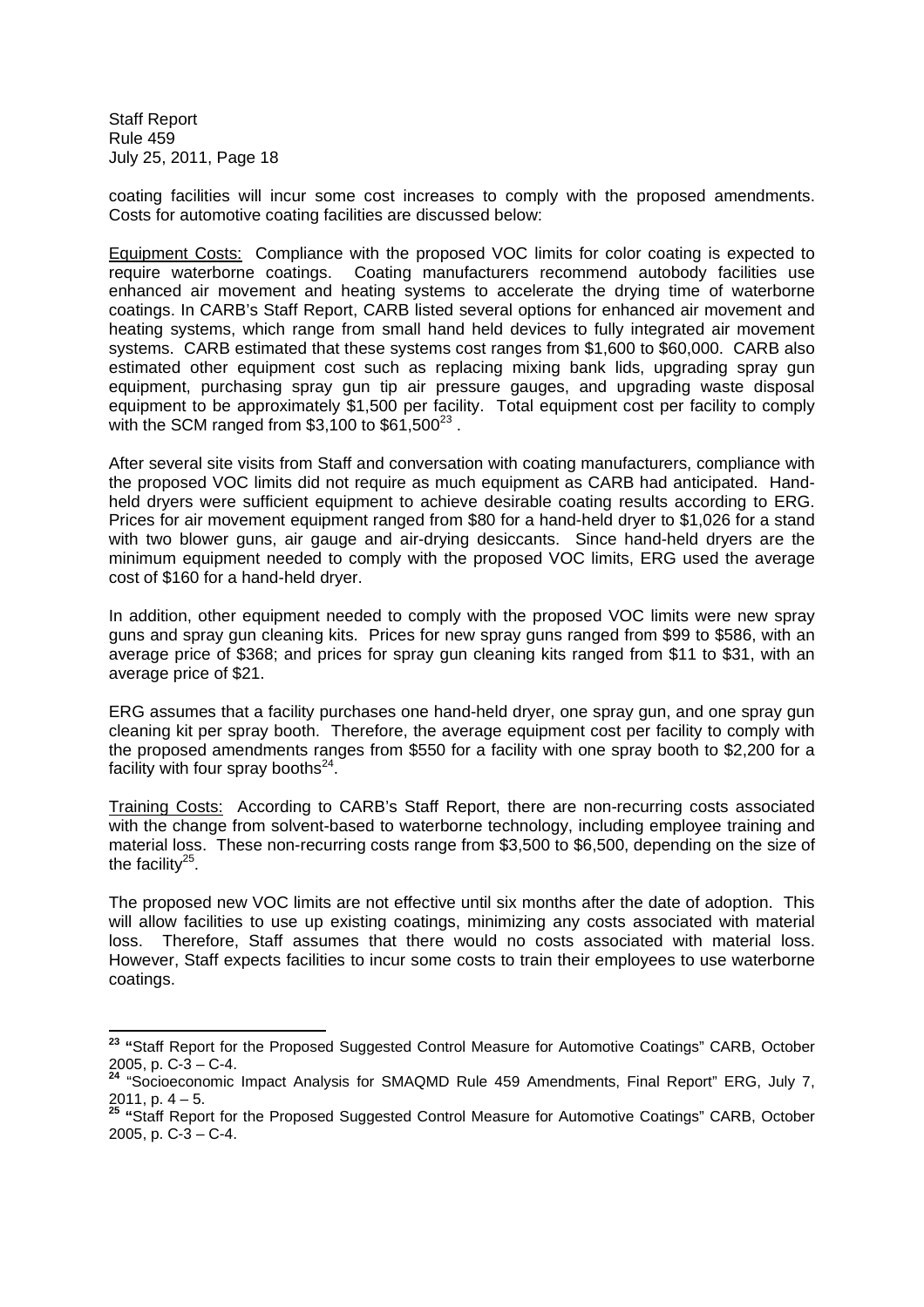coating facilities will incur some cost increases to comply with the proposed amendments. Costs for automotive coating facilities are discussed below:

Equipment Costs: Compliance with the proposed VOC limits for color coating is expected to require waterborne coatings. Coating manufacturers recommend autobody facilities use enhanced air movement and heating systems to accelerate the drying time of waterborne coatings. In CARB's Staff Report, CARB listed several options for enhanced air movement and heating systems, which range from small hand held devices to fully integrated air movement systems. CARB estimated that these systems cost ranges from \$1,600 to \$60,000. CARB also estimated other equipment cost such as replacing mixing bank lids, upgrading spray gun equipment, purchasing spray gun tip air pressure gauges, and upgrading waste disposal equipment to be approximately \$1,500 per facility. Total equipment cost per facility to comply with the SCM ranged from \$3,100 to \$61,500[23] .

After several site visits from Staff and conversation with coating manufacturers, compliance with the proposed VOC limits did not require as much equipment as CARB had anticipated. Hand-held dryers were sufficient equipment to achieve desirable coating results according to ERG. Prices for air movement equipment ranged from \$80 for a hand-held dryer to \$1,026 for a stand with two blower guns, air gauge and air-drying desiccants. Since hand-held dryers are the minimum equipment needed to comply with the proposed VOC limits, ERG used the average cost of \$160 for a hand-held dryer.

In addition, other equipment needed to comply with the proposed VOC limits were new spray guns and spray gun cleaning kits. Prices for new spray guns ranged from \$99 to \$586, with an average price of \$368; and prices for spray gun cleaning kits ranged from \$11 to \$31, with an average price of \$21.

ERG assumes that a facility purchases one hand-held dryer, one spray gun, and one spray gun cleaning kit per spray booth. Therefore, the average equipment cost per facility to comply with the proposed amendments ranges from \$550 for a facility with one spray booth to \$2,200 for a facility with four spray booths[24].

Training Costs: According to CARB's Staff Report, there are non-recurring costs associated with the change from solvent-based to waterborne technology, including employee training and material loss. These non-recurring costs range from \$3,500 to \$6,500, depending on the size of the facility[25].

The proposed new VOC limits are not effective until six months after the date of adoption. This will allow facilities to use up existing coatings, minimizing any costs associated with material loss. Therefore, Staff assumes that there would no costs associated with material loss. However, Staff expects facilities to incur some costs to train their employees to use waterborne coatings.

---

[23] "Staff Report for the Proposed Suggested Control Measure for Automotive Coatings" CARB, October 2005, p. C-3 – C-4.

[24] "Socioeconomic Impact Analysis for SMAQMD Rule 459 Amendments, Final Report" ERG, July 7, 2011, p. 4 – 5.

[25] "Staff Report for the Proposed Suggested Control Measure for Automotive Coatings" CARB, October 2005, p. C-3 – C-4.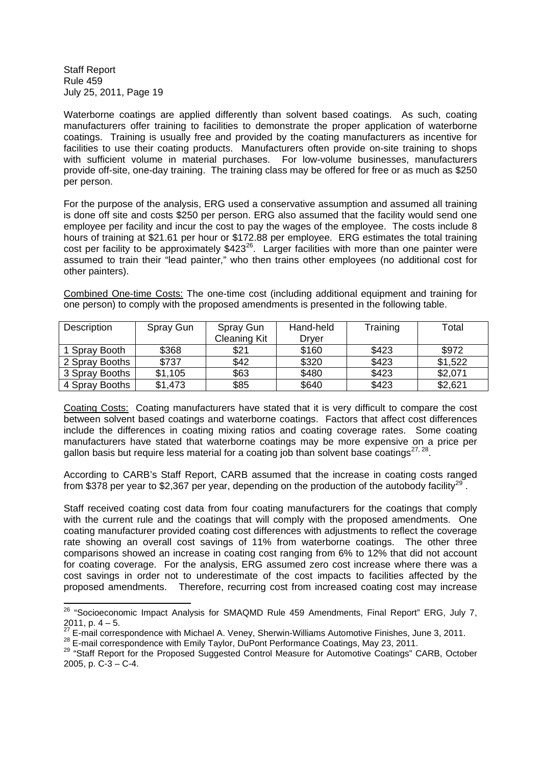Waterborne coatings are applied differently than solvent based coatings. As such, coating manufacturers offer training to facilities to demonstrate the proper application of waterborne coatings. Training is usually free and provided by the coating manufacturers as incentive for facilities to use their coating products. Manufacturers often provide on-site training to shops with sufficient volume in material purchases. For low-volume businesses, manufacturers provide off-site, one-day training. The training class may be offered for free or as much as $250 per person.

For the purpose of the analysis, ERG used a conservative assumption and assumed all training is done off site and costs $250 per person. ERG also assumed that the facility would send one employee per facility and incur the cost to pay the wages of the employee. The costs include 8 hours of training at $21.61 per hour or $172.88 per employee. ERG estimates the total training cost per facility to be approximately $423[26]. Larger facilities with more than one painter were assumed to train their "lead painter," who then trains other employees (no additional cost for other painters).

Combined One-time Costs: The one-time cost (including additional equipment and training for one person) to comply with the proposed amendments is presented in the following table.

| Description | Spray Gun | Spray Gun Cleaning Kit | Hand-held Dryer | Training | Total |
|---|---|---|---|---|---|
| 1 Spray Booth | $368 | $21 | $160 | $423 | $972 |
| 2 Spray Booths | $737 | $42 | $320 | $423 | $1,522 |
| 3 Spray Booths | $1,105 | $63 | $480 | $423 | $2,071 |
| 4 Spray Booths | $1,473 | $85 | $640 | $423 | $2,621 |

Coating Costs: Coating manufacturers have stated that it is very difficult to compare the cost between solvent based coatings and waterborne coatings. Factors that affect cost differences include the differences in coating mixing ratios and coating coverage rates. Some coating manufacturers have stated that waterborne coatings may be more expensive on a price per gallon basis but require less material for a coating job than solvent base coatings[27, 28].

According to CARB's Staff Report, CARB assumed that the increase in coating costs ranged from $378 per year to $2,367 per year, depending on the production of the autobody facility[29].

Staff received coating cost data from four coating manufacturers for the coatings that comply with the current rule and the coatings that will comply with the proposed amendments. One coating manufacturer provided coating cost differences with adjustments to reflect the coverage rate showing an overall cost savings of 11% from waterborne coatings. The other three comparisons showed an increase in coating cost ranging from 6% to 12% that did not account for coating coverage. For the analysis, ERG assumed zero cost increase where there was a cost savings in order not to underestimate of the cost impacts to facilities affected by the proposed amendments. Therefore, recurring cost from increased coating cost may increase

[26] "Socioeconomic Impact Analysis for SMAQMD Rule 459 Amendments, Final Report" ERG, July 7, 2011, p. 4 – 5.

[27] E-mail correspondence with Michael A. Veney, Sherwin-Williams Automotive Finishes, June 3, 2011.

[28] E-mail correspondence with Emily Taylor, DuPont Performance Coatings, May 23, 2011.

[29] "Staff Report for the Proposed Suggested Control Measure for Automotive Coatings" CARB, October 2005, p. C-3 – C-4.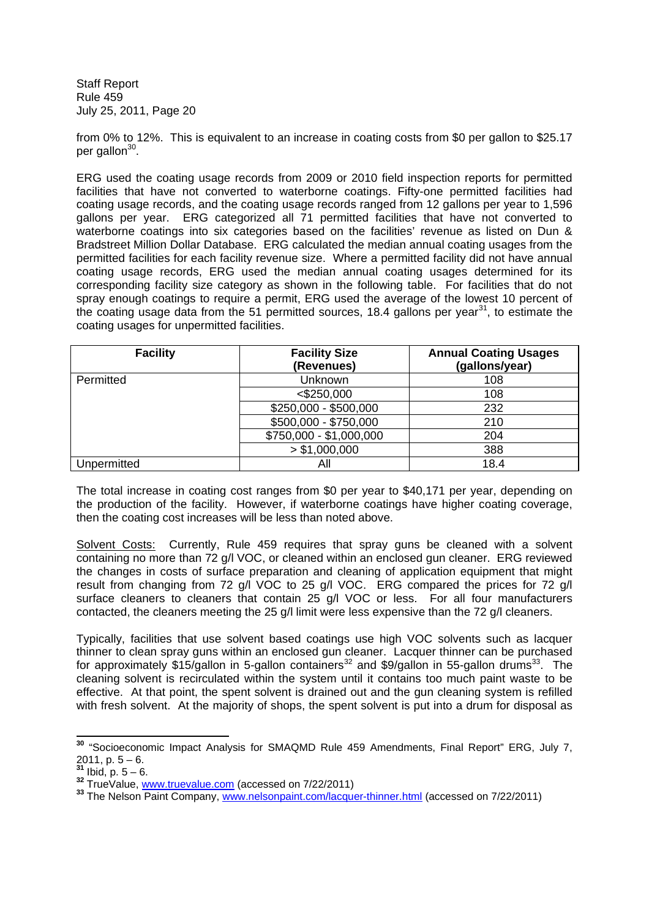from 0% to 12%. This is equivalent to an increase in coating costs from $0 per gallon to $25.17 per gallon[30].

ERG used the coating usage records from 2009 or 2010 field inspection reports for permitted facilities that have not converted to waterborne coatings. Fifty-one permitted facilities had coating usage records, and the coating usage records ranged from 12 gallons per year to 1,596 gallons per year. ERG categorized all 71 permitted facilities that have not converted to waterborne coatings into six categories based on the facilities' revenue as listed on Dun & Bradstreet Million Dollar Database. ERG calculated the median annual coating usages from the permitted facilities for each facility revenue size. Where a permitted facility did not have annual coating usage records, ERG used the median annual coating usages determined for its corresponding facility size category as shown in the following table. For facilities that do not spray enough coatings to require a permit, ERG used the average of the lowest 10 percent of the coating usage data from the 51 permitted sources, 18.4 gallons per year[31], to estimate the coating usages for unpermitted facilities.

| Facility | Facility Size (Revenues) | Annual Coating Usages (gallons/year) |
|---|---|---|
| Permitted | Unknown | 108 |
| | <$250,000 | 108 |
| | $250,000 - $500,000 | 232 |
| | $500,000 - $750,000 | 210 |
| | $750,000 - $1,000,000 | 204 |
| | > $1,000,000 | 388 |
| Unpermitted | All | 18.4 |

The total increase in coating cost ranges from $0 per year to $40,171 per year, depending on the production of the facility. However, if waterborne coatings have higher coating coverage, then the coating cost increases will be less than noted above.

<u>Solvent Costs:</u> Currently, Rule 459 requires that spray guns be cleaned with a solvent containing no more than 72 g/l VOC, or cleaned within an enclosed gun cleaner. ERG reviewed the changes in costs of surface preparation and cleaning of application equipment that might result from changing from 72 g/l VOC to 25 g/l VOC. ERG compared the prices for 72 g/l surface cleaners to cleaners that contain 25 g/l VOC or less. For all four manufacturers contacted, the cleaners meeting the 25 g/l limit were less expensive than the 72 g/l cleaners.

Typically, facilities that use solvent based coatings use high VOC solvents such as lacquer thinner to clean spray guns within an enclosed gun cleaner. Lacquer thinner can be purchased for approximately $15/gallon in 5-gallon containers[32] and $9/gallon in 55-gallon drums[33]. The cleaning solvent is recirculated within the system until it contains too much paint waste to be effective. At that point, the spent solvent is drained out and the gun cleaning system is refilled with fresh solvent. At the majority of shops, the spent solvent is put into a drum for disposal as

---

[30] "Socioeconomic Impact Analysis for SMAQMD Rule 459 Amendments, Final Report" ERG, July 7, 2011, p. 5 – 6.

[31] Ibid, p. 5 – 6.

[32] TrueValue, www.truevalue.com (accessed on 7/22/2011)

[33] The Nelson Paint Company, www.nelsonpaint.com/lacquer-thinner.html (accessed on 7/22/2011)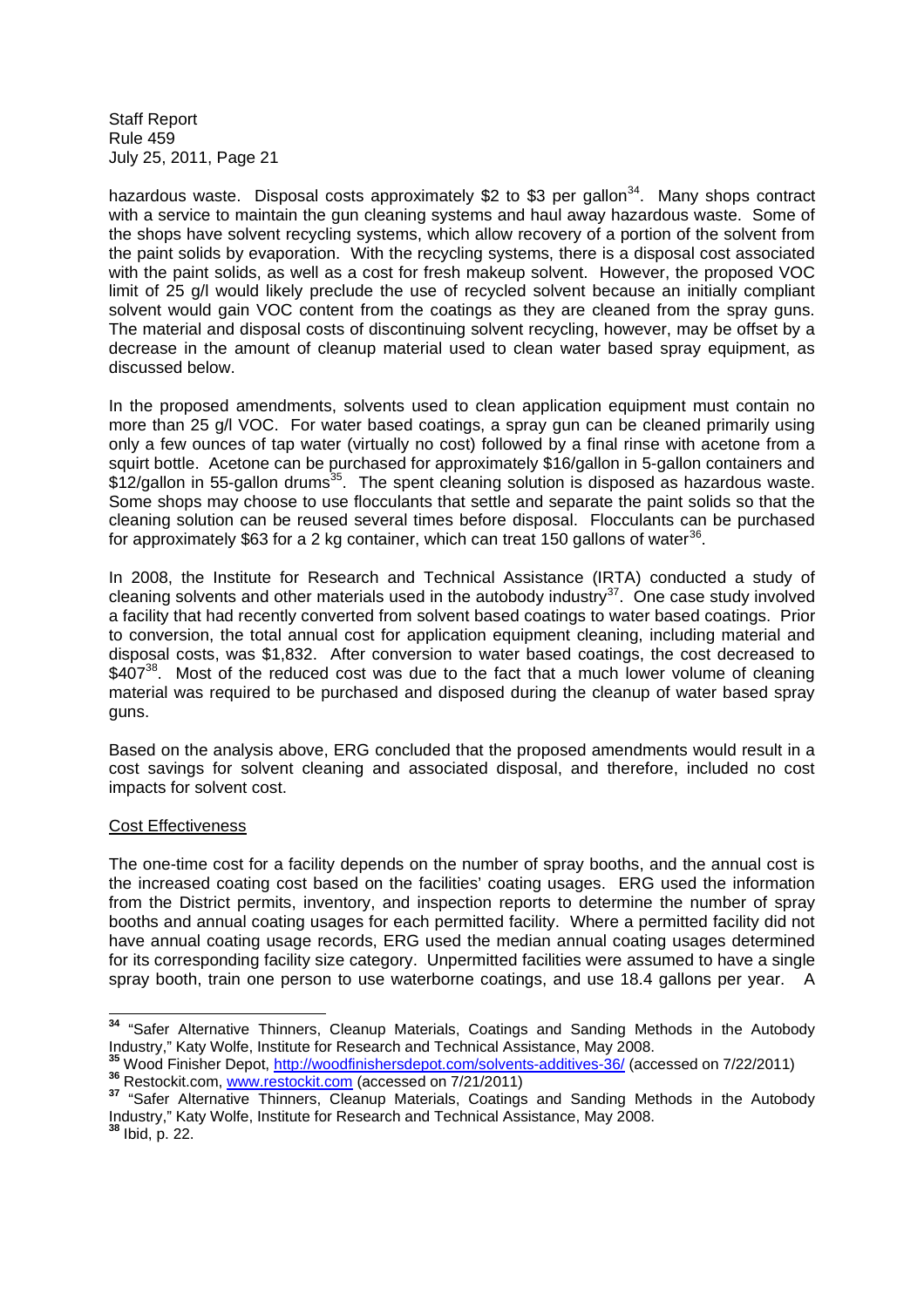hazardous waste. Disposal costs approximately $2 to $3 per gallon[34]. Many shops contract with a service to maintain the gun cleaning systems and haul away hazardous waste. Some of the shops have solvent recycling systems, which allow recovery of a portion of the solvent from the paint solids by evaporation. With the recycling systems, there is a disposal cost associated with the paint solids, as well as a cost for fresh makeup solvent. However, the proposed VOC limit of 25 g/l would likely preclude the use of recycled solvent because an initially compliant solvent would gain VOC content from the coatings as they are cleaned from the spray guns. The material and disposal costs of discontinuing solvent recycling, however, may be offset by a decrease in the amount of cleanup material used to clean water based spray equipment, as discussed below.

In the proposed amendments, solvents used to clean application equipment must contain no more than 25 g/l VOC. For water based coatings, a spray gun can be cleaned primarily using only a few ounces of tap water (virtually no cost) followed by a final rinse with acetone from a squirt bottle. Acetone can be purchased for approximately $16/gallon in 5-gallon containers and $12/gallon in 55-gallon drums[35]. The spent cleaning solution is disposed as hazardous waste. Some shops may choose to use flocculants that settle and separate the paint solids so that the cleaning solution can be reused several times before disposal. Flocculants can be purchased for approximately $63 for a 2 kg container, which can treat 150 gallons of water[36].

In 2008, the Institute for Research and Technical Assistance (IRTA) conducted a study of cleaning solvents and other materials used in the autobody industry[37]. One case study involved a facility that had recently converted from solvent based coatings to water based coatings. Prior to conversion, the total annual cost for application equipment cleaning, including material and disposal costs, was $1,832. After conversion to water based coatings, the cost decreased to $407[38]. Most of the reduced cost was due to the fact that a much lower volume of cleaning material was required to be purchased and disposed during the cleanup of water based spray guns.

Based on the analysis above, ERG concluded that the proposed amendments would result in a cost savings for solvent cleaning and associated disposal, and therefore, included no cost impacts for solvent cost.

<u>Cost Effectiveness</u>

The one-time cost for a facility depends on the number of spray booths, and the annual cost is the increased coating cost based on the facilities' coating usages. ERG used the information from the District permits, inventory, and inspection reports to determine the number of spray booths and annual coating usages for each permitted facility. Where a permitted facility did not have annual coating usage records, ERG used the median annual coating usages determined for its corresponding facility size category. Unpermitted facilities were assumed to have a single spray booth, train one person to use waterborne coatings, and use 18.4 gallons per year. A

---

[34] "Safer Alternative Thinners, Cleanup Materials, Coatings and Sanding Methods in the Autobody Industry," Katy Wolfe, Institute for Research and Technical Assistance, May 2008.

[35] Wood Finisher Depot, http://woodfinishersdepot.com/solvents-additives-36/ (accessed on 7/22/2011)

[36] Restockit.com, www.restockit.com (accessed on 7/21/2011)

[37] "Safer Alternative Thinners, Cleanup Materials, Coatings and Sanding Methods in the Autobody Industry," Katy Wolfe, Institute for Research and Technical Assistance, May 2008.

[38] Ibid, p. 22.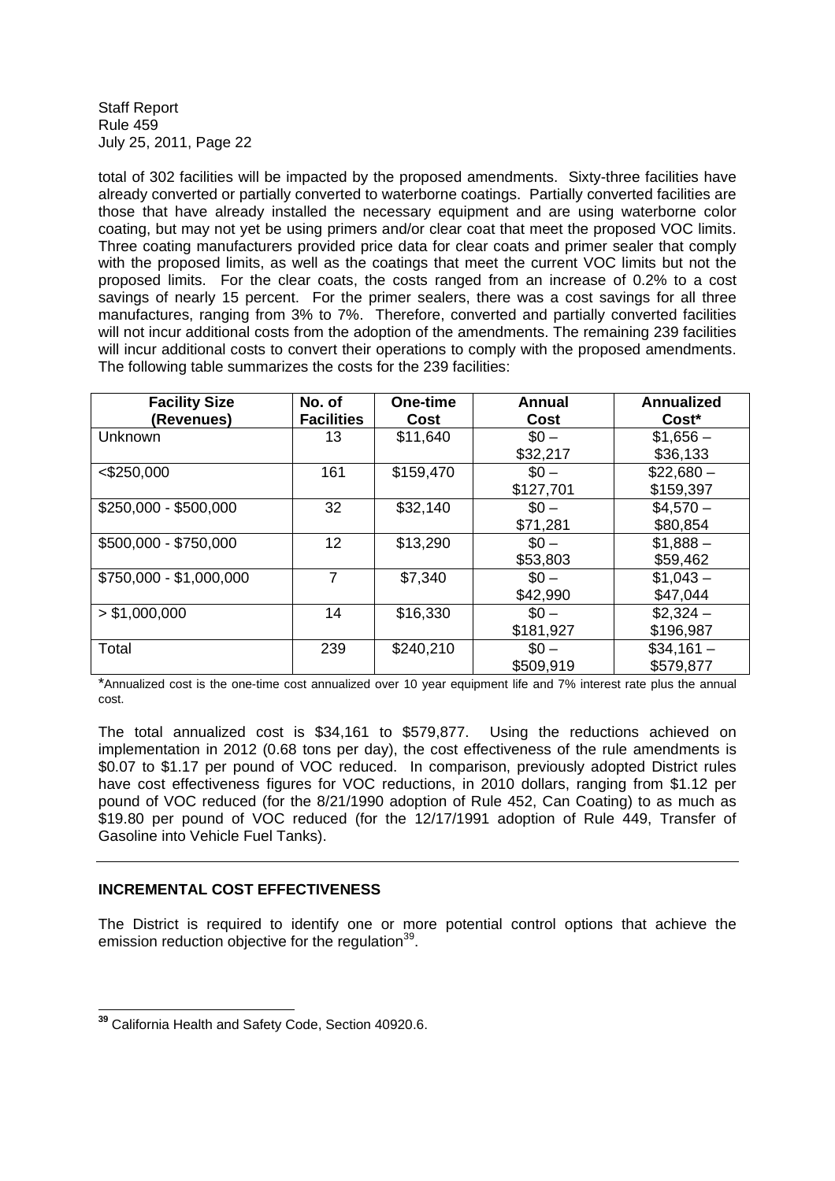total of 302 facilities will be impacted by the proposed amendments. Sixty-three facilities have already converted or partially converted to waterborne coatings. Partially converted facilities are those that have already installed the necessary equipment and are using waterborne color coating, but may not yet be using primers and/or clear coat that meet the proposed VOC limits. Three coating manufacturers provided price data for clear coats and primer sealer that comply with the proposed limits, as well as the coatings that meet the current VOC limits but not the proposed limits. For the clear coats, the costs ranged from an increase of 0.2% to a cost savings of nearly 15 percent. For the primer sealers, there was a cost savings for all three manufactures, ranging from 3% to 7%. Therefore, converted and partially converted facilities will not incur additional costs from the adoption of the amendments. The remaining 239 facilities will incur additional costs to convert their operations to comply with the proposed amendments. The following table summarizes the costs for the 239 facilities:

| Facility Size (Revenues) | No. of Facilities | One-time Cost | Annual Cost | Annualized Cost* |
|---|---|---|---|---|
| Unknown | 13 | $11,640 | $0 – $32,217 | $1,656 – $36,133 |
| <$250,000 | 161 | $159,470 | $0 – $127,701 | $22,680 – $159,397 |
| $250,000 - $500,000 | 32 | $32,140 | $0 – $71,281 | $4,570 – $80,854 |
| $500,000 - $750,000 | 12 | $13,290 | $0 – $53,803 | $1,888 – $59,462 |
| $750,000 - $1,000,000 | 7 | $7,340 | $0 – $42,990 | $1,043 – $47,044 |
| > $1,000,000 | 14 | $16,330 | $0 – $181,927 | $2,324 – $196,987 |
| Total | 239 | $240,210 | $0 – $509,919 | $34,161 – $579,877 |

*Annualized cost is the one-time cost annualized over 10 year equipment life and 7% interest rate plus the annual cost.

The total annualized cost is $34,161 to $579,877. Using the reductions achieved on implementation in 2012 (0.68 tons per day), the cost effectiveness of the rule amendments is $0.07 to $1.17 per pound of VOC reduced. In comparison, previously adopted District rules have cost effectiveness figures for VOC reductions, in 2010 dollars, ranging from $1.12 per pound of VOC reduced (for the 8/21/1990 adoption of Rule 452, Can Coating) to as much as $19.80 per pound of VOC reduced (for the 12/17/1991 adoption of Rule 449, Transfer of Gasoline into Vehicle Fuel Tanks).

---

## INCREMENTAL COST EFFECTIVENESS

The District is required to identify one or more potential control options that achieve the emission reduction objective for the regulation[39].

[39] California Health and Safety Code, Section 40920.6.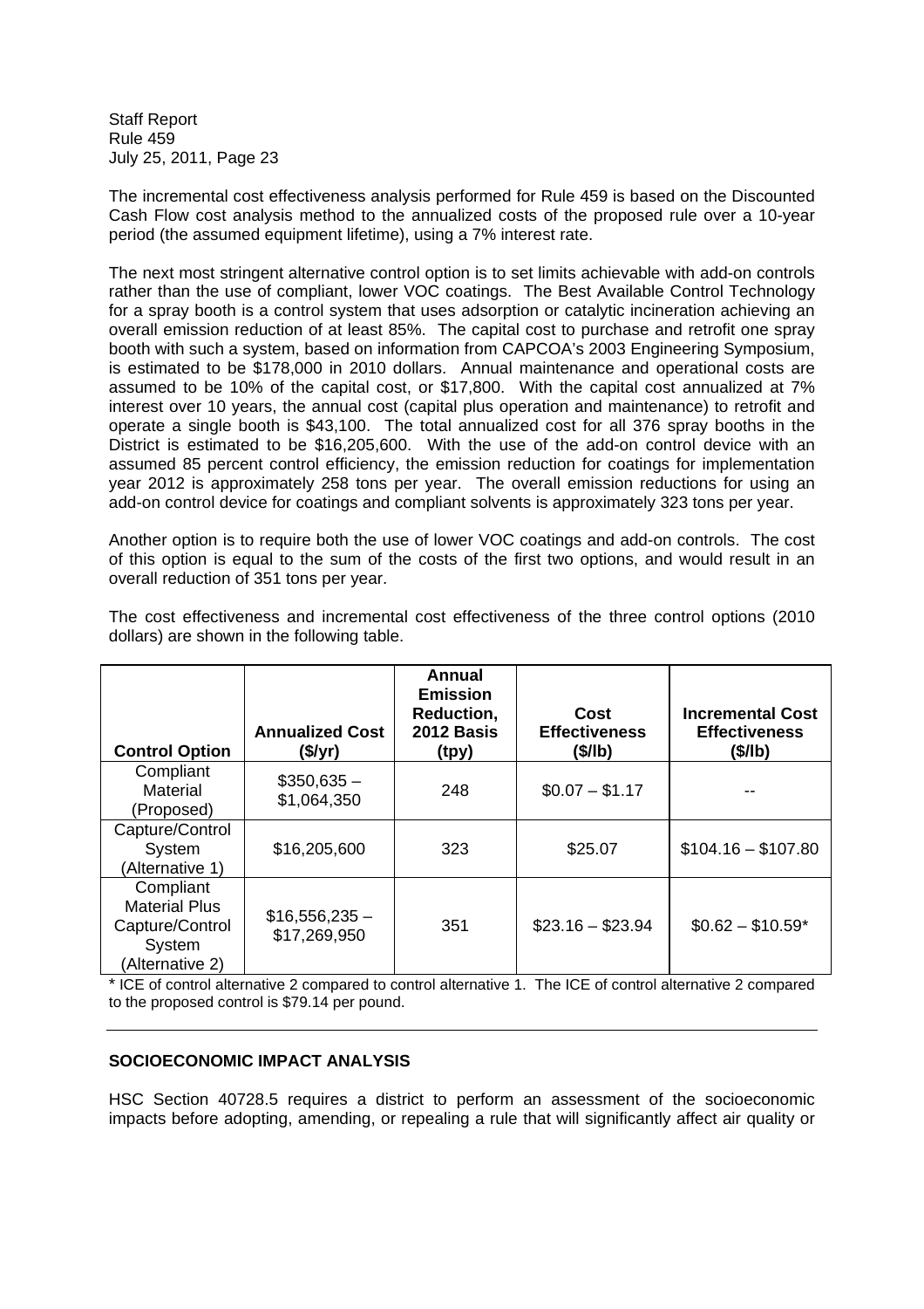The incremental cost effectiveness analysis performed for Rule 459 is based on the Discounted Cash Flow cost analysis method to the annualized costs of the proposed rule over a 10-year period (the assumed equipment lifetime), using a 7% interest rate.

The next most stringent alternative control option is to set limits achievable with add-on controls rather than the use of compliant, lower VOC coatings. The Best Available Control Technology for a spray booth is a control system that uses adsorption or catalytic incineration achieving an overall emission reduction of at least 85%. The capital cost to purchase and retrofit one spray booth with such a system, based on information from CAPCOA's 2003 Engineering Symposium, is estimated to be $178,000 in 2010 dollars. Annual maintenance and operational costs are assumed to be 10% of the capital cost, or $17,800. With the capital cost annualized at 7% interest over 10 years, the annual cost (capital plus operation and maintenance) to retrofit and operate a single booth is $43,100. The total annualized cost for all 376 spray booths in the District is estimated to be $16,205,600. With the use of the add-on control device with an assumed 85 percent control efficiency, the emission reduction for coatings for implementation year 2012 is approximately 258 tons per year. The overall emission reductions for using an add-on control device for coatings and compliant solvents is approximately 323 tons per year.

Another option is to require both the use of lower VOC coatings and add-on controls. The cost of this option is equal to the sum of the costs of the first two options, and would result in an overall reduction of 351 tons per year.

The cost effectiveness and incremental cost effectiveness of the three control options (2010 dollars) are shown in the following table.

| Control Option | Annualized Cost ($/yr) | Annual Emission Reduction, 2012 Basis (tpy) | Cost Effectiveness ($/lb) | Incremental Cost Effectiveness ($/lb) |
|---|---|---|---|---|
| Compliant Material (Proposed) | $350,635 – $1,064,350 | 248 | $0.07 – $1.17 | -- |
| Capture/Control System (Alternative 1) | $16,205,600 | 323 | $25.07 | $104.16 – $107.80 |
| Compliant Material Plus Capture/Control System (Alternative 2) | $16,556,235 – $17,269,950 | 351 | $23.16 – $23.94 | $0.62 – $10.59* |

\* ICE of control alternative 2 compared to control alternative 1. The ICE of control alternative 2 compared to the proposed control is $79.14 per pound.

---

**SOCIOECONOMIC IMPACT ANALYSIS**

HSC Section 40728.5 requires a district to perform an assessment of the socioeconomic impacts before adopting, amending, or repealing a rule that will significantly affect air quality or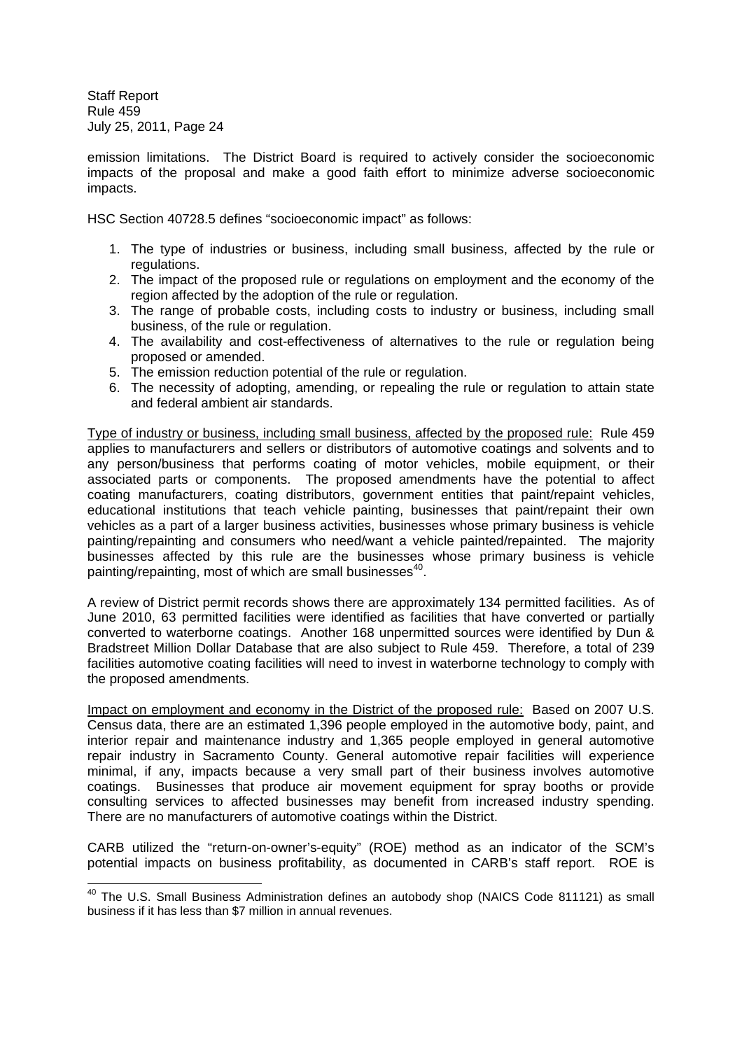emission limitations. The District Board is required to actively consider the socioeconomic impacts of the proposal and make a good faith effort to minimize adverse socioeconomic impacts.

HSC Section 40728.5 defines "socioeconomic impact" as follows:

1. The type of industries or business, including small business, affected by the rule or regulations.
2. The impact of the proposed rule or regulations on employment and the economy of the region affected by the adoption of the rule or regulation.
3. The range of probable costs, including costs to industry or business, including small business, of the rule or regulation.
4. The availability and cost-effectiveness of alternatives to the rule or regulation being proposed or amended.
5. The emission reduction potential of the rule or regulation.
6. The necessity of adopting, amending, or repealing the rule or regulation to attain state and federal ambient air standards.

<u>Type of industry or business, including small business, affected by the proposed rule:</u> Rule 459 applies to manufacturers and sellers or distributors of automotive coatings and solvents and to any person/business that performs coating of motor vehicles, mobile equipment, or their associated parts or components. The proposed amendments have the potential to affect coating manufacturers, coating distributors, government entities that paint/repaint vehicles, educational institutions that teach vehicle painting, businesses that paint/repaint their own vehicles as a part of a larger business activities, businesses whose primary business is vehicle painting/repainting and consumers who need/want a vehicle painted/repainted. The majority businesses affected by this rule are the businesses whose primary business is vehicle painting/repainting, most of which are small businesses[40].

A review of District permit records shows there are approximately 134 permitted facilities. As of June 2010, 63 permitted facilities were identified as facilities that have converted or partially converted to waterborne coatings. Another 168 unpermitted sources were identified by Dun & Bradstreet Million Dollar Database that are also subject to Rule 459. Therefore, a total of 239 facilities automotive coating facilities will need to invest in waterborne technology to comply with the proposed amendments.

<u>Impact on employment and economy in the District of the proposed rule:</u> Based on 2007 U.S. Census data, there are an estimated 1,396 people employed in the automotive body, paint, and interior repair and maintenance industry and 1,365 people employed in general automotive repair industry in Sacramento County. General automotive repair facilities will experience minimal, if any, impacts because a very small part of their business involves automotive coatings. Businesses that produce air movement equipment for spray booths or provide consulting services to affected businesses may benefit from increased industry spending. There are no manufacturers of automotive coatings within the District.

CARB utilized the "return-on-owner's-equity" (ROE) method as an indicator of the SCM's potential impacts on business profitability, as documented in CARB's staff report. ROE is

---

[40] The U.S. Small Business Administration defines an autobody shop (NAICS Code 811121) as small business if it has less than $7 million in annual revenues.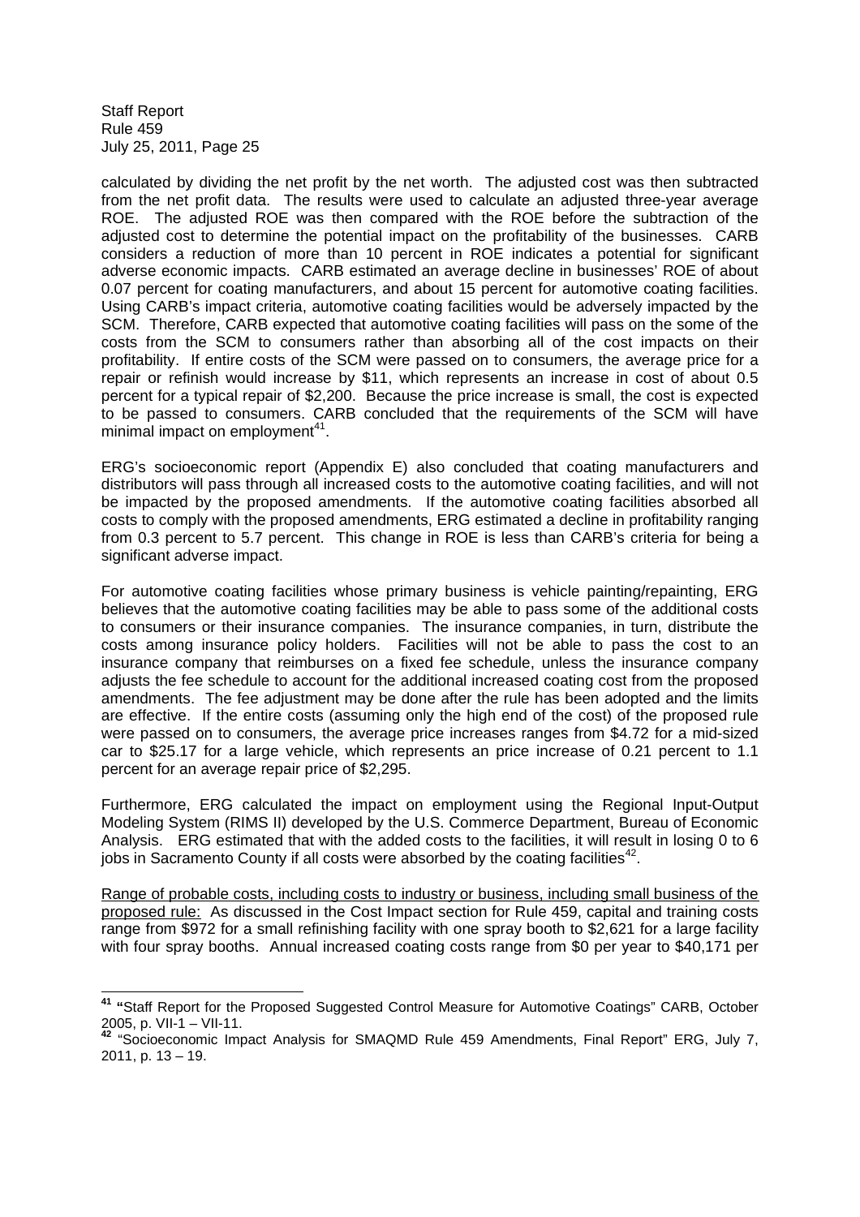calculated by dividing the net profit by the net worth. The adjusted cost was then subtracted from the net profit data. The results were used to calculate an adjusted three-year average ROE. The adjusted ROE was then compared with the ROE before the subtraction of the adjusted cost to determine the potential impact on the profitability of the businesses. CARB considers a reduction of more than 10 percent in ROE indicates a potential for significant adverse economic impacts. CARB estimated an average decline in businesses' ROE of about 0.07 percent for coating manufacturers, and about 15 percent for automotive coating facilities. Using CARB's impact criteria, automotive coating facilities would be adversely impacted by the SCM. Therefore, CARB expected that automotive coating facilities will pass on the some of the costs from the SCM to consumers rather than absorbing all of the cost impacts on their profitability. If entire costs of the SCM were passed on to consumers, the average price for a repair or refinish would increase by $11, which represents an increase in cost of about 0.5 percent for a typical repair of $2,200. Because the price increase is small, the cost is expected to be passed to consumers. CARB concluded that the requirements of the SCM will have minimal impact on employment[41].

ERG's socioeconomic report (Appendix E) also concluded that coating manufacturers and distributors will pass through all increased costs to the automotive coating facilities, and will not be impacted by the proposed amendments. If the automotive coating facilities absorbed all costs to comply with the proposed amendments, ERG estimated a decline in profitability ranging from 0.3 percent to 5.7 percent. This change in ROE is less than CARB's criteria for being a significant adverse impact.

For automotive coating facilities whose primary business is vehicle painting/repainting, ERG believes that the automotive coating facilities may be able to pass some of the additional costs to consumers or their insurance companies. The insurance companies, in turn, distribute the costs among insurance policy holders. Facilities will not be able to pass the cost to an insurance company that reimburses on a fixed fee schedule, unless the insurance company adjusts the fee schedule to account for the additional increased coating cost from the proposed amendments. The fee adjustment may be done after the rule has been adopted and the limits are effective. If the entire costs (assuming only the high end of the cost) of the proposed rule were passed on to consumers, the average price increases ranges from $4.72 for a mid-sized car to $25.17 for a large vehicle, which represents an price increase of 0.21 percent to 1.1 percent for an average repair price of $2,295.

Furthermore, ERG calculated the impact on employment using the Regional Input-Output Modeling System (RIMS II) developed by the U.S. Commerce Department, Bureau of Economic Analysis. ERG estimated that with the added costs to the facilities, it will result in losing 0 to 6 jobs in Sacramento County if all costs were absorbed by the coating facilities[42].

<u>Range of probable costs, including costs to industry or business, including small business of the proposed rule:</u> As discussed in the Cost Impact section for Rule 459, capital and training costs range from $972 for a small refinishing facility with one spray booth to $2,621 for a large facility with four spray booths. Annual increased coating costs range from $0 per year to $40,171 per

---

[41] "Staff Report for the Proposed Suggested Control Measure for Automotive Coatings" CARB, October 2005, p. VII-1 – VII-11.

[42] "Socioeconomic Impact Analysis for SMAQMD Rule 459 Amendments, Final Report" ERG, July 7, 2011, p. 13 – 19.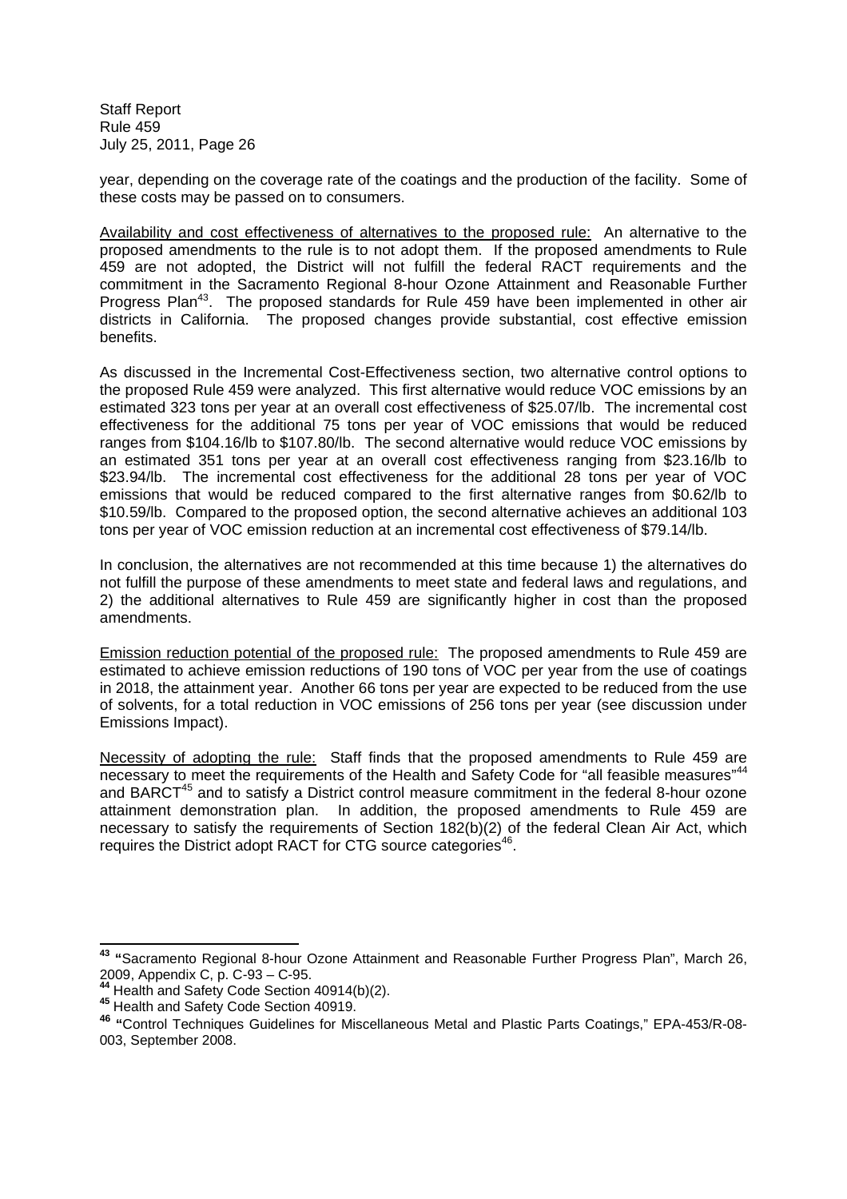year, depending on the coverage rate of the coatings and the production of the facility. Some of these costs may be passed on to consumers.

Availability and cost effectiveness of alternatives to the proposed rule: An alternative to the proposed amendments to the rule is to not adopt them. If the proposed amendments to Rule 459 are not adopted, the District will not fulfill the federal RACT requirements and the commitment in the Sacramento Regional 8-hour Ozone Attainment and Reasonable Further Progress Plan[43]. The proposed standards for Rule 459 have been implemented in other air districts in California. The proposed changes provide substantial, cost effective emission benefits.

As discussed in the Incremental Cost-Effectiveness section, two alternative control options to the proposed Rule 459 were analyzed. This first alternative would reduce VOC emissions by an estimated 323 tons per year at an overall cost effectiveness of $25.07/lb. The incremental cost effectiveness for the additional 75 tons per year of VOC emissions that would be reduced ranges from $104.16/lb to $107.80/lb. The second alternative would reduce VOC emissions by an estimated 351 tons per year at an overall cost effectiveness ranging from $23.16/lb to $23.94/lb. The incremental cost effectiveness for the additional 28 tons per year of VOC emissions that would be reduced compared to the first alternative ranges from $0.62/lb to $10.59/lb. Compared to the proposed option, the second alternative achieves an additional 103 tons per year of VOC emission reduction at an incremental cost effectiveness of $79.14/lb.

In conclusion, the alternatives are not recommended at this time because 1) the alternatives do not fulfill the purpose of these amendments to meet state and federal laws and regulations, and 2) the additional alternatives to Rule 459 are significantly higher in cost than the proposed amendments.

Emission reduction potential of the proposed rule: The proposed amendments to Rule 459 are estimated to achieve emission reductions of 190 tons of VOC per year from the use of coatings in 2018, the attainment year. Another 66 tons per year are expected to be reduced from the use of solvents, for a total reduction in VOC emissions of 256 tons per year (see discussion under Emissions Impact).

Necessity of adopting the rule: Staff finds that the proposed amendments to Rule 459 are necessary to meet the requirements of the Health and Safety Code for "all feasible measures"[44] and BARCT[45] and to satisfy a District control measure commitment in the federal 8-hour ozone attainment demonstration plan. In addition, the proposed amendments to Rule 459 are necessary to satisfy the requirements of Section 182(b)(2) of the federal Clean Air Act, which requires the District adopt RACT for CTG source categories[46].

---

[43] "Sacramento Regional 8-hour Ozone Attainment and Reasonable Further Progress Plan", March 26, 2009, Appendix C, p. C-93 – C-95.

[44] Health and Safety Code Section 40914(b)(2).

[45] Health and Safety Code Section 40919.

[46] "Control Techniques Guidelines for Miscellaneous Metal and Plastic Parts Coatings," EPA-453/R-08-003, September 2008.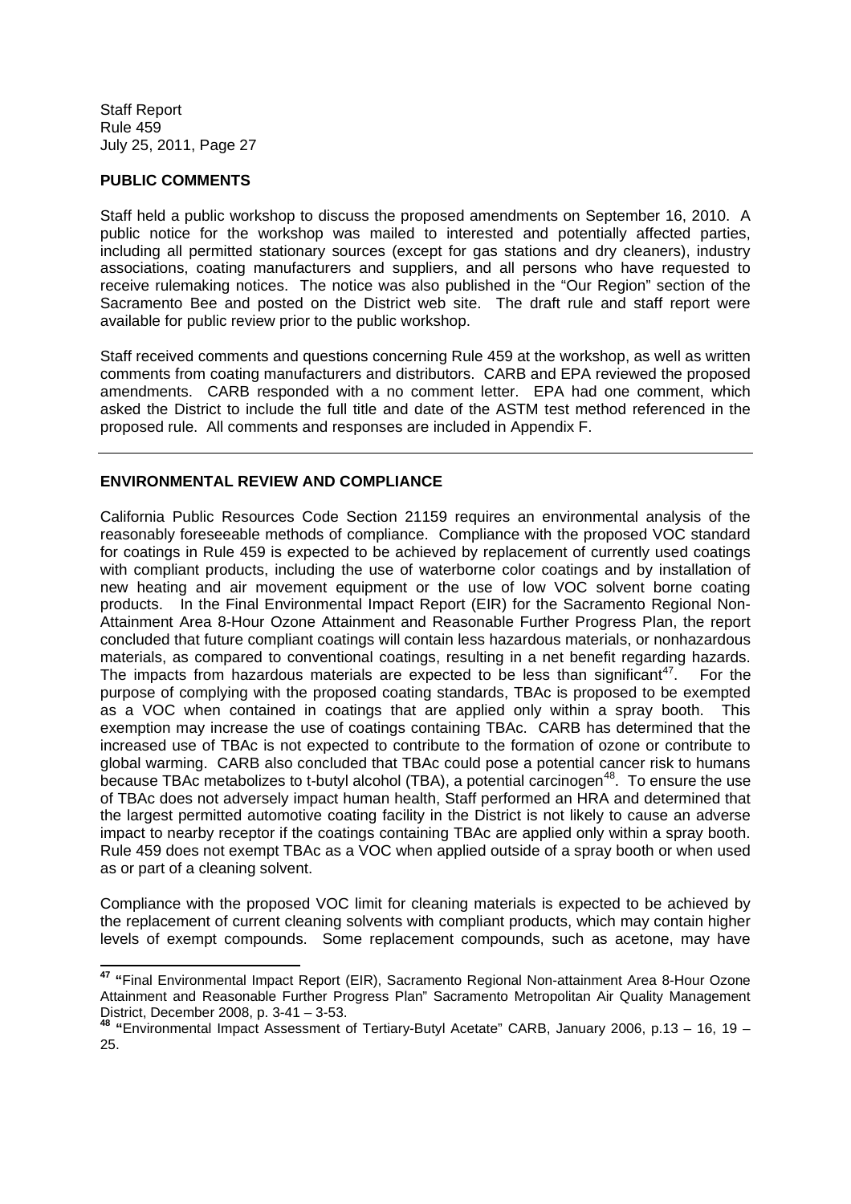## PUBLIC COMMENTS

Staff held a public workshop to discuss the proposed amendments on September 16, 2010. A public notice for the workshop was mailed to interested and potentially affected parties, including all permitted stationary sources (except for gas stations and dry cleaners), industry associations, coating manufacturers and suppliers, and all persons who have requested to receive rulemaking notices. The notice was also published in the "Our Region" section of the Sacramento Bee and posted on the District web site. The draft rule and staff report were available for public review prior to the public workshop.

Staff received comments and questions concerning Rule 459 at the workshop, as well as written comments from coating manufacturers and distributors. CARB and EPA reviewed the proposed amendments. CARB responded with a no comment letter. EPA had one comment, which asked the District to include the full title and date of the ASTM test method referenced in the proposed rule. All comments and responses are included in Appendix F.

---

## ENVIRONMENTAL REVIEW AND COMPLIANCE

California Public Resources Code Section 21159 requires an environmental analysis of the reasonably foreseeable methods of compliance. Compliance with the proposed VOC standard for coatings in Rule 459 is expected to be achieved by replacement of currently used coatings with compliant products, including the use of waterborne color coatings and by installation of new heating and air movement equipment or the use of low VOC solvent borne coating products. In the Final Environmental Impact Report (EIR) for the Sacramento Regional Non-Attainment Area 8-Hour Ozone Attainment and Reasonable Further Progress Plan, the report concluded that future compliant coatings will contain less hazardous materials, or nonhazardous materials, as compared to conventional coatings, resulting in a net benefit regarding hazards. The impacts from hazardous materials are expected to be less than significant[47]. For the purpose of complying with the proposed coating standards, TBAc is proposed to be exempted as a VOC when contained in coatings that are applied only within a spray booth. This exemption may increase the use of coatings containing TBAc. CARB has determined that the increased use of TBAc is not expected to contribute to the formation of ozone or contribute to global warming. CARB also concluded that TBAc could pose a potential cancer risk to humans because TBAc metabolizes to t-butyl alcohol (TBA), a potential carcinogen[48]. To ensure the use of TBAc does not adversely impact human health, Staff performed an HRA and determined that the largest permitted automotive coating facility in the District is not likely to cause an adverse impact to nearby receptor if the coatings containing TBAc are applied only within a spray booth. Rule 459 does not exempt TBAc as a VOC when applied outside of a spray booth or when used as or part of a cleaning solvent.

Compliance with the proposed VOC limit for cleaning materials is expected to be achieved by the replacement of current cleaning solvents with compliant products, which may contain higher levels of exempt compounds. Some replacement compounds, such as acetone, may have

---

[47] "Final Environmental Impact Report (EIR), Sacramento Regional Non-attainment Area 8-Hour Ozone Attainment and Reasonable Further Progress Plan" Sacramento Metropolitan Air Quality Management District, December 2008, p. 3-41 – 3-53.

[48] "Environmental Impact Assessment of Tertiary-Butyl Acetate" CARB, January 2006, p.13 – 16, 19 – 25.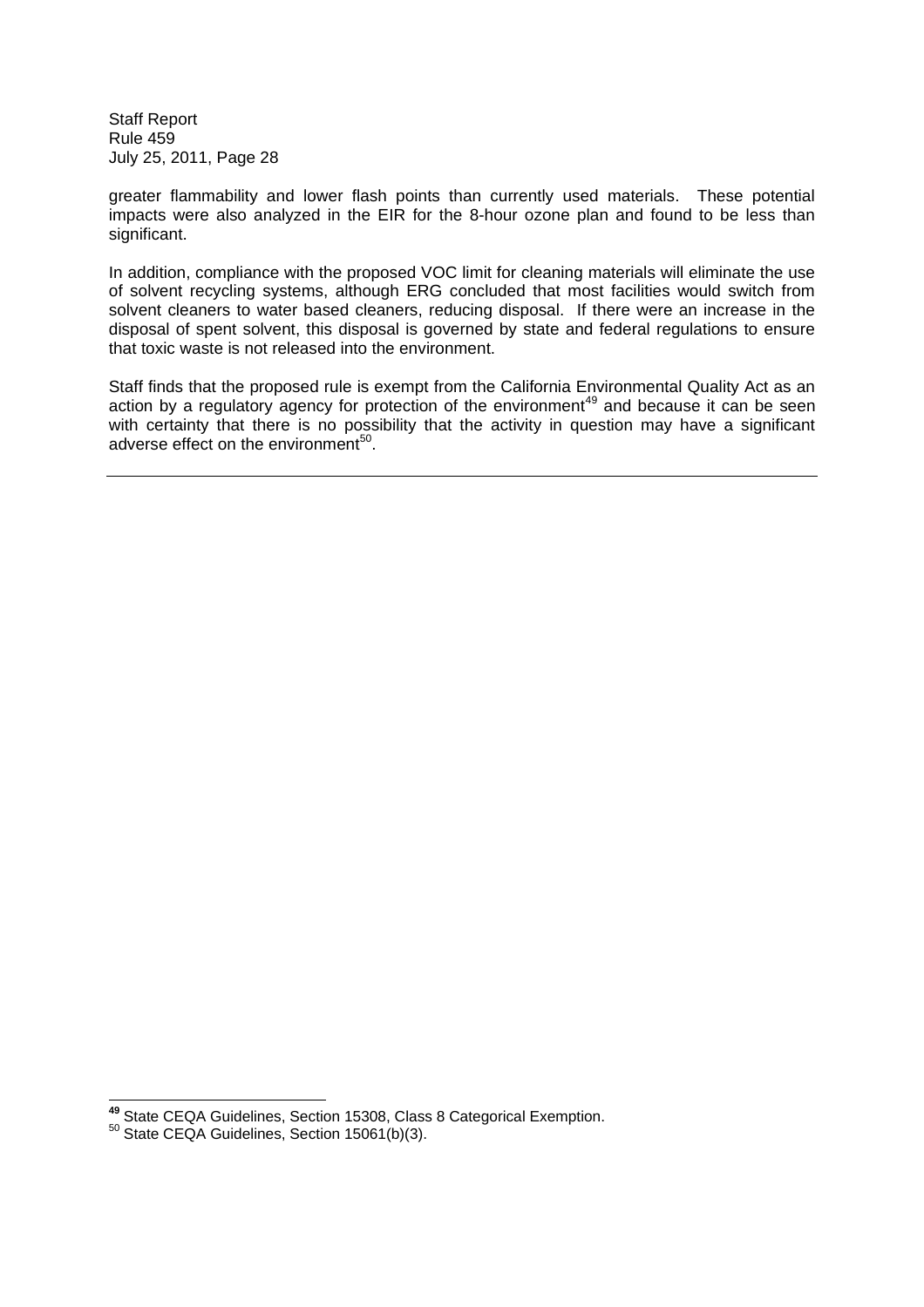greater flammability and lower flash points than currently used materials. These potential impacts were also analyzed in the EIR for the 8-hour ozone plan and found to be less than significant.

In addition, compliance with the proposed VOC limit for cleaning materials will eliminate the use of solvent recycling systems, although ERG concluded that most facilities would switch from solvent cleaners to water based cleaners, reducing disposal. If there were an increase in the disposal of spent solvent, this disposal is governed by state and federal regulations to ensure that toxic waste is not released into the environment.

Staff finds that the proposed rule is exempt from the California Environmental Quality Act as an action by a regulatory agency for protection of the environment[49] and because it can be seen with certainty that there is no possibility that the activity in question may have a significant adverse effect on the environment[50].

---

[49] State CEQA Guidelines, Section 15308, Class 8 Categorical Exemption.
[50] State CEQA Guidelines, Section 15061(b)(3).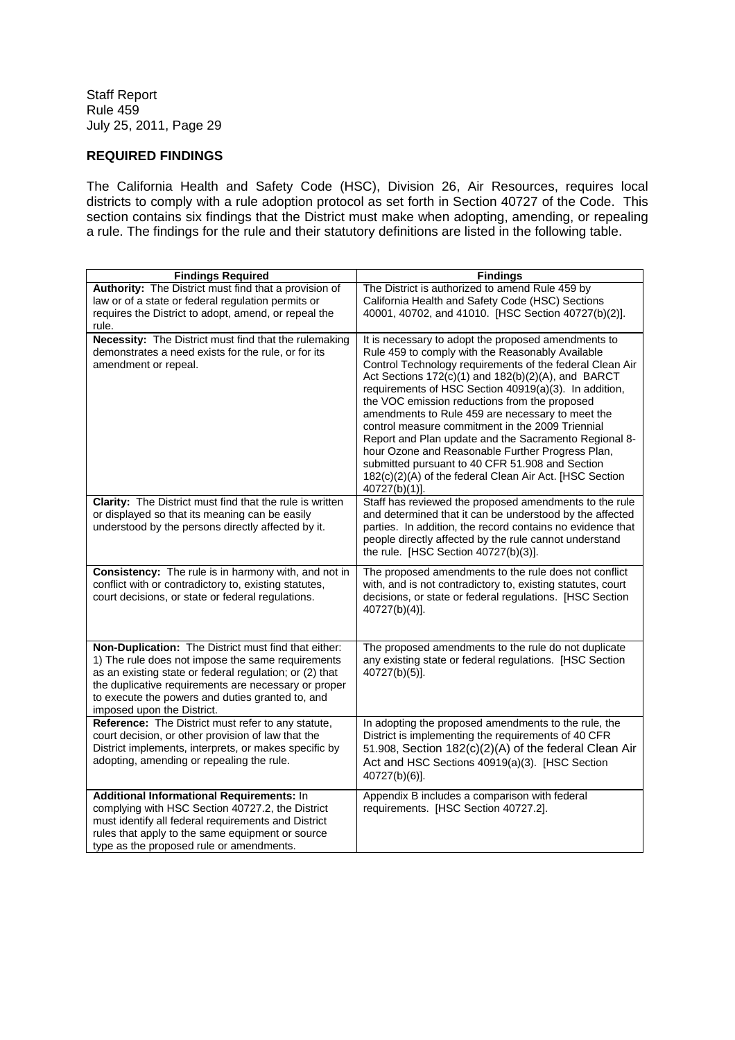## REQUIRED FINDINGS

The California Health and Safety Code (HSC), Division 26, Air Resources, requires local districts to comply with a rule adoption protocol as set forth in Section 40727 of the Code. This section contains six findings that the District must make when adopting, amending, or repealing a rule. The findings for the rule and their statutory definitions are listed in the following table.

| Findings Required | Findings |
|---|---|
| **Authority:** The District must find that a provision of law or of a state or federal regulation permits or requires the District to adopt, amend, or repeal the rule. | The District is authorized to amend Rule 459 by California Health and Safety Code (HSC) Sections 40001, 40702, and 41010. [HSC Section 40727(b)(2)]. |
| **Necessity:** The District must find that the rulemaking demonstrates a need exists for the rule, or for its amendment or repeal. | It is necessary to adopt the proposed amendments to Rule 459 to comply with the Reasonably Available Control Technology requirements of the federal Clean Air Act Sections 172(c)(1) and 182(b)(2)(A), and BARCT requirements of HSC Section 40919(a)(3). In addition, the VOC emission reductions from the proposed amendments to Rule 459 are necessary to meet the control measure commitment in the 2009 Triennial Report and Plan update and the Sacramento Regional 8-hour Ozone and Reasonable Further Progress Plan, submitted pursuant to 40 CFR 51.908 and Section 182(c)(2)(A) of the federal Clean Air Act. [HSC Section 40727(b)(1)]. |
| **Clarity:** The District must find that the rule is written or displayed so that its meaning can be easily understood by the persons directly affected by it. | Staff has reviewed the proposed amendments to the rule and determined that it can be understood by the affected parties. In addition, the record contains no evidence that people directly affected by the rule cannot understand the rule. [HSC Section 40727(b)(3)]. |
| **Consistency:** The rule is in harmony with, and not in conflict with or contradictory to, existing statutes, court decisions, or state or federal regulations. | The proposed amendments to the rule does not conflict with, and is not contradictory to, existing statutes, court decisions, or state or federal regulations. [HSC Section 40727(b)(4)]. |
| **Non-Duplication:** The District must find that either: 1) The rule does not impose the same requirements as an existing state or federal regulation; or (2) that the duplicative requirements are necessary or proper to execute the powers and duties granted to, and imposed upon the District. | The proposed amendments to the rule do not duplicate any existing state or federal regulations. [HSC Section 40727(b)(5)]. |
| **Reference:** The District must refer to any statute, court decision, or other provision of law that the District implements, interprets, or makes specific by adopting, amending or repealing the rule. | In adopting the proposed amendments to the rule, the District is implementing the requirements of 40 CFR 51.908, Section 182(c)(2)(A) of the federal Clean Air Act and HSC Sections 40919(a)(3). [HSC Section 40727(b)(6)]. |
| **Additional Informational Requirements:** In complying with HSC Section 40727.2, the District must identify all federal requirements and District rules that apply to the same equipment or source type as the proposed rule or amendments. | Appendix B includes a comparison with federal requirements. [HSC Section 40727.2]. |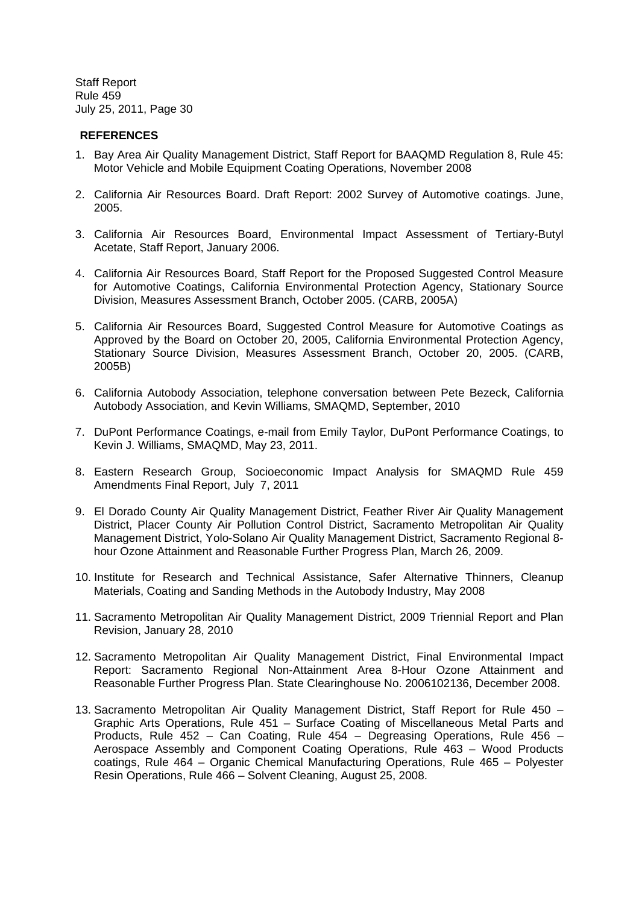## REFERENCES

1. Bay Area Air Quality Management District, Staff Report for BAAQMD Regulation 8, Rule 45: Motor Vehicle and Mobile Equipment Coating Operations, November 2008

2. California Air Resources Board. Draft Report: 2002 Survey of Automotive coatings. June, 2005.

3. California Air Resources Board, Environmental Impact Assessment of Tertiary-Butyl Acetate, Staff Report, January 2006.

4. California Air Resources Board, Staff Report for the Proposed Suggested Control Measure for Automotive Coatings, California Environmental Protection Agency, Stationary Source Division, Measures Assessment Branch, October 2005. (CARB, 2005A)

5. California Air Resources Board, Suggested Control Measure for Automotive Coatings as Approved by the Board on October 20, 2005, California Environmental Protection Agency, Stationary Source Division, Measures Assessment Branch, October 20, 2005. (CARB, 2005B)

6. California Autobody Association, telephone conversation between Pete Bezeck, California Autobody Association, and Kevin Williams, SMAQMD, September, 2010

7. DuPont Performance Coatings, e-mail from Emily Taylor, DuPont Performance Coatings, to Kevin J. Williams, SMAQMD, May 23, 2011.

8. Eastern Research Group, Socioeconomic Impact Analysis for SMAQMD Rule 459 Amendments Final Report, July 7, 2011

9. El Dorado County Air Quality Management District, Feather River Air Quality Management District, Placer County Air Pollution Control District, Sacramento Metropolitan Air Quality Management District, Yolo-Solano Air Quality Management District, Sacramento Regional 8-hour Ozone Attainment and Reasonable Further Progress Plan, March 26, 2009.

10. Institute for Research and Technical Assistance, Safer Alternative Thinners, Cleanup Materials, Coating and Sanding Methods in the Autobody Industry, May 2008

11. Sacramento Metropolitan Air Quality Management District, 2009 Triennial Report and Plan Revision, January 28, 2010

12. Sacramento Metropolitan Air Quality Management District, Final Environmental Impact Report: Sacramento Regional Non-Attainment Area 8-Hour Ozone Attainment and Reasonable Further Progress Plan. State Clearinghouse No. 2006102136, December 2008.

13. Sacramento Metropolitan Air Quality Management District, Staff Report for Rule 450 – Graphic Arts Operations, Rule 451 – Surface Coating of Miscellaneous Metal Parts and Products, Rule 452 – Can Coating, Rule 454 – Degreasing Operations, Rule 456 – Aerospace Assembly and Component Coating Operations, Rule 463 – Wood Products coatings, Rule 464 – Organic Chemical Manufacturing Operations, Rule 465 – Polyester Resin Operations, Rule 466 – Solvent Cleaning, August 25, 2008.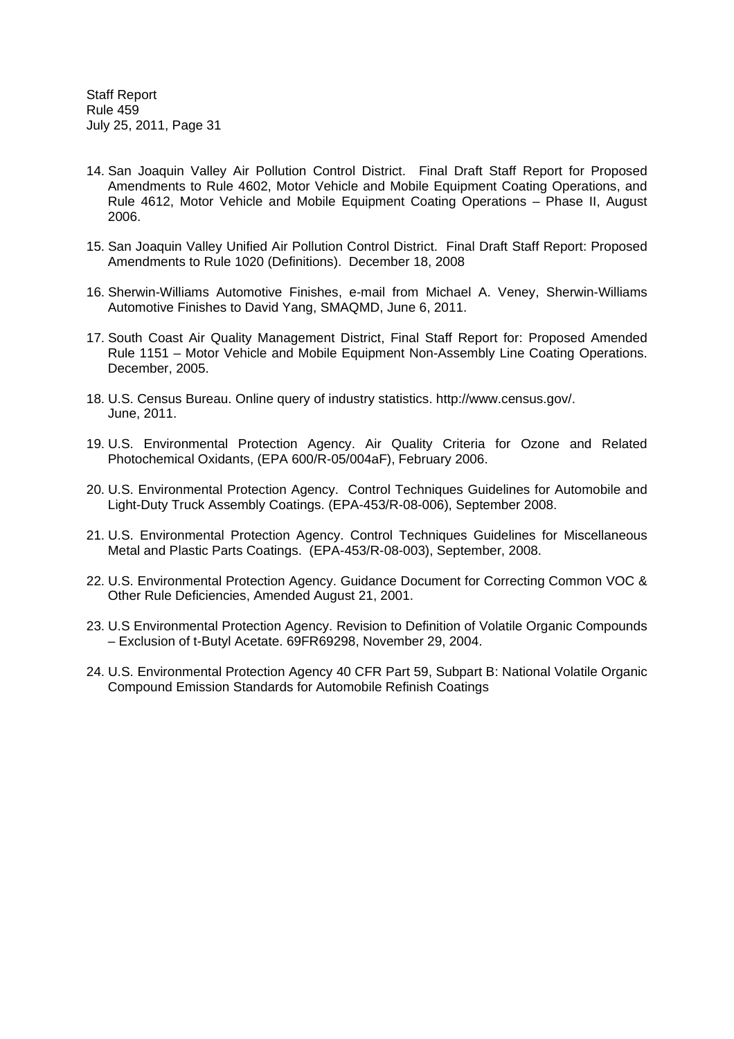14. San Joaquin Valley Air Pollution Control District. Final Draft Staff Report for Proposed Amendments to Rule 4602, Motor Vehicle and Mobile Equipment Coating Operations, and Rule 4612, Motor Vehicle and Mobile Equipment Coating Operations – Phase II, August 2006.

15. San Joaquin Valley Unified Air Pollution Control District. Final Draft Staff Report: Proposed Amendments to Rule 1020 (Definitions). December 18, 2008

16. Sherwin-Williams Automotive Finishes, e-mail from Michael A. Veney, Sherwin-Williams Automotive Finishes to David Yang, SMAQMD, June 6, 2011.

17. South Coast Air Quality Management District, Final Staff Report for: Proposed Amended Rule 1151 – Motor Vehicle and Mobile Equipment Non-Assembly Line Coating Operations. December, 2005.

18. U.S. Census Bureau. Online query of industry statistics. http://www.census.gov/. June, 2011.

19. U.S. Environmental Protection Agency. Air Quality Criteria for Ozone and Related Photochemical Oxidants, (EPA 600/R-05/004aF), February 2006.

20. U.S. Environmental Protection Agency. Control Techniques Guidelines for Automobile and Light-Duty Truck Assembly Coatings. (EPA-453/R-08-006), September 2008.

21. U.S. Environmental Protection Agency. Control Techniques Guidelines for Miscellaneous Metal and Plastic Parts Coatings. (EPA-453/R-08-003), September, 2008.

22. U.S. Environmental Protection Agency. Guidance Document for Correcting Common VOC & Other Rule Deficiencies, Amended August 21, 2001.

23. U.S Environmental Protection Agency. Revision to Definition of Volatile Organic Compounds – Exclusion of t-Butyl Acetate. 69FR69298, November 29, 2004.

24. U.S. Environmental Protection Agency 40 CFR Part 59, Subpart B: National Volatile Organic Compound Emission Standards for Automobile Refinish Coatings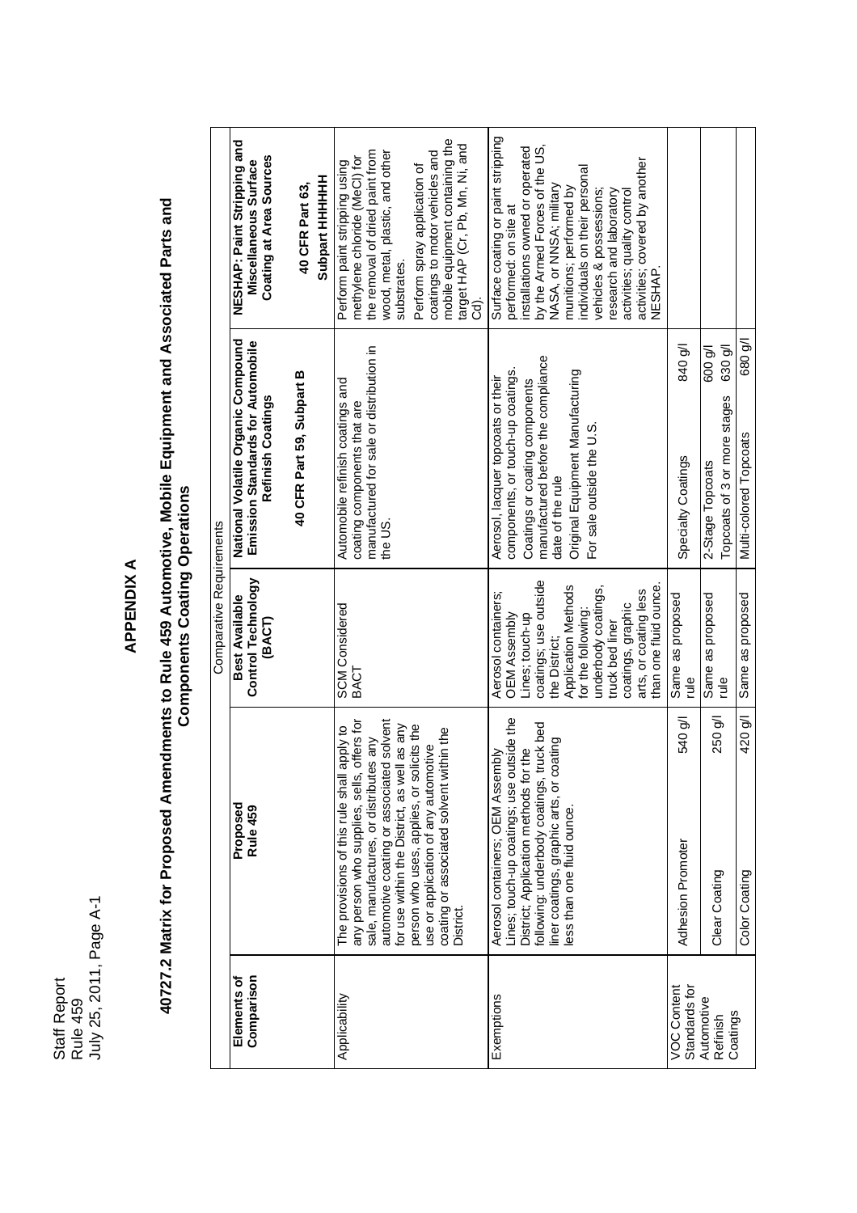# APPENDIX A

## 40727.2 Matrix for Proposed Amendments to Rule 459 Automotive, Mobile Equipment and Associated Parts and Components Coating Operations

| Elements of Comparison | Comparative Requirements | | | | | |
|---|---|---|---|---|---|---|
| | **Proposed Rule 459** | | **Best Available Control Technology (BACT)** | **National Volatile Organic Compound Emission Standards for Automobile Refinish Coatings**<br><br>**40 CFR Part 59, Subpart B** | | **NESHAP: Paint Stripping and Miscellaneous Surface Coating at Area Sources**<br><br>**40 CFR Part 63, Subpart HHHHHH** |
| Applicability | The provisions of this rule shall apply to any person who supplies, sells, offers for sale, manufactures, or distributes any automotive coating or associated solvent for use within the District, as well as any person who uses, applies, or solicits the use or application of any automotive coating or associated solvent within the District. | | SCM Considered BACT | Automobile refinish coatings and coating components that are manufactured for sale or distribution in the US. | | Perform paint stripping using methylene chloride (MeCl) for the removal of dried paint from wood, metal, plastic, and other substrates.<br><br>Perform spray application of coatings to motor vehicles and mobile equipment containing the target HAP (Cr, Pb, Mn, Ni, and Cd). |
| Exemptions | Aerosol containers; OEM Assembly Lines; touch-up coatings; use outside the District; Application methods for the following: underbody coatings, truck bed liner coatings, graphic arts, or coating less than one fluid ounce. | | Aerosol containers; OEM Assembly Lines; touch-up coatings; use outside the District; Application Methods for the following: underbody coatings, truck bed liner coatings, graphic arts, or coating less than one fluid ounce. | Aerosol, lacquer topcoats or their components, or touch-up coatings.<br><br>Coatings or coating components manufactured before the compliance date of the rule<br><br>Original Equipment Manufacturing<br><br>For sale outside the U.S. | | Surface coating or paint stripping performed: on site at installations owned or operated by the Armed Forces of the US, NASA, or NNSA; military munitions; performed by individuals on their personal vehicles & possessions; research and laboratory activities; quality control activities; covered by another NESHAP. |
| VOC Content Standards for Automotive Refinish Coatings | Adhesion Promoter | 540 g/l | Same as proposed rule | Specialty Coatings | 840 g/l | |
| | Clear Coating | 250 g/l | Same as proposed rule | 2-Stage Topcoats | 600 g/l | |
| | | | | Topcoats of 3 or more stages | 630 g/l | |
| | Color Coating | 420 g/l | Same as proposed | Multi-colored Topcoats | 680 g/l | |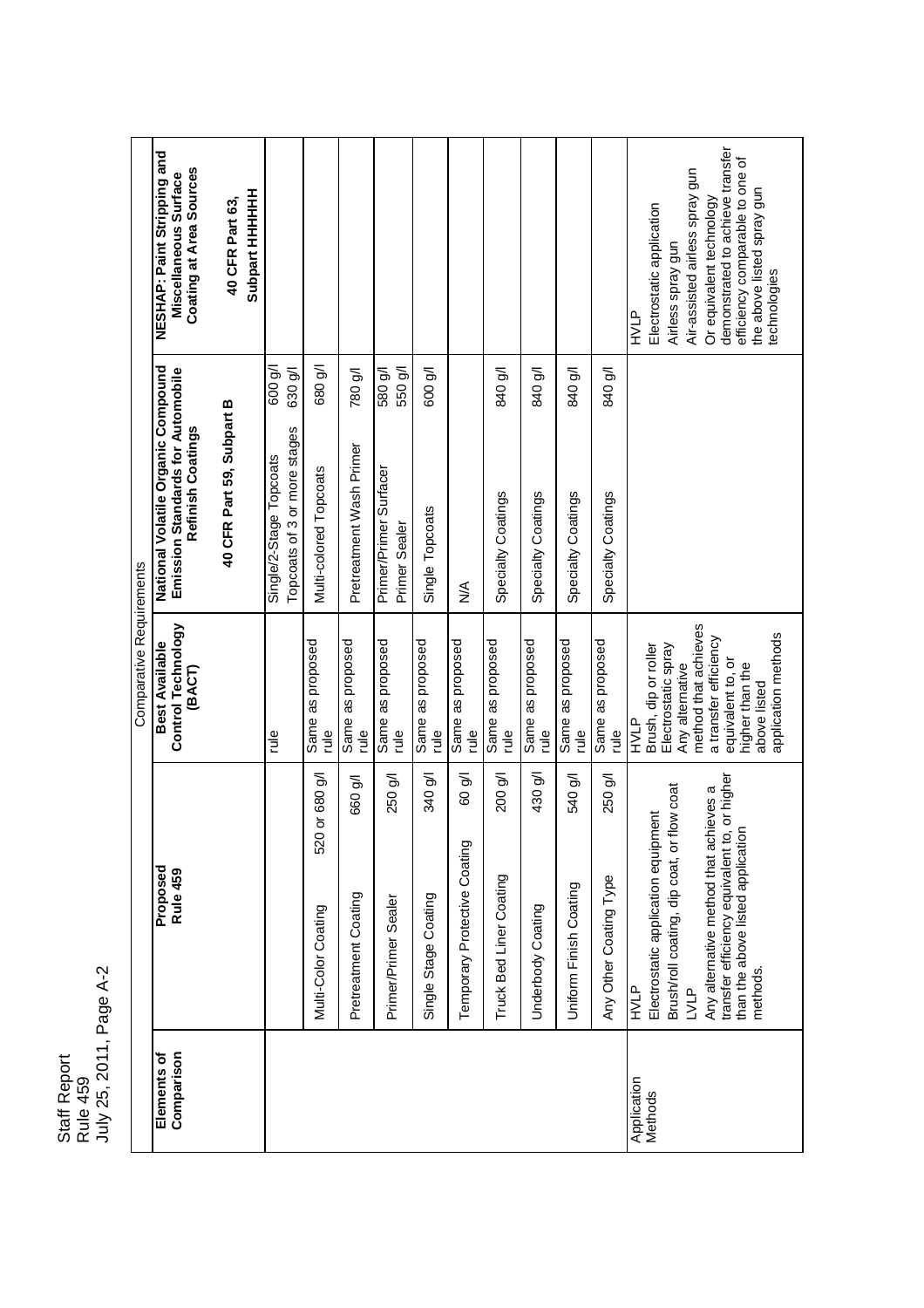Comparative Requirements

| Elements of Comparison | Proposed Rule 459 | | Best Available Control Technology (BACT) | National Volatile Organic Compound Emission Standards for Automobile Refinish Coatings<br><br>40 CFR Part 59, Subpart B | | NESHAP: Paint Stripping and Miscellaneous Surface Coating at Area Sources<br><br>40 CFR Part 63, Subpart HHHHHH |
|---|---|---|---|---|---|---|
| | | | rule | Single/2-Stage Topcoats<br>Topcoats of 3 or more stages | 600 g/l<br>630 g/l | |
| | Multi-Color Coating | 520 or 680 g/l | Same as proposed rule | Multi-colored Topcoats | 680 g/l | |
| | Pretreatment Coating | 660 g/l | Same as proposed rule | Pretreatment Wash Primer | 780 g/l | |
| | Primer/Primer Sealer | 250 g/l | Same as proposed rule | Primer/Primer Surfacer<br>Primer Sealer | 580 g/l<br>550 g/l | |
| | Single Stage Coating | 340 g/l | Same as proposed rule | Single Topcoats | 600 g/l | |
| | Temporary Protective Coating | 60 g/l | Same as proposed rule | N/A | | |
| | Truck Bed Liner Coating | 200 g/l | Same as proposed rule | Specialty Coatings | 840 g/l | |
| | Underbody Coating | 430 g/l | Same as proposed rule | Specialty Coatings | 840 g/l | |
| | Uniform Finish Coating | 540 g/l | Same as proposed rule | Specialty Coatings | 840 g/l | |
| | Any Other Coating Type | 250 g/l | Same as proposed rule | Specialty Coatings | 840 g/l | |
| Application Methods | HVLP<br>Electrostatic application equipment<br>Brush/roll coating, dip coat, or flow coat<br>LVLP<br>Any alternative method that achieves a transfer efficiency equivalent to, or higher than the above listed application methods. | | HVLP<br>Brush, dip or roller<br>Electrostatic spray<br>Any alternative method that achieves a transfer efficiency equivalent to, or higher than the above listed application methods | | | HVLP<br>Electrostatic application<br>Airless spray gun<br>Air-assisted airless spray gun<br>Or equivalent technology demonstrated to achieve transfer efficiency comparable to one of the above listed spray gun technologies |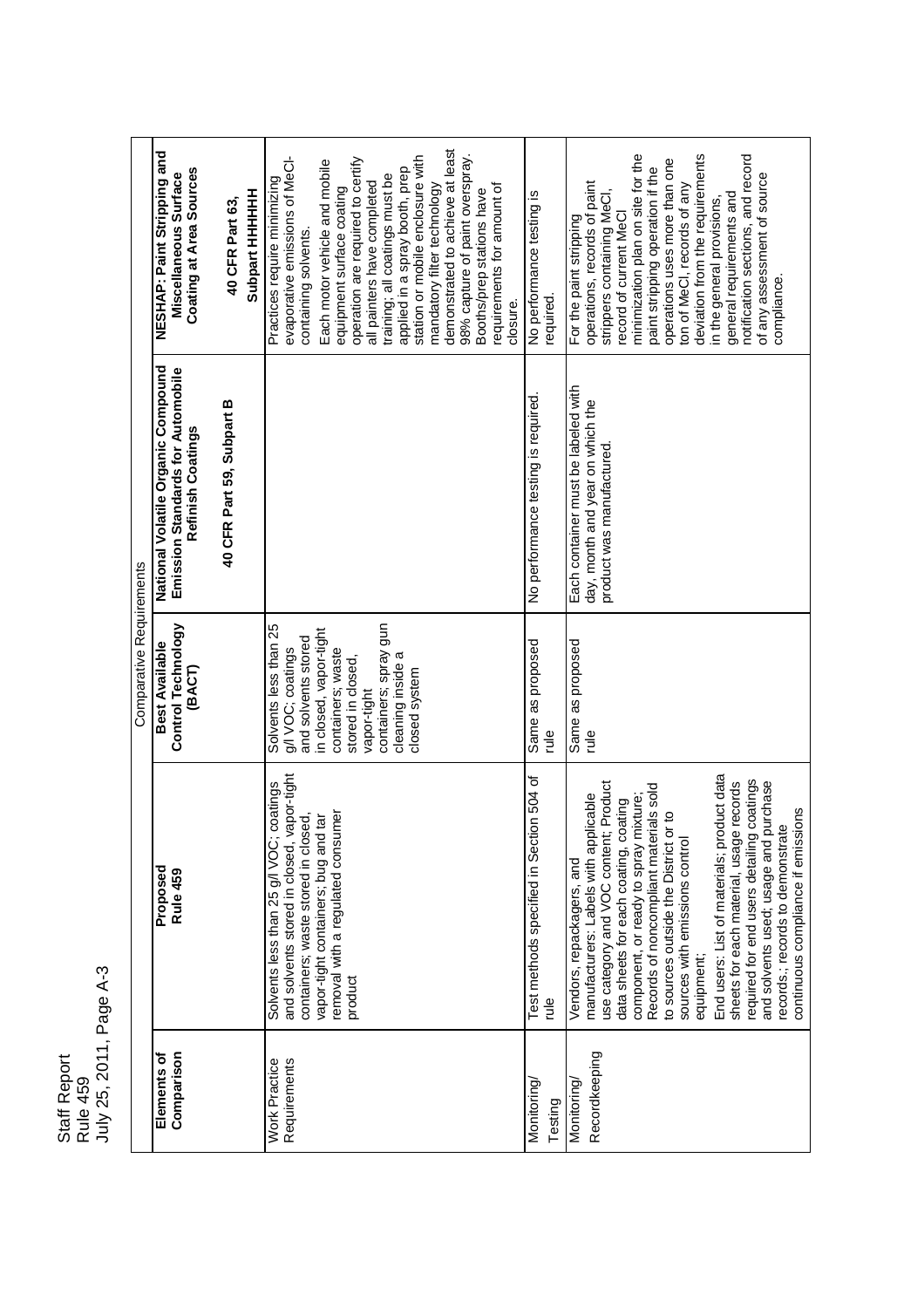Comparative Requirements

| Elements of Comparison | Proposed Rule 459 | Best Available Control Technology (BACT) | National Volatile Organic Compound Emission Standards for Automobile Refinish Coatings 40 CFR Part 59, Subpart B | NESHAP: Paint Stripping and Miscellaneous Surface Coating at Area Sources 40 CFR Part 63, Subpart HHHHHH |
|---|---|---|---|---|
| Work Practice Requirements | Solvents less than 25 g/l VOC; coatings and solvents stored in closed, vapor-tight containers; waste stored in closed, vapor-tight containers; bug and tar removal with a regulated consumer product | Solvents less than 25 g/l VOC; coatings and solvents stored in closed, vapor-tight containers; waste stored in closed, vapor-tight containers; spray gun cleaning inside a closed system | | Practices require minimizing evaporative emissions of MeCl-containing solvents. Each motor vehicle and mobile equipment surface coating operation are required to certify all painters have completed training; all coatings must be applied in a spray booth, prep station or mobile enclosure with mandatory filter technology demonstrated to achieve at least 98% capture of paint overspray. Booths/prep stations have requirements for amount of closure. |
| Monitoring/ Testing | Test methods specified in Section 504 of rule | Same as proposed rule | No performance testing is required. | No performance testing is required. |
| Monitoring/ Recordkeeping | Vendors, repackagers, and manufacturers: Labels with applicable use category and VOC content; Product data sheets for each coating, coating component, or ready to spray mixture; Records of noncompliant materials sold to sources outside the District or to sources with emissions control equipment;<br>End users: List of materials; product data sheets for each material, usage records required for end users detailing coatings and solvents used; usage and purchase records.; records to demonstrate continuous compliance if emissions | Same as proposed rule | Each container must be labeled with day, month and year on which the product was manufactured. | For the paint stripping operations, records of paint strippers containing MeCl, record of current MeCl minimization plan on site for the paint stripping operation if the operations uses more than one ton of MeCl, records of any deviation from the requirements in the general provisions, general requirements and notification sections, and record of any assessment of source compliance. |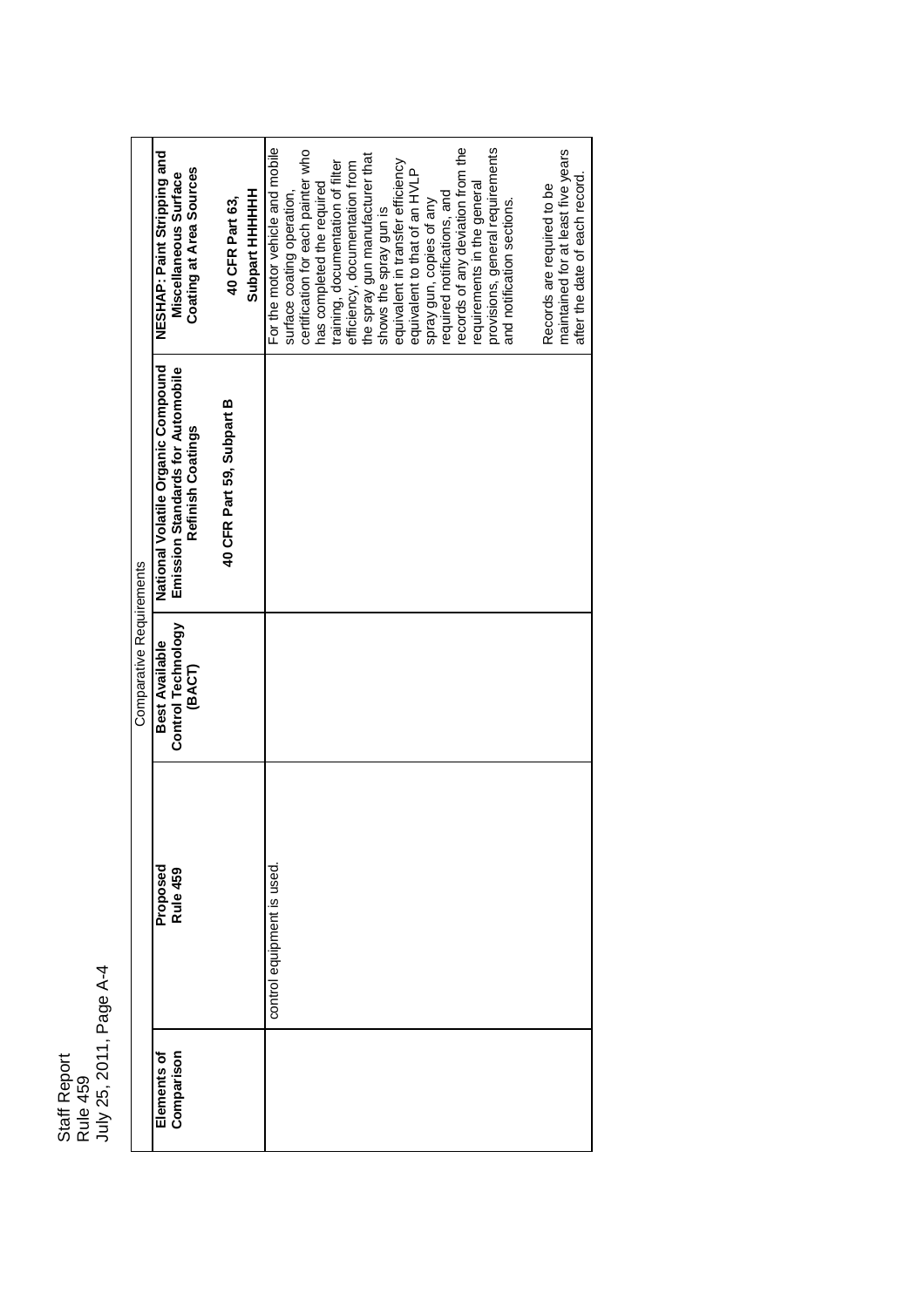| Comparative Requirements | | | | |
|---|---|---|---|---|
| **Elements of Comparison** | **Proposed Rule 459** | **Best Available Control Technology (BACT)** | **National Volatile Organic Compound Emission Standards for Automobile Refinish Coatings**<br><br>**40 CFR Part 59, Subpart B** | **NESHAP: Paint Stripping and Miscellaneous Surface Coating at Area Sources**<br><br>**40 CFR Part 63, Subpart HHHHHH** |
| | control equipment is used. | | | For the motor vehicle and mobile surface coating operation, certification for each painter who has completed the required training, documentation of filter efficiency, documentation from the spray gun manufacturer that shows the spray gun is equivalent in transfer efficiency equivalent to that of an HVLP spray gun, copies of any required notifications, and records of any deviation from the requirements in the general provisions, general requirements and notification sections.<br><br>Records are required to be maintained for at least five years after the date of each record. |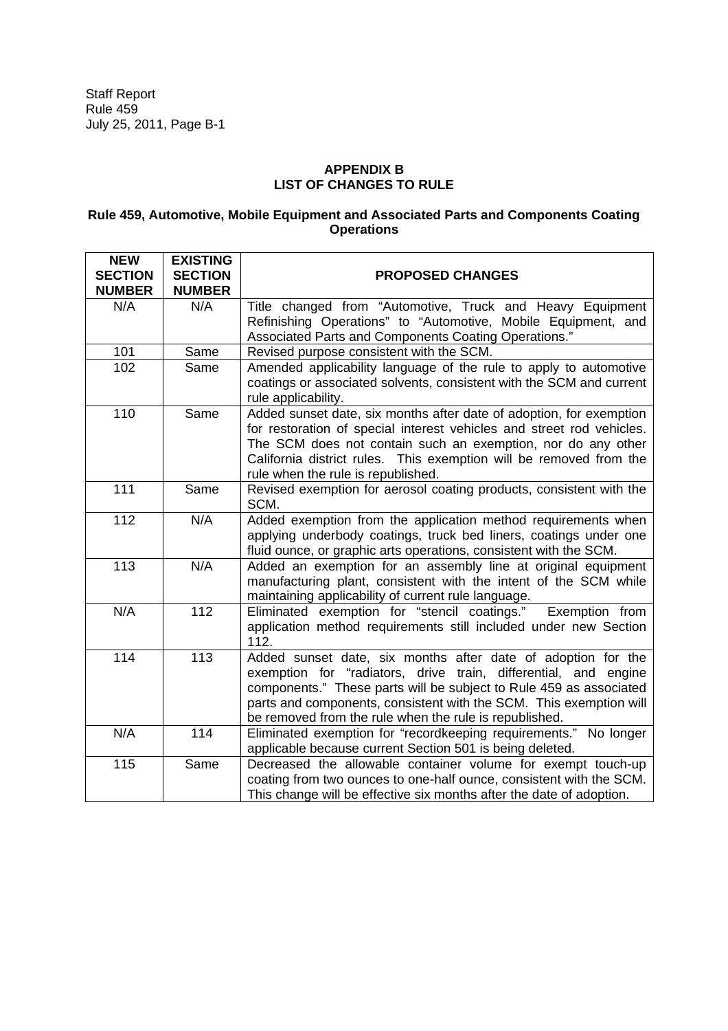## APPENDIX B
## LIST OF CHANGES TO RULE

### Rule 459, Automotive, Mobile Equipment and Associated Parts and Components Coating Operations

| NEW SECTION NUMBER | EXISTING SECTION NUMBER | PROPOSED CHANGES |
|---|---|---|
| N/A | N/A | Title changed from "Automotive, Truck and Heavy Equipment Refinishing Operations" to "Automotive, Mobile Equipment, and Associated Parts and Components Coating Operations." |
| 101 | Same | Revised purpose consistent with the SCM. |
| 102 | Same | Amended applicability language of the rule to apply to automotive coatings or associated solvents, consistent with the SCM and current rule applicability. |
| 110 | Same | Added sunset date, six months after date of adoption, for exemption for restoration of special interest vehicles and street rod vehicles. The SCM does not contain such an exemption, nor do any other California district rules. This exemption will be removed from the rule when the rule is republished. |
| 111 | Same | Revised exemption for aerosol coating products, consistent with the SCM. |
| 112 | N/A | Added exemption from the application method requirements when applying underbody coatings, truck bed liners, coatings under one fluid ounce, or graphic arts operations, consistent with the SCM. |
| 113 | N/A | Added an exemption for an assembly line at original equipment manufacturing plant, consistent with the intent of the SCM while maintaining applicability of current rule language. |
| N/A | 112 | Eliminated exemption for "stencil coatings." Exemption from application method requirements still included under new Section 112. |
| 114 | 113 | Added sunset date, six months after date of adoption for the exemption for "radiators, drive train, differential, and engine components." These parts will be subject to Rule 459 as associated parts and components, consistent with the SCM. This exemption will be removed from the rule when the rule is republished. |
| N/A | 114 | Eliminated exemption for "recordkeeping requirements." No longer applicable because current Section 501 is being deleted. |
| 115 | Same | Decreased the allowable container volume for exempt touch-up coating from two ounces to one-half ounce, consistent with the SCM. This change will be effective six months after the date of adoption. |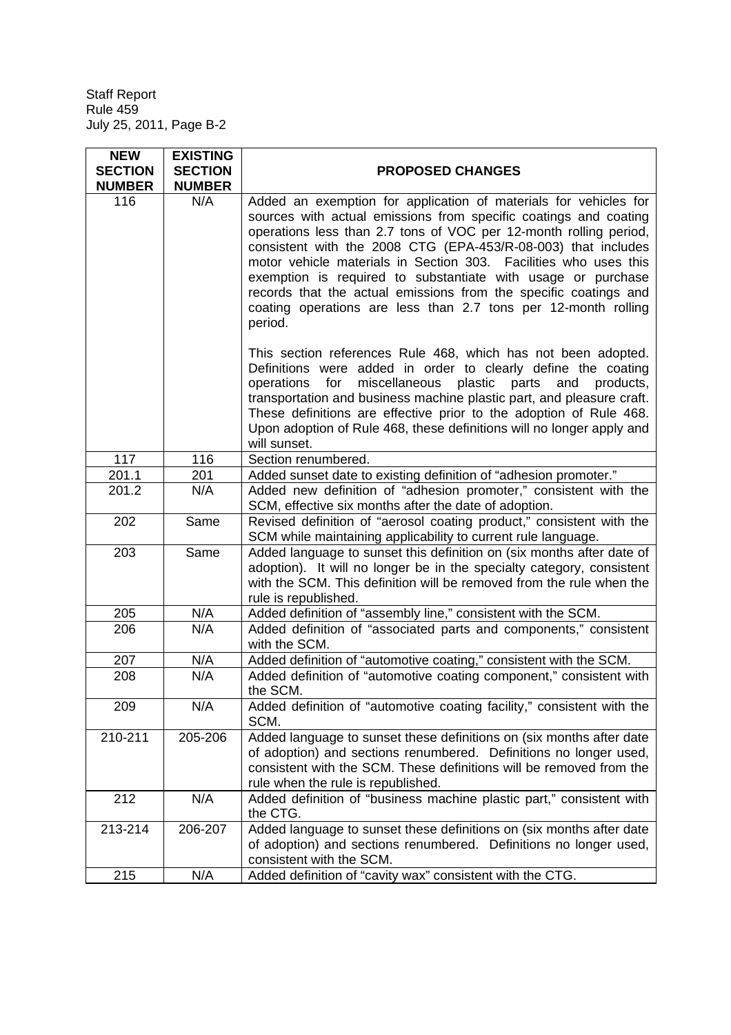| NEW SECTION NUMBER | EXISTING SECTION NUMBER | PROPOSED CHANGES |
|---|---|---|
| 116 | N/A | Added an exemption for application of materials for vehicles for sources with actual emissions from specific coatings and coating operations less than 2.7 tons of VOC per 12-month rolling period, consistent with the 2008 CTG (EPA-453/R-08-003) that includes motor vehicle materials in Section 303. Facilities who uses this exemption is required to substantiate with usage or purchase records that the actual emissions from the specific coatings and coating operations are less than 2.7 tons per 12-month rolling period.<br><br>This section references Rule 468, which has not been adopted. Definitions were added in order to clearly define the coating operations for miscellaneous plastic parts and products, transportation and business machine plastic part, and pleasure craft. These definitions are effective prior to the adoption of Rule 468. Upon adoption of Rule 468, these definitions will no longer apply and will sunset. |
| 117 | 116 | Section renumbered. |
| 201.1 | 201 | Added sunset date to existing definition of "adhesion promoter." |
| 201.2 | N/A | Added new definition of "adhesion promoter," consistent with the SCM, effective six months after the date of adoption. |
| 202 | Same | Revised definition of "aerosol coating product," consistent with the SCM while maintaining applicability to current rule language. |
| 203 | Same | Added language to sunset this definition on (six months after date of adoption). It will no longer be in the specialty category, consistent with the SCM. This definition will be removed from the rule when the rule is republished. |
| 205 | N/A | Added definition of "assembly line," consistent with the SCM. |
| 206 | N/A | Added definition of "associated parts and components," consistent with the SCM. |
| 207 | N/A | Added definition of "automotive coating," consistent with the SCM. |
| 208 | N/A | Added definition of "automotive coating component," consistent with the SCM. |
| 209 | N/A | Added definition of "automotive coating facility," consistent with the SCM. |
| 210-211 | 205-206 | Added language to sunset these definitions on (six months after date of adoption) and sections renumbered. Definitions no longer used, consistent with the SCM. These definitions will be removed from the rule when the rule is republished. |
| 212 | N/A | Added definition of "business machine plastic part," consistent with the CTG. |
| 213-214 | 206-207 | Added language to sunset these definitions on (six months after date of adoption) and sections renumbered. Definitions no longer used, consistent with the SCM. |
| 215 | N/A | Added definition of "cavity wax" consistent with the CTG. |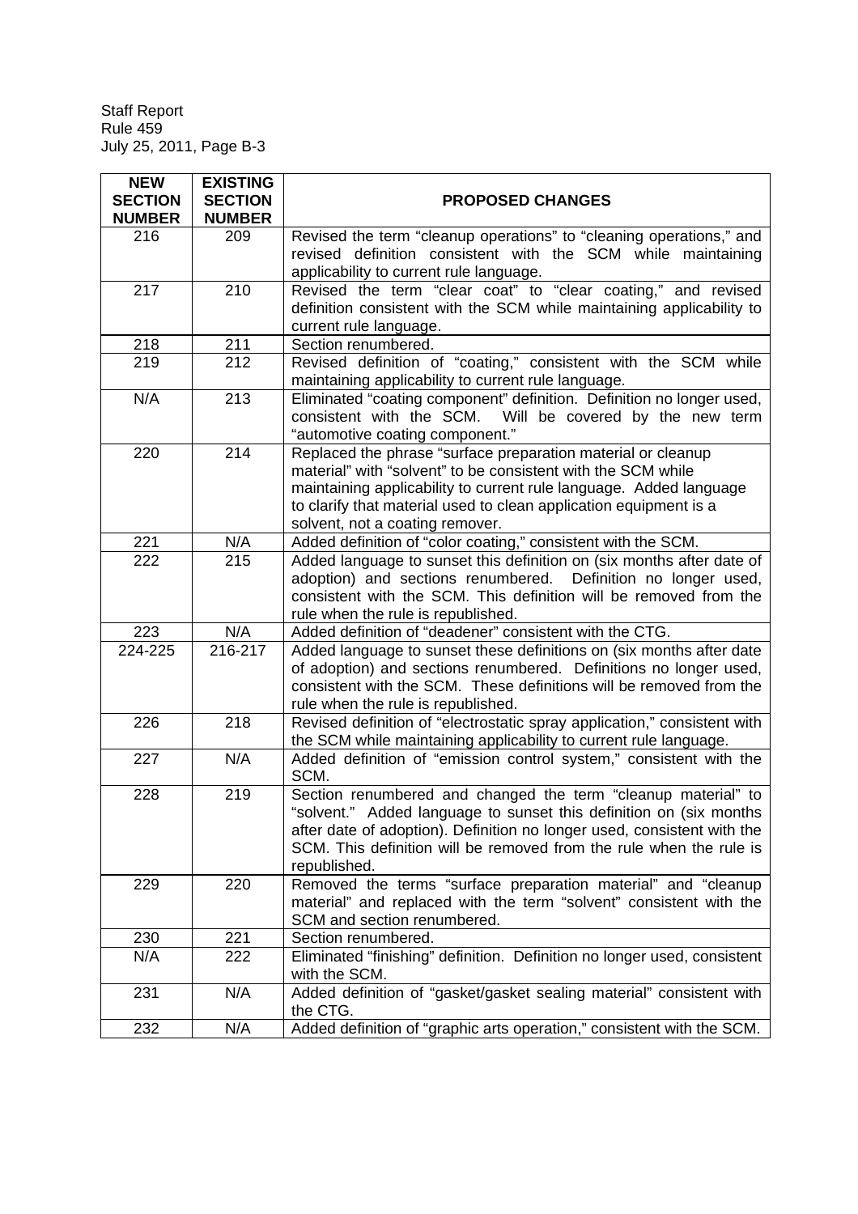| NEW SECTION NUMBER | EXISTING SECTION NUMBER | PROPOSED CHANGES |
|---|---|---|
| 216 | 209 | Revised the term "cleanup operations" to "cleaning operations," and revised definition consistent with the SCM while maintaining applicability to current rule language. |
| 217 | 210 | Revised the term "clear coat" to "clear coating," and revised definition consistent with the SCM while maintaining applicability to current rule language. |
| 218 | 211 | Section renumbered. |
| 219 | 212 | Revised definition of "coating," consistent with the SCM while maintaining applicability to current rule language. |
| N/A | 213 | Eliminated "coating component" definition. Definition no longer used, consistent with the SCM. Will be covered by the new term "automotive coating component." |
| 220 | 214 | Replaced the phrase "surface preparation material or cleanup material" with "solvent" to be consistent with the SCM while maintaining applicability to current rule language. Added language to clarify that material used to clean application equipment is a solvent, not a coating remover. |
| 221 | N/A | Added definition of "color coating," consistent with the SCM. |
| 222 | 215 | Added language to sunset this definition on (six months after date of adoption) and sections renumbered. Definition no longer used, consistent with the SCM. This definition will be removed from the rule when the rule is republished. |
| 223 | N/A | Added definition of "deadener" consistent with the CTG. |
| 224-225 | 216-217 | Added language to sunset these definitions on (six months after date of adoption) and sections renumbered. Definitions no longer used, consistent with the SCM. These definitions will be removed from the rule when the rule is republished. |
| 226 | 218 | Revised definition of "electrostatic spray application," consistent with the SCM while maintaining applicability to current rule language. |
| 227 | N/A | Added definition of "emission control system," consistent with the SCM. |
| 228 | 219 | Section renumbered and changed the term "cleanup material" to "solvent." Added language to sunset this definition on (six months after date of adoption). Definition no longer used, consistent with the SCM. This definition will be removed from the rule when the rule is republished. |
| 229 | 220 | Removed the terms "surface preparation material" and "cleanup material" and replaced with the term "solvent" consistent with the SCM and section renumbered. |
| 230 | 221 | Section renumbered. |
| N/A | 222 | Eliminated "finishing" definition. Definition no longer used, consistent with the SCM. |
| 231 | N/A | Added definition of "gasket/gasket sealing material" consistent with the CTG. |
| 232 | N/A | Added definition of "graphic arts operation," consistent with the SCM. |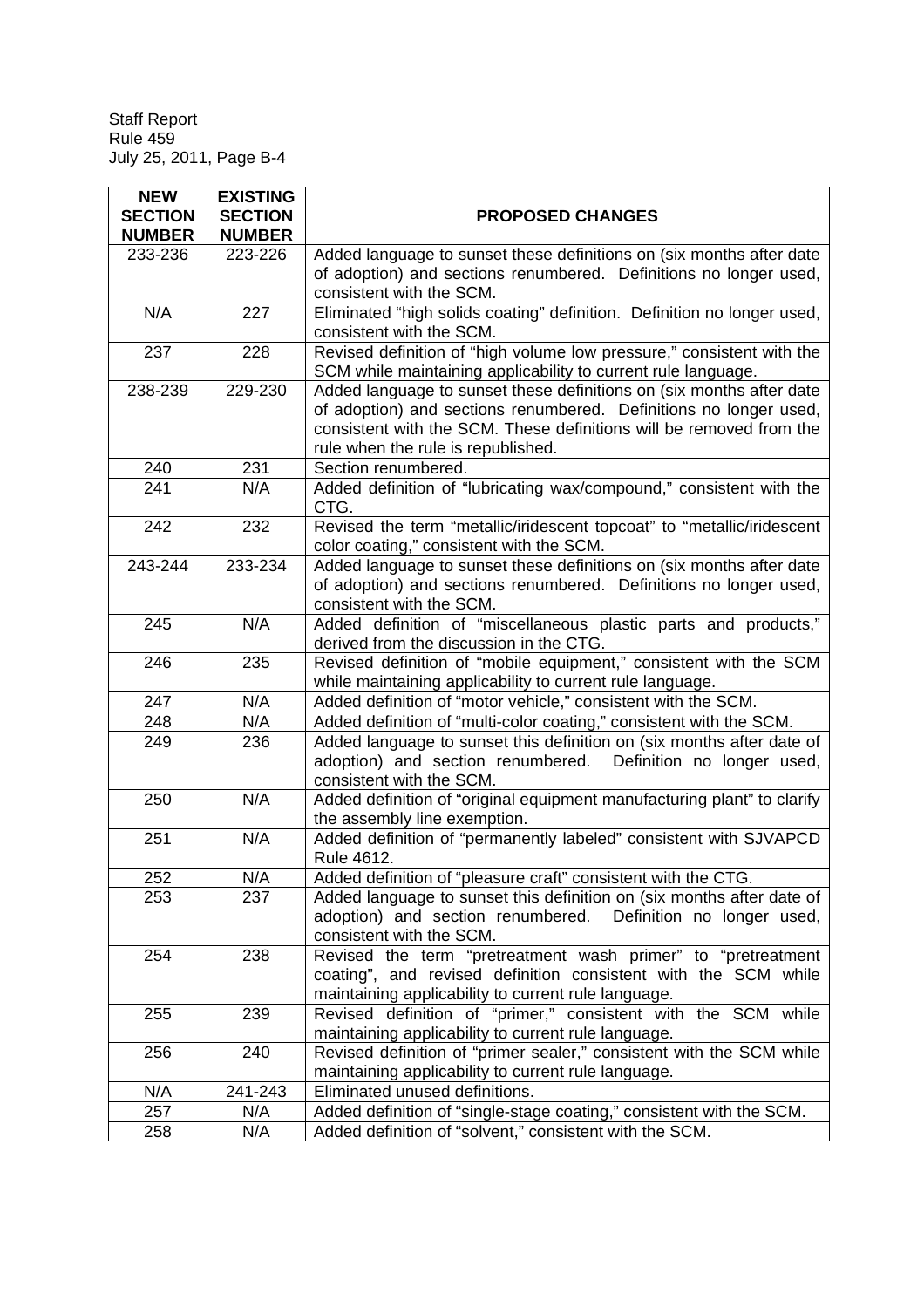| NEW SECTION NUMBER | EXISTING SECTION NUMBER | PROPOSED CHANGES |
|---|---|---|
| 233-236 | 223-226 | Added language to sunset these definitions on (six months after date of adoption) and sections renumbered. Definitions no longer used, consistent with the SCM. |
| N/A | 227 | Eliminated "high solids coating" definition. Definition no longer used, consistent with the SCM. |
| 237 | 228 | Revised definition of "high volume low pressure," consistent with the SCM while maintaining applicability to current rule language. |
| 238-239 | 229-230 | Added language to sunset these definitions on (six months after date of adoption) and sections renumbered. Definitions no longer used, consistent with the SCM. These definitions will be removed from the rule when the rule is republished. |
| 240 | 231 | Section renumbered. |
| 241 | N/A | Added definition of "lubricating wax/compound," consistent with the CTG. |
| 242 | 232 | Revised the term "metallic/iridescent topcoat" to "metallic/iridescent color coating," consistent with the SCM. |
| 243-244 | 233-234 | Added language to sunset these definitions on (six months after date of adoption) and sections renumbered. Definitions no longer used, consistent with the SCM. |
| 245 | N/A | Added definition of "miscellaneous plastic parts and products," derived from the discussion in the CTG. |
| 246 | 235 | Revised definition of "mobile equipment," consistent with the SCM while maintaining applicability to current rule language. |
| 247 | N/A | Added definition of "motor vehicle," consistent with the SCM. |
| 248 | N/A | Added definition of "multi-color coating," consistent with the SCM. |
| 249 | 236 | Added language to sunset this definition on (six months after date of adoption) and section renumbered. Definition no longer used, consistent with the SCM. |
| 250 | N/A | Added definition of "original equipment manufacturing plant" to clarify the assembly line exemption. |
| 251 | N/A | Added definition of "permanently labeled" consistent with SJVAPCD Rule 4612. |
| 252 | N/A | Added definition of "pleasure craft" consistent with the CTG. |
| 253 | 237 | Added language to sunset this definition on (six months after date of adoption) and section renumbered. Definition no longer used, consistent with the SCM. |
| 254 | 238 | Revised the term "pretreatment wash primer" to "pretreatment coating", and revised definition consistent with the SCM while maintaining applicability to current rule language. |
| 255 | 239 | Revised definition of "primer," consistent with the SCM while maintaining applicability to current rule language. |
| 256 | 240 | Revised definition of "primer sealer," consistent with the SCM while maintaining applicability to current rule language. |
| N/A | 241-243 | Eliminated unused definitions. |
| 257 | N/A | Added definition of "single-stage coating," consistent with the SCM. |
| 258 | N/A | Added definition of "solvent," consistent with the SCM. |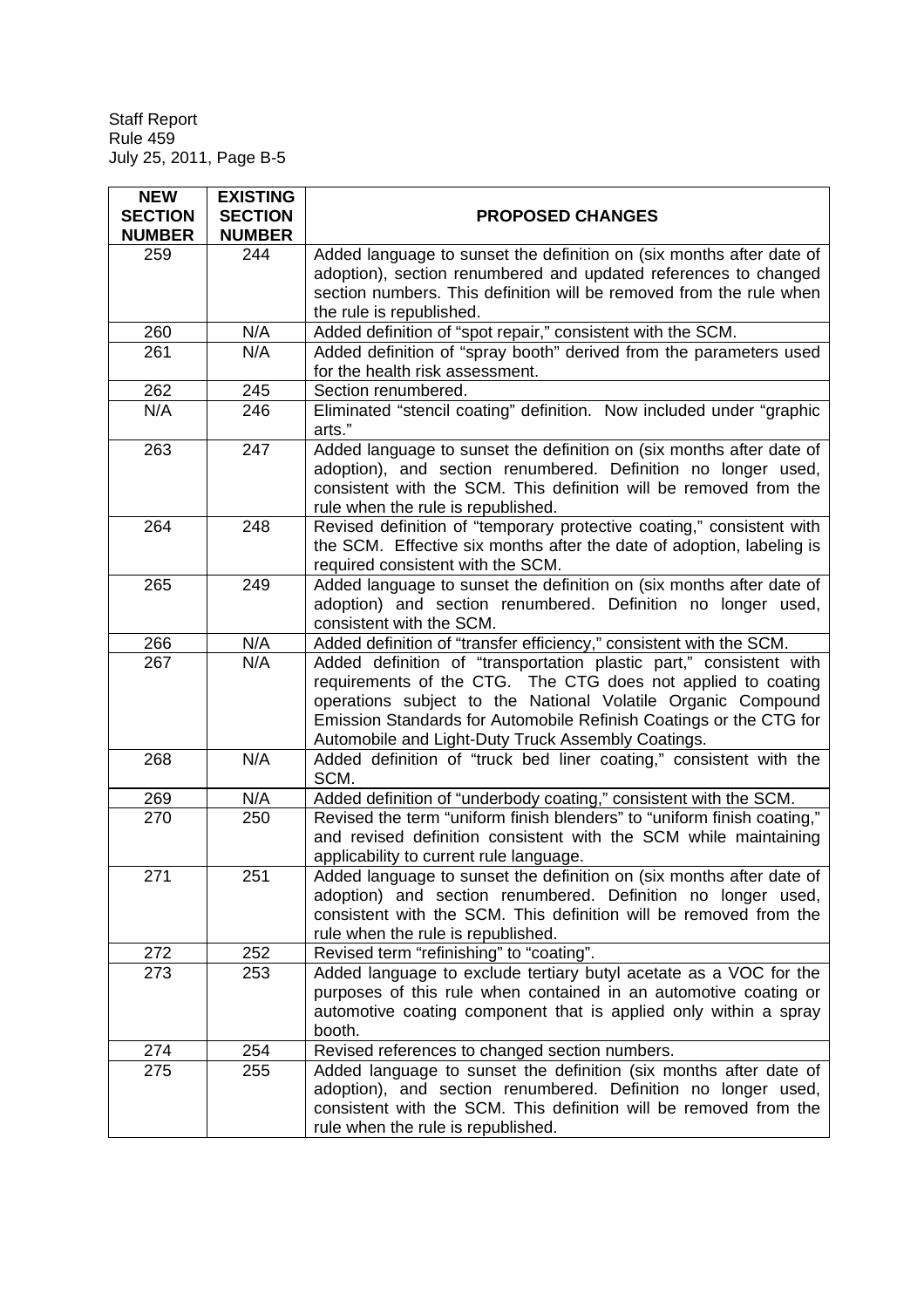| NEW SECTION NUMBER | EXISTING SECTION NUMBER | PROPOSED CHANGES |
|---|---|---|
| 259 | 244 | Added language to sunset the definition on (six months after date of adoption), section renumbered and updated references to changed section numbers. This definition will be removed from the rule when the rule is republished. |
| 260 | N/A | Added definition of "spot repair," consistent with the SCM. |
| 261 | N/A | Added definition of "spray booth" derived from the parameters used for the health risk assessment. |
| 262 | 245 | Section renumbered. |
| N/A | 246 | Eliminated "stencil coating" definition. Now included under "graphic arts." |
| 263 | 247 | Added language to sunset the definition on (six months after date of adoption), and section renumbered. Definition no longer used, consistent with the SCM. This definition will be removed from the rule when the rule is republished. |
| 264 | 248 | Revised definition of "temporary protective coating," consistent with the SCM. Effective six months after the date of adoption, labeling is required consistent with the SCM. |
| 265 | 249 | Added language to sunset the definition on (six months after date of adoption) and section renumbered. Definition no longer used, consistent with the SCM. |
| 266 | N/A | Added definition of "transfer efficiency," consistent with the SCM. |
| 267 | N/A | Added definition of "transportation plastic part," consistent with requirements of the CTG. The CTG does not applied to coating operations subject to the National Volatile Organic Compound Emission Standards for Automobile Refinish Coatings or the CTG for Automobile and Light-Duty Truck Assembly Coatings. |
| 268 | N/A | Added definition of "truck bed liner coating," consistent with the SCM. |
| 269 | N/A | Added definition of "underbody coating," consistent with the SCM. |
| 270 | 250 | Revised the term "uniform finish blenders" to "uniform finish coating," and revised definition consistent with the SCM while maintaining applicability to current rule language. |
| 271 | 251 | Added language to sunset the definition on (six months after date of adoption) and section renumbered. Definition no longer used, consistent with the SCM. This definition will be removed from the rule when the rule is republished. |
| 272 | 252 | Revised term "refinishing" to "coating". |
| 273 | 253 | Added language to exclude tertiary butyl acetate as a VOC for the purposes of this rule when contained in an automotive coating or automotive coating component that is applied only within a spray booth. |
| 274 | 254 | Revised references to changed section numbers. |
| 275 | 255 | Added language to sunset the definition (six months after date of adoption), and section renumbered. Definition no longer used, consistent with the SCM. This definition will be removed from the rule when the rule is republished. |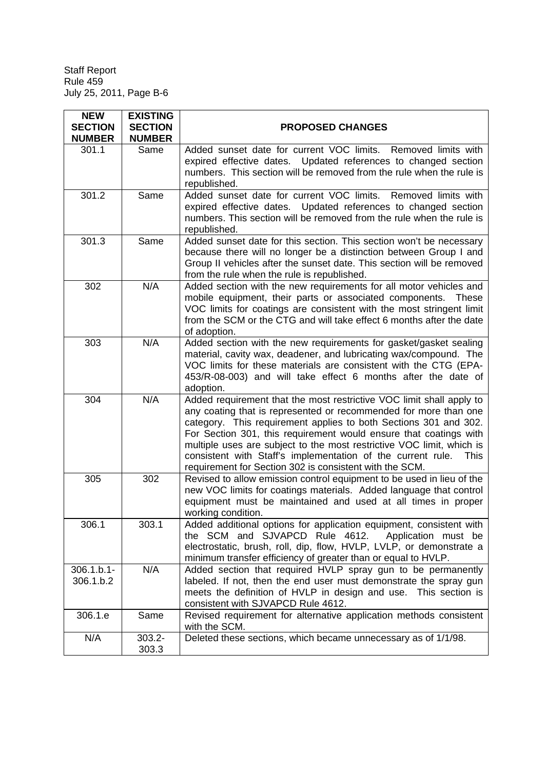| NEW SECTION NUMBER | EXISTING SECTION NUMBER | PROPOSED CHANGES |
|---|---|---|
| 301.1 | Same | Added sunset date for current VOC limits. Removed limits with expired effective dates. Updated references to changed section numbers. This section will be removed from the rule when the rule is republished. |
| 301.2 | Same | Added sunset date for current VOC limits. Removed limits with expired effective dates. Updated references to changed section numbers. This section will be removed from the rule when the rule is republished. |
| 301.3 | Same | Added sunset date for this section. This section won't be necessary because there will no longer be a distinction between Group I and Group II vehicles after the sunset date. This section will be removed from the rule when the rule is republished. |
| 302 | N/A | Added section with the new requirements for all motor vehicles and mobile equipment, their parts or associated components. These VOC limits for coatings are consistent with the most stringent limit from the SCM or the CTG and will take effect 6 months after the date of adoption. |
| 303 | N/A | Added section with the new requirements for gasket/gasket sealing material, cavity wax, deadener, and lubricating wax/compound. The VOC limits for these materials are consistent with the CTG (EPA-453/R-08-003) and will take effect 6 months after the date of adoption. |
| 304 | N/A | Added requirement that the most restrictive VOC limit shall apply to any coating that is represented or recommended for more than one category. This requirement applies to both Sections 301 and 302. For Section 301, this requirement would ensure that coatings with multiple uses are subject to the most restrictive VOC limit, which is consistent with Staff's implementation of the current rule. This requirement for Section 302 is consistent with the SCM. |
| 305 | 302 | Revised to allow emission control equipment to be used in lieu of the new VOC limits for coatings materials. Added language that control equipment must be maintained and used at all times in proper working condition. |
| 306.1 | 303.1 | Added additional options for application equipment, consistent with the SCM and SJVAPCD Rule 4612. Application must be electrostatic, brush, roll, dip, flow, HVLP, LVLP, or demonstrate a minimum transfer efficiency of greater than or equal to HVLP. |
| 306.1.b.1-306.1.b.2 | N/A | Added section that required HVLP spray gun to be permanently labeled. If not, then the end user must demonstrate the spray gun meets the definition of HVLP in design and use. This section is consistent with SJVAPCD Rule 4612. |
| 306.1.e | Same | Revised requirement for alternative application methods consistent with the SCM. |
| N/A | 303.2-303.3 | Deleted these sections, which became unnecessary as of 1/1/98. |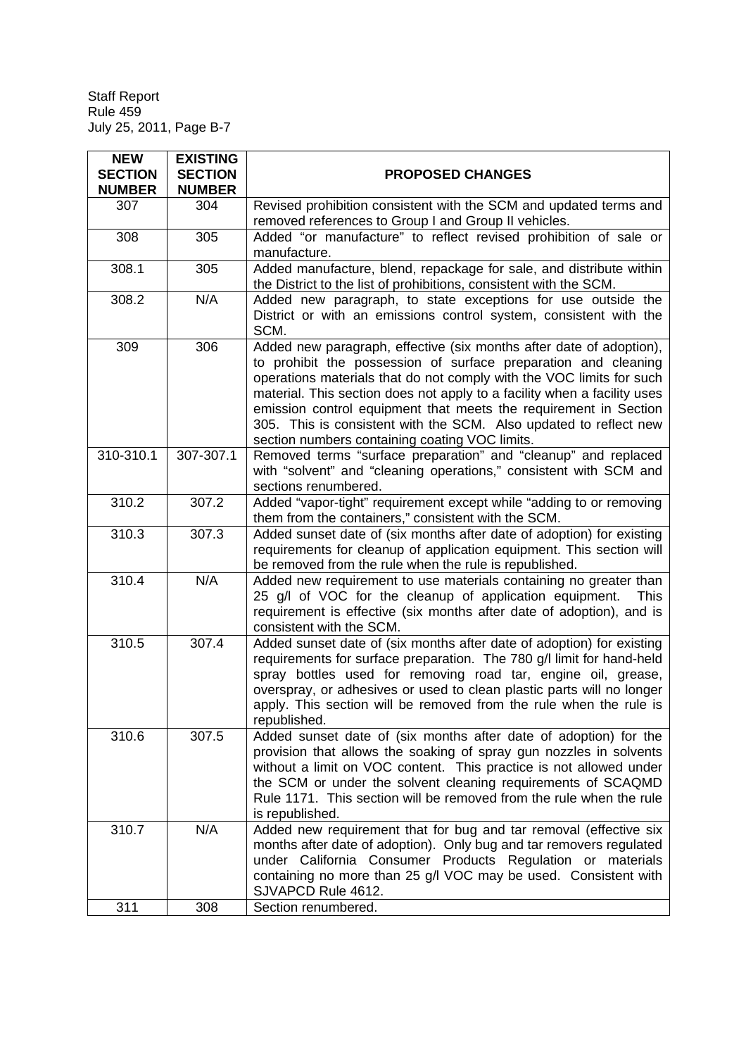| NEW SECTION NUMBER | EXISTING SECTION NUMBER | PROPOSED CHANGES |
|---|---|---|
| 307 | 304 | Revised prohibition consistent with the SCM and updated terms and removed references to Group I and Group II vehicles. |
| 308 | 305 | Added "or manufacture" to reflect revised prohibition of sale or manufacture. |
| 308.1 | 305 | Added manufacture, blend, repackage for sale, and distribute within the District to the list of prohibitions, consistent with the SCM. |
| 308.2 | N/A | Added new paragraph, to state exceptions for use outside the District or with an emissions control system, consistent with the SCM. |
| 309 | 306 | Added new paragraph, effective (six months after date of adoption), to prohibit the possession of surface preparation and cleaning operations materials that do not comply with the VOC limits for such material. This section does not apply to a facility when a facility uses emission control equipment that meets the requirement in Section 305. This is consistent with the SCM. Also updated to reflect new section numbers containing coating VOC limits. |
| 310-310.1 | 307-307.1 | Removed terms "surface preparation" and "cleanup" and replaced with "solvent" and "cleaning operations," consistent with SCM and sections renumbered. |
| 310.2 | 307.2 | Added "vapor-tight" requirement except while "adding to or removing them from the containers," consistent with the SCM. |
| 310.3 | 307.3 | Added sunset date of (six months after date of adoption) for existing requirements for cleanup of application equipment. This section will be removed from the rule when the rule is republished. |
| 310.4 | N/A | Added new requirement to use materials containing no greater than 25 g/l of VOC for the cleanup of application equipment. This requirement is effective (six months after date of adoption), and is consistent with the SCM. |
| 310.5 | 307.4 | Added sunset date of (six months after date of adoption) for existing requirements for surface preparation. The 780 g/l limit for hand-held spray bottles used for removing road tar, engine oil, grease, overspray, or adhesives or used to clean plastic parts will no longer apply. This section will be removed from the rule when the rule is republished. |
| 310.6 | 307.5 | Added sunset date of (six months after date of adoption) for the provision that allows the soaking of spray gun nozzles in solvents without a limit on VOC content. This practice is not allowed under the SCM or under the solvent cleaning requirements of SCAQMD Rule 1171. This section will be removed from the rule when the rule is republished. |
| 310.7 | N/A | Added new requirement that for bug and tar removal (effective six months after date of adoption). Only bug and tar removers regulated under California Consumer Products Regulation or materials containing no more than 25 g/l VOC may be used. Consistent with SJVAPCD Rule 4612. |
| 311 | 308 | Section renumbered. |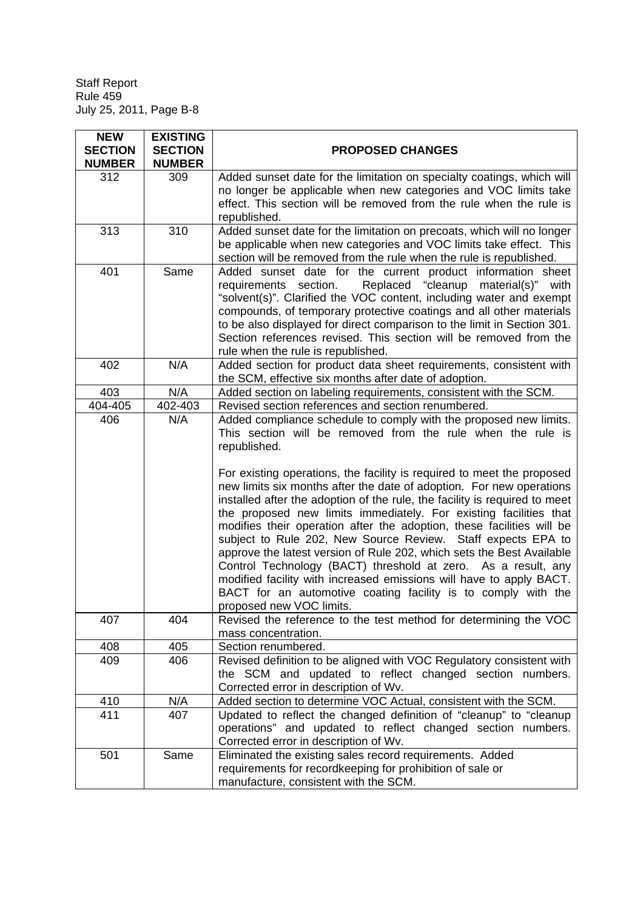| NEW SECTION NUMBER | EXISTING SECTION NUMBER | PROPOSED CHANGES |
|---|---|---|
| 312 | 309 | Added sunset date for the limitation on specialty coatings, which will no longer be applicable when new categories and VOC limits take effect. This section will be removed from the rule when the rule is republished. |
| 313 | 310 | Added sunset date for the limitation on precoats, which will no longer be applicable when new categories and VOC limits take effect. This section will be removed from the rule when the rule is republished. |
| 401 | Same | Added sunset date for the current product information sheet requirements section. Replaced "cleanup material(s)" with "solvent(s)". Clarified the VOC content, including water and exempt compounds, of temporary protective coatings and all other materials to be also displayed for direct comparison to the limit in Section 301. Section references revised. This section will be removed from the rule when the rule is republished. |
| 402 | N/A | Added section for product data sheet requirements, consistent with the SCM, effective six months after date of adoption. |
| 403 | N/A | Added section on labeling requirements, consistent with the SCM. |
| 404-405 | 402-403 | Revised section references and section renumbered. |
| 406 | N/A | Added compliance schedule to comply with the proposed new limits. This section will be removed from the rule when the rule is republished.<br><br>For existing operations, the facility is required to meet the proposed new limits six months after the date of adoption. For new operations installed after the adoption of the rule, the facility is required to meet the proposed new limits immediately. For existing facilities that modifies their operation after the adoption, these facilities will be subject to Rule 202, New Source Review. Staff expects EPA to approve the latest version of Rule 202, which sets the Best Available Control Technology (BACT) threshold at zero. As a result, any modified facility with increased emissions will have to apply BACT. BACT for an automotive coating facility is to comply with the proposed new VOC limits. |
| 407 | 404 | Revised the reference to the test method for determining the VOC mass concentration. |
| 408 | 405 | Section renumbered. |
| 409 | 406 | Revised definition to be aligned with VOC Regulatory consistent with the SCM and updated to reflect changed section numbers. Corrected error in description of Wv. |
| 410 | N/A | Added section to determine VOC Actual, consistent with the SCM. |
| 411 | 407 | Updated to reflect the changed definition of "cleanup" to "cleanup operations" and updated to reflect changed section numbers. Corrected error in description of Wv. |
| 501 | Same | Eliminated the existing sales record requirements. Added requirements for recordkeeping for prohibition of sale or manufacture, consistent with the SCM. |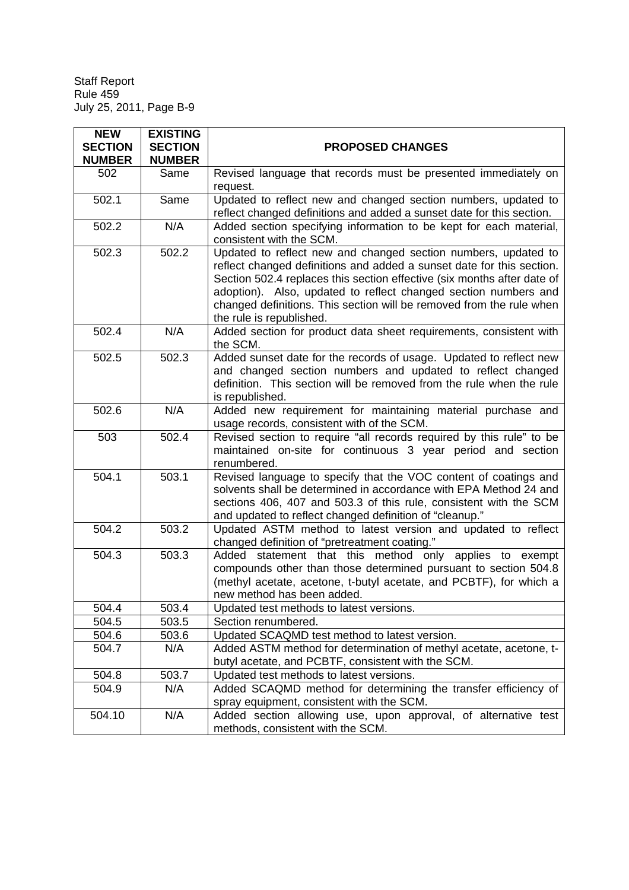| NEW SECTION NUMBER | EXISTING SECTION NUMBER | PROPOSED CHANGES |
|---|---|---|
| 502 | Same | Revised language that records must be presented immediately on request. |
| 502.1 | Same | Updated to reflect new and changed section numbers, updated to reflect changed definitions and added a sunset date for this section. |
| 502.2 | N/A | Added section specifying information to be kept for each material, consistent with the SCM. |
| 502.3 | 502.2 | Updated to reflect new and changed section numbers, updated to reflect changed definitions and added a sunset date for this section. Section 502.4 replaces this section effective (six months after date of adoption). Also, updated to reflect changed section numbers and changed definitions. This section will be removed from the rule when the rule is republished. |
| 502.4 | N/A | Added section for product data sheet requirements, consistent with the SCM. |
| 502.5 | 502.3 | Added sunset date for the records of usage. Updated to reflect new and changed section numbers and updated to reflect changed definition. This section will be removed from the rule when the rule is republished. |
| 502.6 | N/A | Added new requirement for maintaining material purchase and usage records, consistent with of the SCM. |
| 503 | 502.4 | Revised section to require "all records required by this rule" to be maintained on-site for continuous 3 year period and section renumbered. |
| 504.1 | 503.1 | Revised language to specify that the VOC content of coatings and solvents shall be determined in accordance with EPA Method 24 and sections 406, 407 and 503.3 of this rule, consistent with the SCM and updated to reflect changed definition of "cleanup." |
| 504.2 | 503.2 | Updated ASTM method to latest version and updated to reflect changed definition of "pretreatment coating." |
| 504.3 | 503.3 | Added statement that this method only applies to exempt compounds other than those determined pursuant to section 504.8 (methyl acetate, acetone, t-butyl acetate, and PCBTF), for which a new method has been added. |
| 504.4 | 503.4 | Updated test methods to latest versions. |
| 504.5 | 503.5 | Section renumbered. |
| 504.6 | 503.6 | Updated SCAQMD test method to latest version. |
| 504.7 | N/A | Added ASTM method for determination of methyl acetate, acetone, t-butyl acetate, and PCBTF, consistent with the SCM. |
| 504.8 | 503.7 | Updated test methods to latest versions. |
| 504.9 | N/A | Added SCAQMD method for determining the transfer efficiency of spray equipment, consistent with the SCM. |
| 504.10 | N/A | Added section allowing use, upon approval, of alternative test methods, consistent with the SCM. |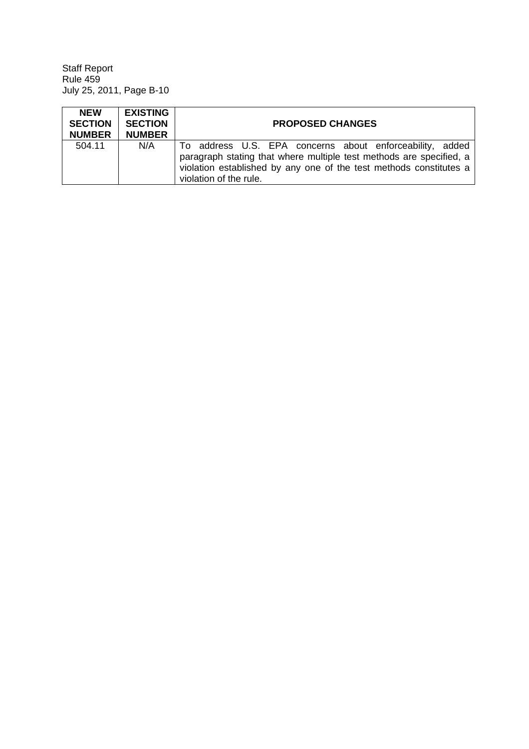| NEW SECTION NUMBER | EXISTING SECTION NUMBER | PROPOSED CHANGES |
|---|---|---|
| 504.11 | N/A | To address U.S. EPA concerns about enforceability, added paragraph stating that where multiple test methods are specified, a violation established by any one of the test methods constitutes a violation of the rule. |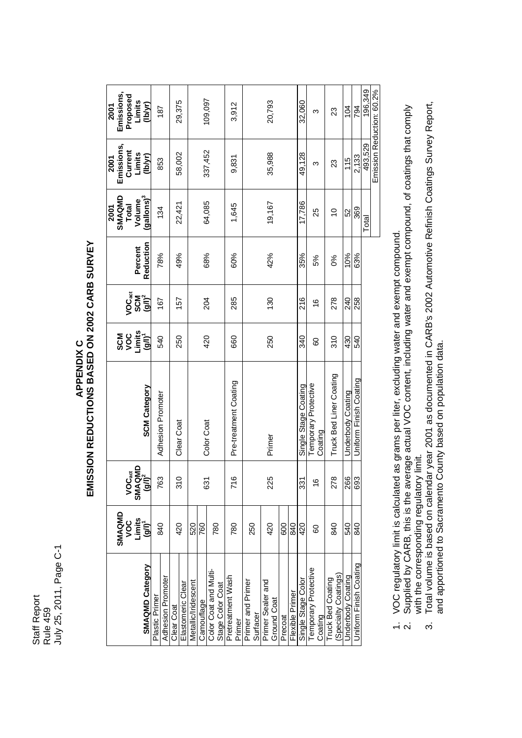# APPENDIX C
## EMISSION REDUCTIONS BASED ON 2002 CARB SURVEY

| SMAQMD Category | SMAQMD VOC Limits (g/l)[1] | $VOC_{act}$ SMAQMD (g/l)[2] | SCM Category | SCM VOC Limits (g/l)[1] | $VOC_{act}$ SCM (g/l)[2] | Percent Reduction | 2001 SMAQMD Total Volume (gallons)[3] | 2001 Emissions, Current Limits (lb/yr) | 2001 Emissions, Proposed Limits (lb/yr) |
|---|---|---|---|---|---|---|---|---|---|
| Plastic Primer | 840 | 763 | Adhesion Promoter | 540 | 167 | 78% | 134 | 853 | 187 |
| Adhesion Promoter | | | | | | | | | |
| Clear Coat | 420 | 310 | Clear Coat | 250 | 157 | 49% | 22,421 | 58,002 | 29,375 |
| Elastomeric Clear | | | | | | | | | |
| Metallic/Iridescent | 520 | 631 | Color Coat | 420 | 204 | 68% | 64,085 | 337,452 | 109,097 |
| Camouflage | 760 | | | | | | | | |
| Color Coat and Multi-Stage Color Coat | 780 | | | | | | | | |
| Pretreatment Wash Primer | 780 | 716 | Pre-treatment Coating | 660 | 285 | 60% | 1,645 | 9,831 | 3,912 |
| Primer and Primer Surfacer | 250 | 225 | Primer | 250 | 130 | 42% | 19,167 | 35,988 | 20,793 |
| Primer Sealer and Ground Coat | 420 | | | | | | | | |
| Precoat | 600 | | | | | | | | |
| Flexible Primer | 840 | | | | | | | | |
| Single Stage Color | 420 | 331 | Single Stage Coating | 340 | 216 | 35% | 17,786 | 49,128 | 32,060 |
| Temporary Protective Coating | 60 | 16 | Temporary Protective Coating | 60 | 16 | 5% | 25 | 3 | 3 |
| Truck Bed Coating (Specialty Coatings) | 840 | 278 | Truck Bed Liner Coating | 310 | 278 | 0% | 10 | 23 | 23 |
| Underbody Coating | 540 | 266 | Underbody Coating | 430 | 240 | 10% | 52 | 115 | 104 |
| Uniform Finish Coating | 840 | 693 | Uniform Finish Coating | 540 | 258 | 63% | 369 | 2,133 | 794 |
| | | | | | | | Total | 493,529 | 196,349 |
| | | | | | | | | Emission Reduction: 60.2% | |

1. VOC regulatory limit is calculated as grams per liter, excluding water and exempt compound.
2. Supplied by CARB, this is the average actual VOC content, including water and exempt compound, of coatings that comply with the corresponding regulatory limit.
3. Total volume is based on calendar year 2001 as documented in CARB's 2002 Automotive Refinish Coatings Survey Report, and apportioned to Sacramento County based on population data.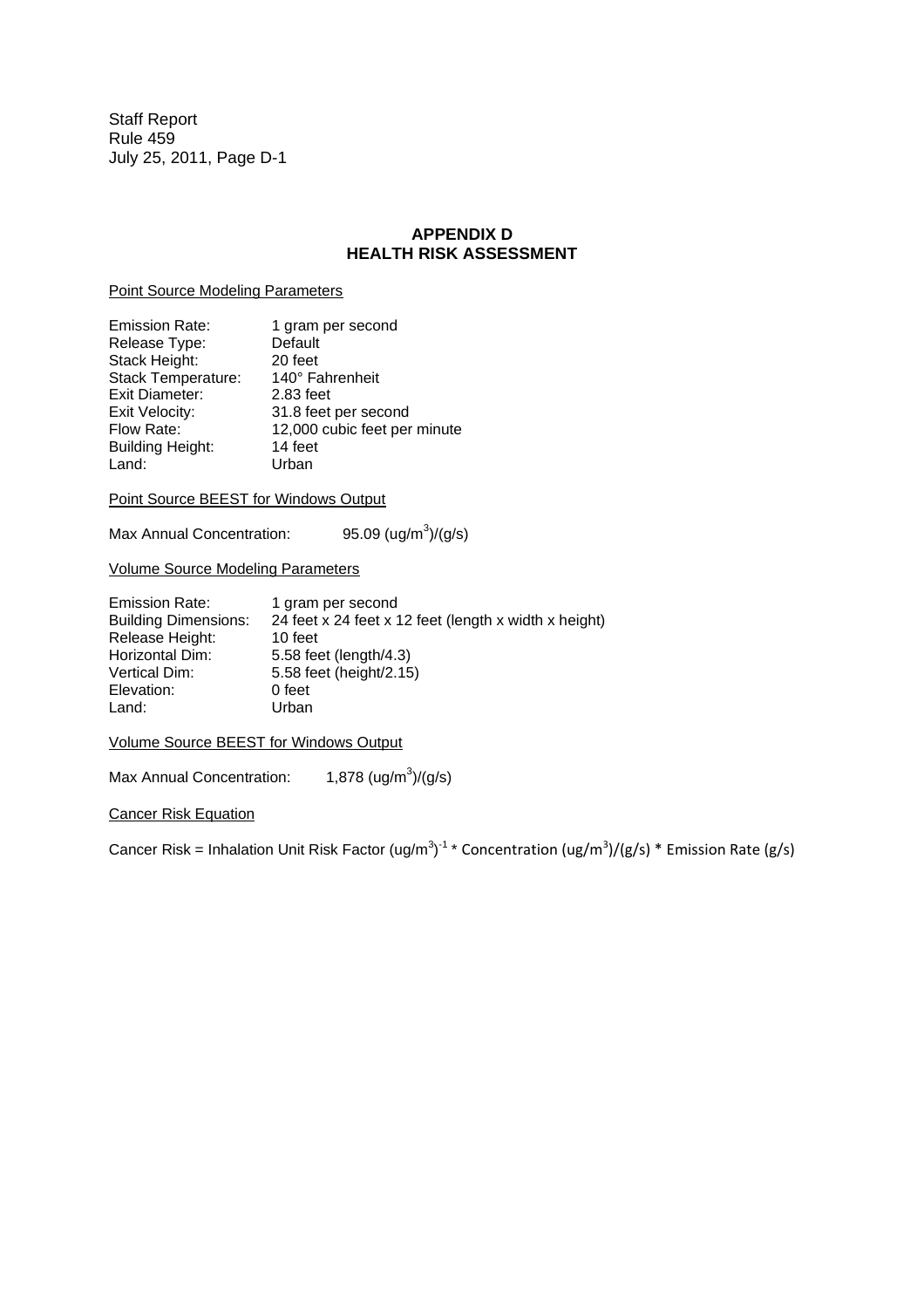## APPENDIX D
## HEALTH RISK ASSESSMENT

Point Source Modeling Parameters

| | |
|---|---|
| Emission Rate: | 1 gram per second |
| Release Type: | Default |
| Stack Height: | 20 feet |
| Stack Temperature: | 140° Fahrenheit |
| Exit Diameter: | 2.83 feet |
| Exit Velocity: | 31.8 feet per second |
| Flow Rate: | 12,000 cubic feet per minute |
| Building Height: | 14 feet |
| Land: | Urban |

Point Source BEEST for Windows Output

Max Annual Concentration: 95.09 $(ug/m^3)/(g/s)$

Volume Source Modeling Parameters

| | |
|---|---|
| Emission Rate: | 1 gram per second |
| Building Dimensions: | 24 feet x 24 feet x 12 feet (length x width x height) |
| Release Height: | 10 feet |
| Horizontal Dim: | 5.58 feet (length/4.3) |
| Vertical Dim: | 5.58 feet (height/2.15) |
| Elevation: | 0 feet |
| Land: | Urban |

Volume Source BEEST for Windows Output

Max Annual Concentration: 1,878 $(ug/m^3)/(g/s)$

Cancer Risk Equation

Cancer Risk = Inhalation Unit Risk Factor $(ug/m^3)^{-1}$ * Concentration $(ug/m^3)/(g/s)$ * Emission Rate (g/s)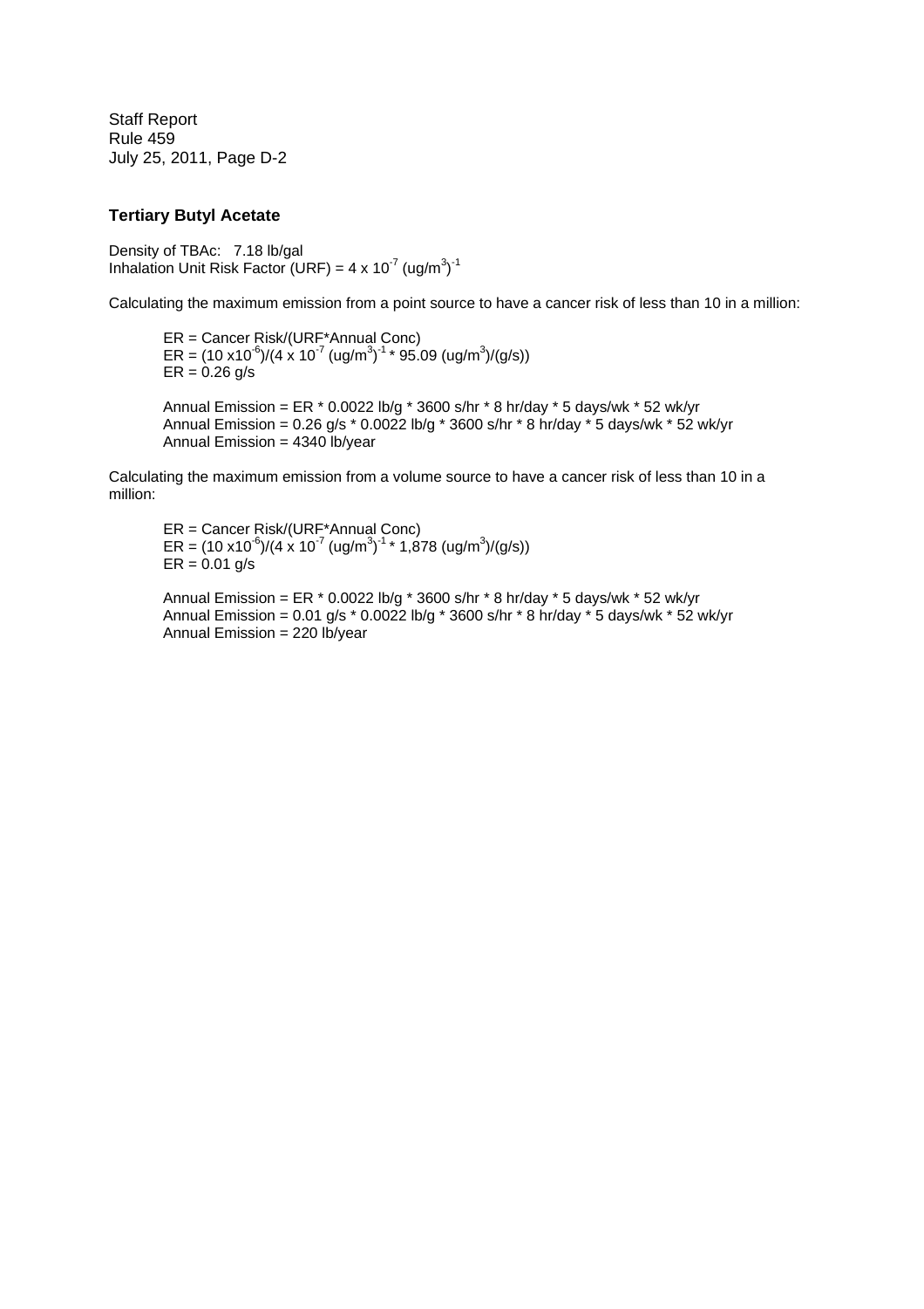### Tertiary Butyl Acetate

Density of TBAc: 7.18 lb/gal
Inhalation Unit Risk Factor (URF) = $4 \times 10^{-7}$ $(ug/m^3)^{-1}$

Calculating the maximum emission from a point source to have a cancer risk of less than 10 in a million:

ER = Cancer Risk/(URF*Annual Conc)
ER = $(10 \times 10^{-6})/(4 \times 10^{-7}\ (ug/m^3)^{-1} * 95.09\ (ug/m^3)/(g/s))$
ER = 0.26 g/s

Annual Emission = ER * 0.0022 lb/g * 3600 s/hr * 8 hr/day * 5 days/wk * 52 wk/yr
Annual Emission = 0.26 g/s * 0.0022 lb/g * 3600 s/hr * 8 hr/day * 5 days/wk * 52 wk/yr
Annual Emission = 4340 lb/year

Calculating the maximum emission from a volume source to have a cancer risk of less than 10 in a million:

ER = Cancer Risk/(URF*Annual Conc)
ER = $(10 \times 10^{-6})/(4 \times 10^{-7}\ (ug/m^3)^{-1} * 1{,}878\ (ug/m^3)/(g/s))$
ER = 0.01 g/s

Annual Emission = ER * 0.0022 lb/g * 3600 s/hr * 8 hr/day * 5 days/wk * 52 wk/yr
Annual Emission = 0.01 g/s * 0.0022 lb/g * 3600 s/hr * 8 hr/day * 5 days/wk * 52 wk/yr
Annual Emission = 220 lb/year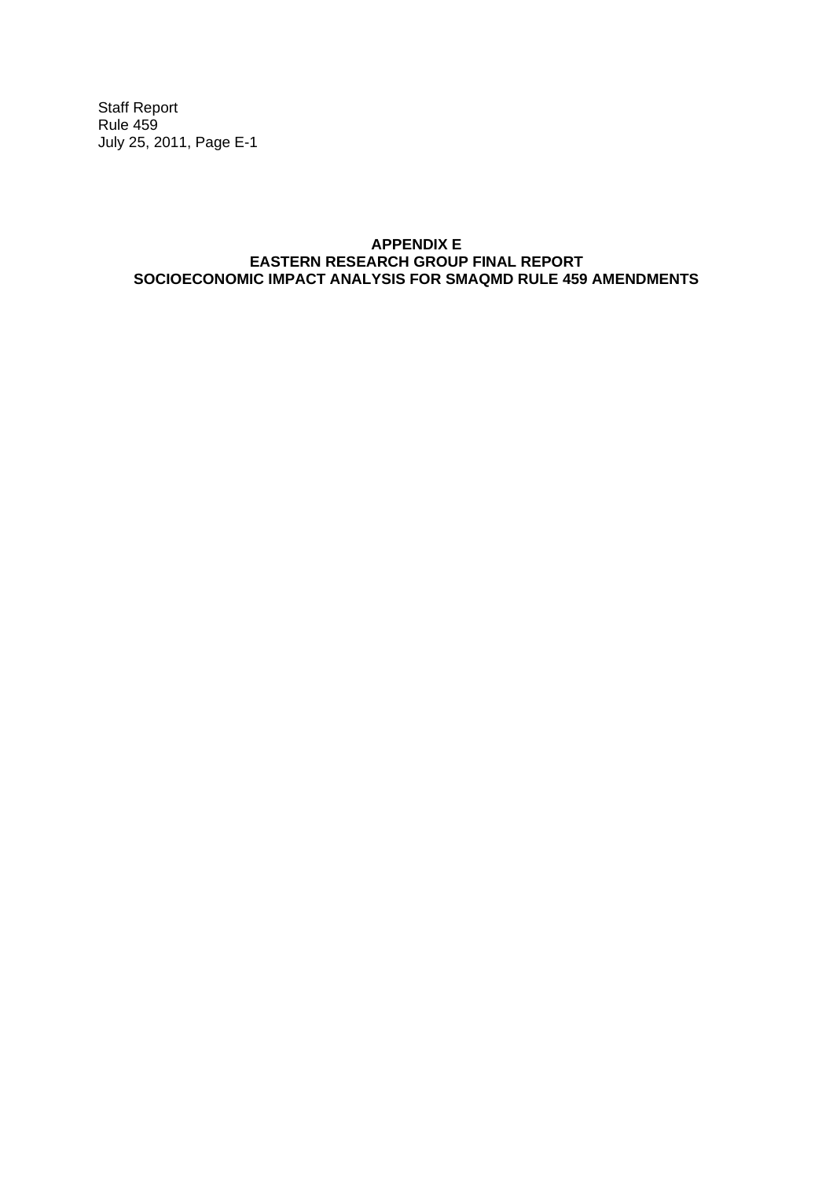**APPENDIX E**
**EASTERN RESEARCH GROUP FINAL REPORT**
**SOCIOECONOMIC IMPACT ANALYSIS FOR SMAQMD RULE 459 AMENDMENTS**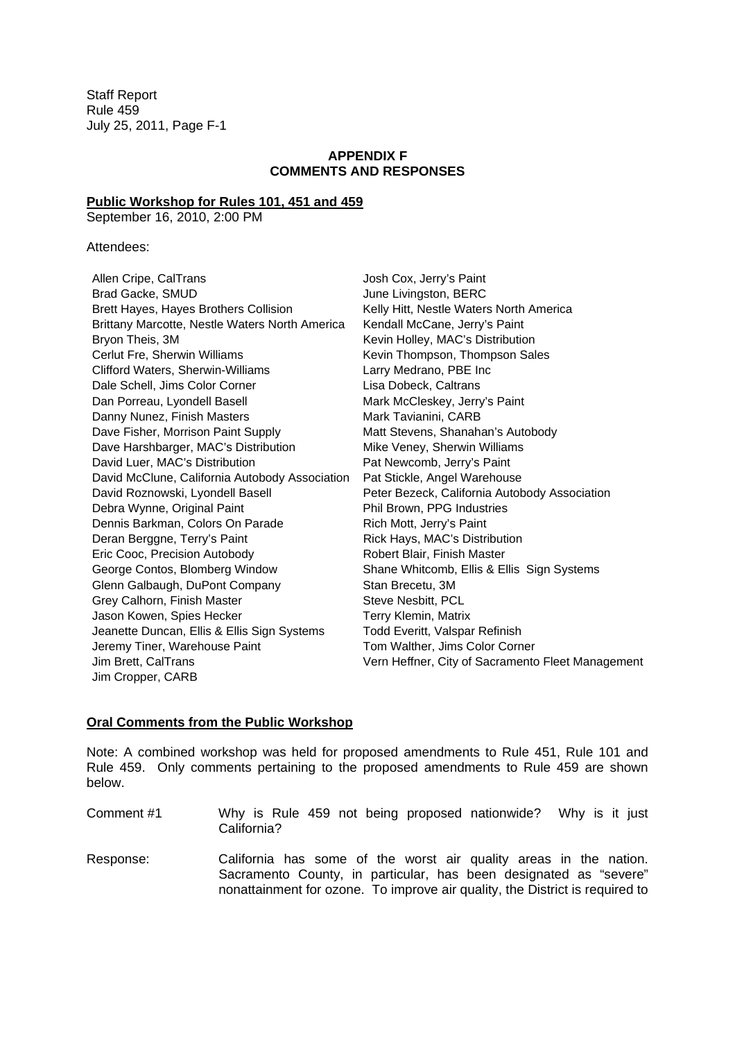**APPENDIX F**
**COMMENTS AND RESPONSES**

**Public Workshop for Rules 101, 451 and 459**

September 16, 2010, 2:00 PM

Attendees:

Allen Cripe, CalTrans
Brad Gacke, SMUD
Brett Hayes, Hayes Brothers Collision
Brittany Marcotte, Nestle Waters North America
Bryon Theis, 3M
Cerlut Fre, Sherwin Williams
Clifford Waters, Sherwin-Williams
Dale Schell, Jims Color Corner
Dan Porreau, Lyondell Basell
Danny Nunez, Finish Masters
Dave Fisher, Morrison Paint Supply
Dave Harshbarger, MAC's Distribution
David Luer, MAC's Distribution
David McClune, California Autobody Association
David Roznowski, Lyondell Basell
Debra Wynne, Original Paint
Dennis Barkman, Colors On Parade
Deran Berggne, Terry's Paint
Eric Cooc, Precision Autobody
George Contos, Blomberg Window
Glenn Galbaugh, DuPont Company
Grey Calhorn, Finish Master
Jason Kowen, Spies Hecker
Jeanette Duncan, Ellis & Ellis Sign Systems
Jeremy Tiner, Warehouse Paint
Jim Brett, CalTrans
Jim Cropper, CARB
Josh Cox, Jerry's Paint
June Livingston, BERC
Kelly Hitt, Nestle Waters North America
Kendall McCane, Jerry's Paint
Kevin Holley, MAC's Distribution
Kevin Thompson, Thompson Sales
Larry Medrano, PBE Inc
Lisa Dobeck, Caltrans
Mark McCleskey, Jerry's Paint
Mark Tavianini, CARB
Matt Stevens, Shanahan's Autobody
Mike Veney, Sherwin Williams
Pat Newcomb, Jerry's Paint
Pat Stickle, Angel Warehouse
Peter Bezeck, California Autobody Association
Phil Brown, PPG Industries
Rich Mott, Jerry's Paint
Rick Hays, MAC's Distribution
Robert Blair, Finish Master
Shane Whitcomb, Ellis & Ellis Sign Systems
Stan Brecetu, 3M
Steve Nesbitt, PCL
Terry Klemin, Matrix
Todd Everitt, Valspar Refinish
Tom Walther, Jims Color Corner
Vern Heffner, City of Sacramento Fleet Management

**Oral Comments from the Public Workshop**

Note: A combined workshop was held for proposed amendments to Rule 451, Rule 101 and Rule 459. Only comments pertaining to the proposed amendments to Rule 459 are shown below.

Comment #1 Why is Rule 459 not being proposed nationwide? Why is it just California?

Response: California has some of the worst air quality areas in the nation. Sacramento County, in particular, has been designated as "severe" nonattainment for ozone. To improve air quality, the District is required to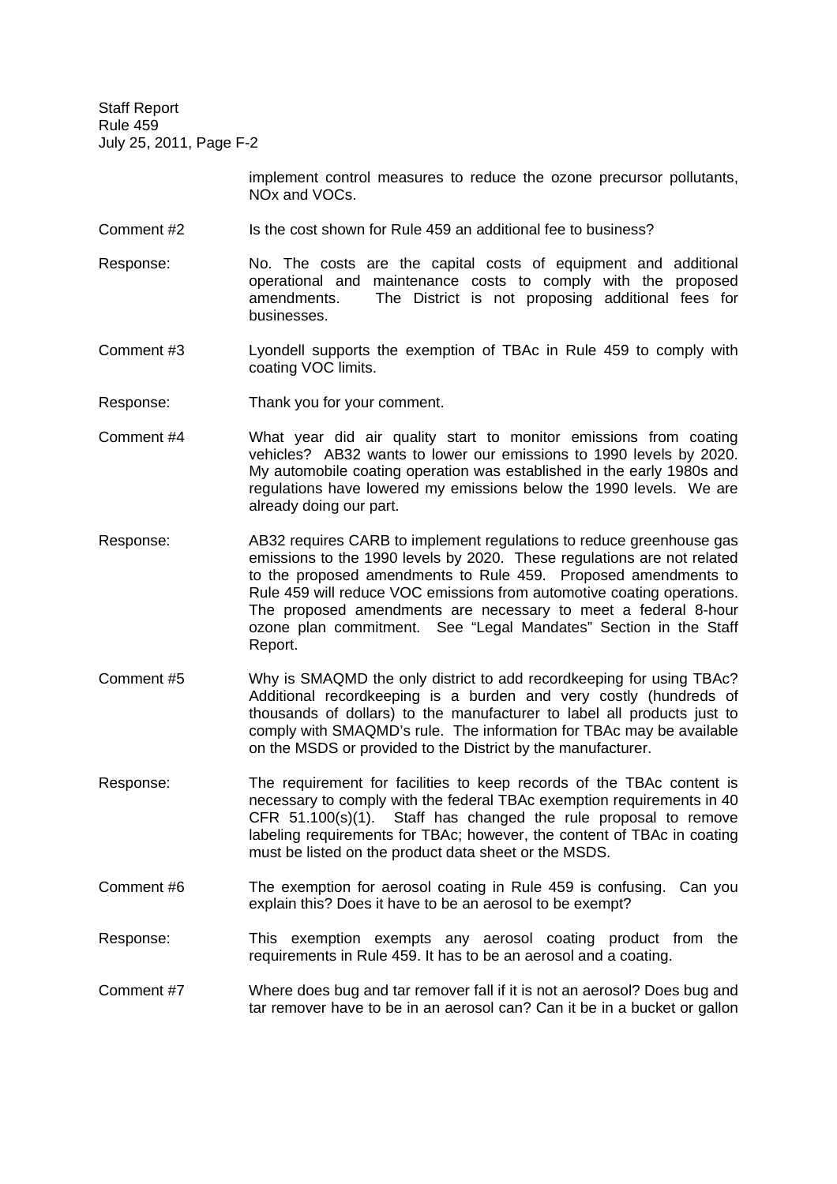implement control measures to reduce the ozone precursor pollutants, NOx and VOCs.

Comment #2 Is the cost shown for Rule 459 an additional fee to business?

Response: No. The costs are the capital costs of equipment and additional operational and maintenance costs to comply with the proposed amendments. The District is not proposing additional fees for businesses.

Comment #3 Lyondell supports the exemption of TBAc in Rule 459 to comply with coating VOC limits.

Response: Thank you for your comment.

Comment #4 What year did air quality start to monitor emissions from coating vehicles? AB32 wants to lower our emissions to 1990 levels by 2020. My automobile coating operation was established in the early 1980s and regulations have lowered my emissions below the 1990 levels. We are already doing our part.

Response: AB32 requires CARB to implement regulations to reduce greenhouse gas emissions to the 1990 levels by 2020. These regulations are not related to the proposed amendments to Rule 459. Proposed amendments to Rule 459 will reduce VOC emissions from automotive coating operations. The proposed amendments are necessary to meet a federal 8-hour ozone plan commitment. See "Legal Mandates" Section in the Staff Report.

Comment #5 Why is SMAQMD the only district to add recordkeeping for using TBAc? Additional recordkeeping is a burden and very costly (hundreds of thousands of dollars) to the manufacturer to label all products just to comply with SMAQMD's rule. The information for TBAc may be available on the MSDS or provided to the District by the manufacturer.

Response: The requirement for facilities to keep records of the TBAc content is necessary to comply with the federal TBAc exemption requirements in 40 CFR 51.100(s)(1). Staff has changed the rule proposal to remove labeling requirements for TBAc; however, the content of TBAc in coating must be listed on the product data sheet or the MSDS.

Comment #6 The exemption for aerosol coating in Rule 459 is confusing. Can you explain this? Does it have to be an aerosol to be exempt?

Response: This exemption exempts any aerosol coating product from the requirements in Rule 459. It has to be an aerosol and a coating.

Comment #7 Where does bug and tar remover fall if it is not an aerosol? Does bug and tar remover have to be in an aerosol can? Can it be in a bucket or gallon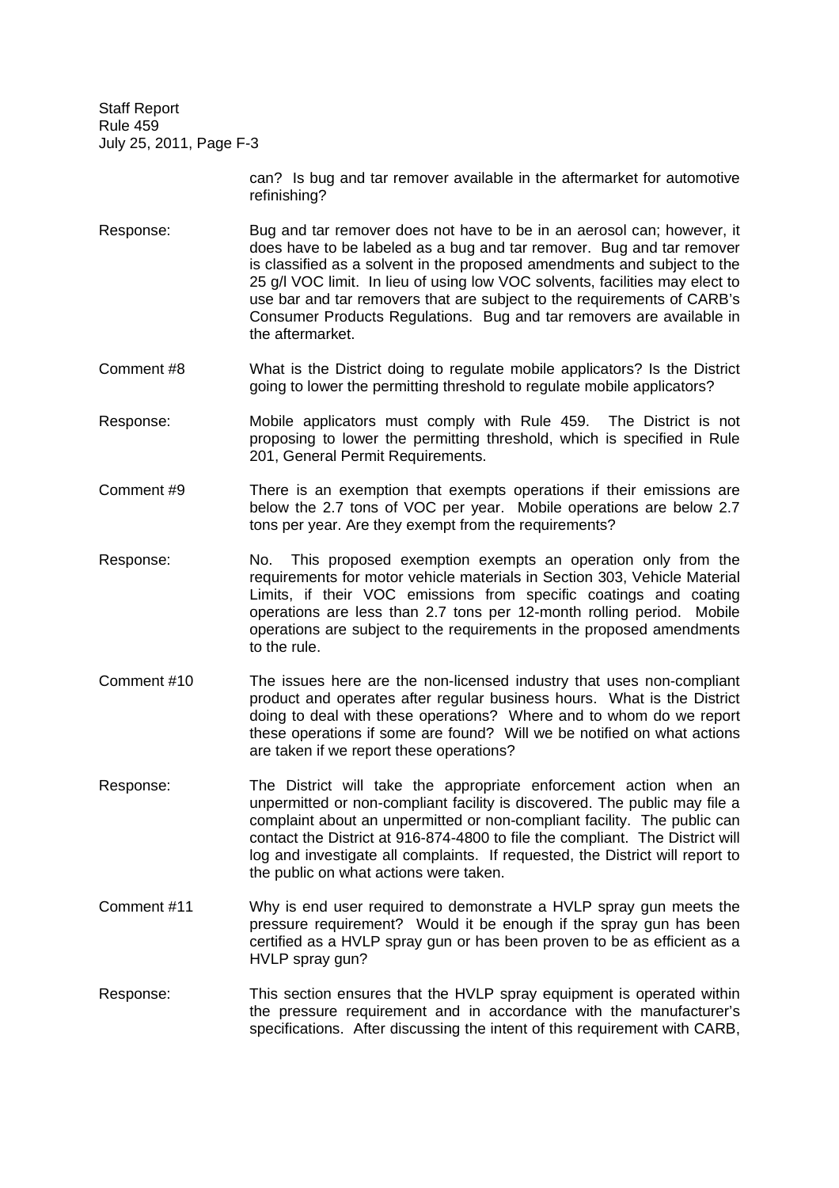can? Is bug and tar remover available in the aftermarket for automotive refinishing?

Response: Bug and tar remover does not have to be in an aerosol can; however, it does have to be labeled as a bug and tar remover. Bug and tar remover is classified as a solvent in the proposed amendments and subject to the 25 g/l VOC limit. In lieu of using low VOC solvents, facilities may elect to use bar and tar removers that are subject to the requirements of CARB's Consumer Products Regulations. Bug and tar removers are available in the aftermarket.

Comment #8 What is the District doing to regulate mobile applicators? Is the District going to lower the permitting threshold to regulate mobile applicators?

Response: Mobile applicators must comply with Rule 459. The District is not proposing to lower the permitting threshold, which is specified in Rule 201, General Permit Requirements.

Comment #9 There is an exemption that exempts operations if their emissions are below the 2.7 tons of VOC per year. Mobile operations are below 2.7 tons per year. Are they exempt from the requirements?

Response: No. This proposed exemption exempts an operation only from the requirements for motor vehicle materials in Section 303, Vehicle Material Limits, if their VOC emissions from specific coatings and coating operations are less than 2.7 tons per 12-month rolling period. Mobile operations are subject to the requirements in the proposed amendments to the rule.

Comment #10 The issues here are the non-licensed industry that uses non-compliant product and operates after regular business hours. What is the District doing to deal with these operations? Where and to whom do we report these operations if some are found? Will we be notified on what actions are taken if we report these operations?

Response: The District will take the appropriate enforcement action when an unpermitted or non-compliant facility is discovered. The public may file a complaint about an unpermitted or non-compliant facility. The public can contact the District at 916-874-4800 to file the compliant. The District will log and investigate all complaints. If requested, the District will report to the public on what actions were taken.

Comment #11 Why is end user required to demonstrate a HVLP spray gun meets the pressure requirement? Would it be enough if the spray gun has been certified as a HVLP spray gun or has been proven to be as efficient as a HVLP spray gun?

Response: This section ensures that the HVLP spray equipment is operated within the pressure requirement and in accordance with the manufacturer's specifications. After discussing the intent of this requirement with CARB,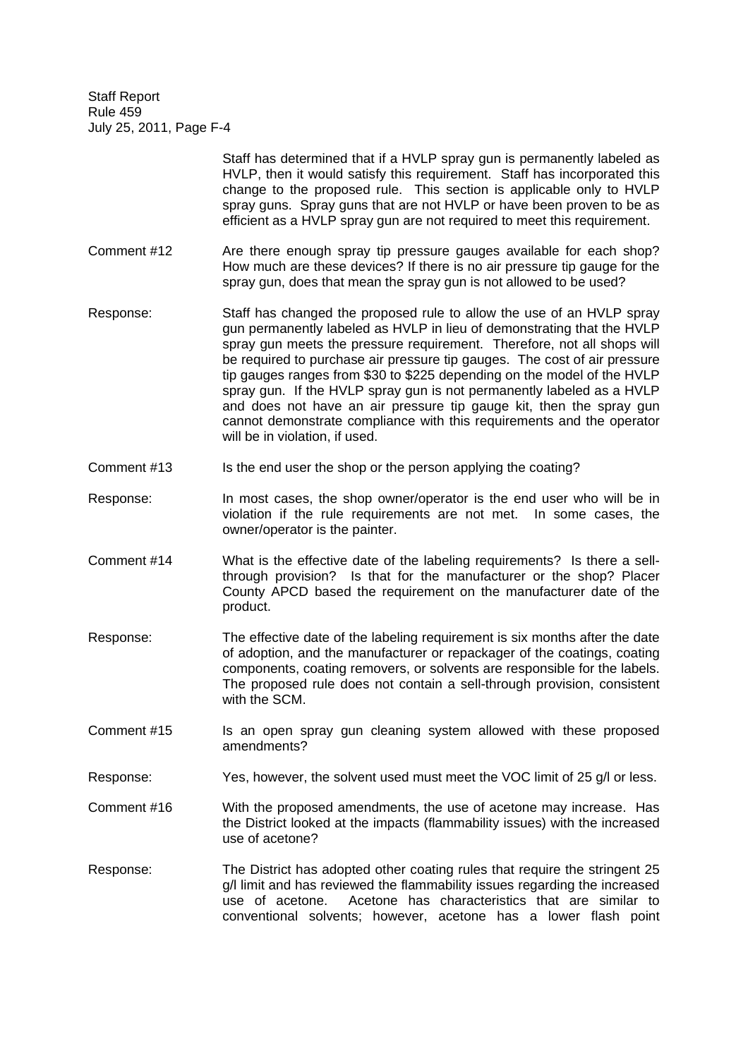Staff has determined that if a HVLP spray gun is permanently labeled as HVLP, then it would satisfy this requirement. Staff has incorporated this change to the proposed rule. This section is applicable only to HVLP spray guns. Spray guns that are not HVLP or have been proven to be as efficient as a HVLP spray gun are not required to meet this requirement.

Comment #12 Are there enough spray tip pressure gauges available for each shop? How much are these devices? If there is no air pressure tip gauge for the spray gun, does that mean the spray gun is not allowed to be used?

Response: Staff has changed the proposed rule to allow the use of an HVLP spray gun permanently labeled as HVLP in lieu of demonstrating that the HVLP spray gun meets the pressure requirement. Therefore, not all shops will be required to purchase air pressure tip gauges. The cost of air pressure tip gauges ranges from $30 to $225 depending on the model of the HVLP spray gun. If the HVLP spray gun is not permanently labeled as a HVLP and does not have an air pressure tip gauge kit, then the spray gun cannot demonstrate compliance with this requirements and the operator will be in violation, if used.

Comment #13 Is the end user the shop or the person applying the coating?

Response: In most cases, the shop owner/operator is the end user who will be in violation if the rule requirements are not met. In some cases, the owner/operator is the painter.

Comment #14 What is the effective date of the labeling requirements? Is there a sell-through provision? Is that for the manufacturer or the shop? Placer County APCD based the requirement on the manufacturer date of the product.

Response: The effective date of the labeling requirement is six months after the date of adoption, and the manufacturer or repackager of the coatings, coating components, coating removers, or solvents are responsible for the labels. The proposed rule does not contain a sell-through provision, consistent with the SCM.

Comment #15 Is an open spray gun cleaning system allowed with these proposed amendments?

Response: Yes, however, the solvent used must meet the VOC limit of 25 g/l or less.

Comment #16 With the proposed amendments, the use of acetone may increase. Has the District looked at the impacts (flammability issues) with the increased use of acetone?

Response: The District has adopted other coating rules that require the stringent 25 g/l limit and has reviewed the flammability issues regarding the increased use of acetone. Acetone has characteristics that are similar to conventional solvents; however, acetone has a lower flash point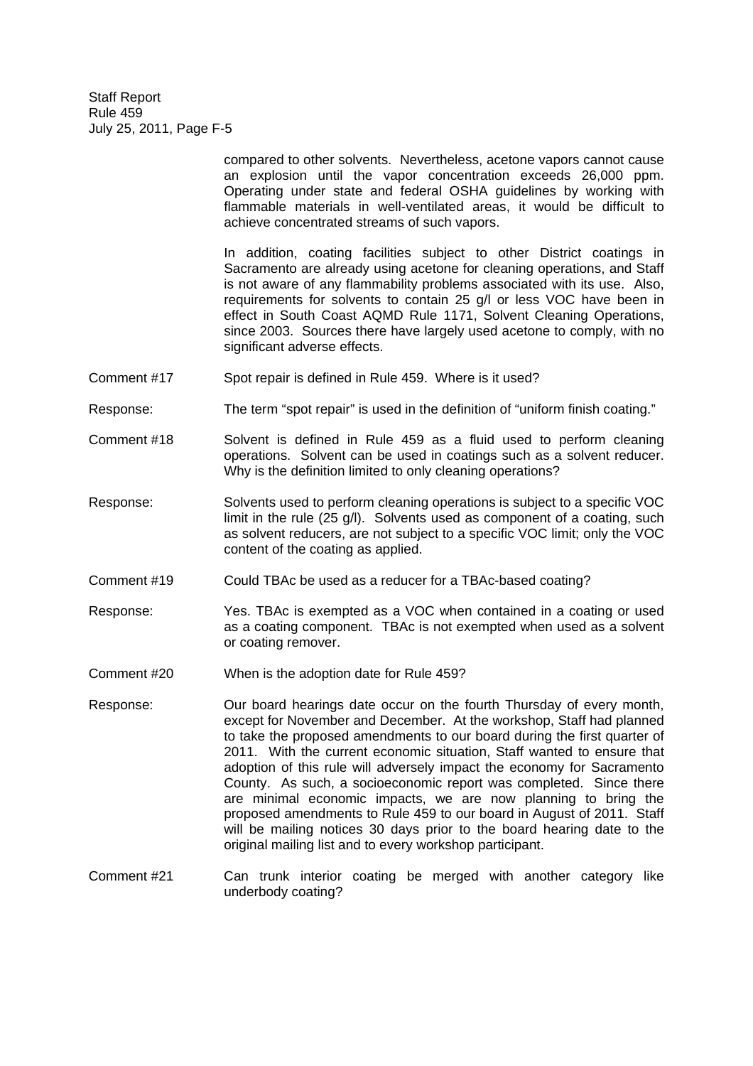compared to other solvents. Nevertheless, acetone vapors cannot cause an explosion until the vapor concentration exceeds 26,000 ppm. Operating under state and federal OSHA guidelines by working with flammable materials in well-ventilated areas, it would be difficult to achieve concentrated streams of such vapors.

In addition, coating facilities subject to other District coatings in Sacramento are already using acetone for cleaning operations, and Staff is not aware of any flammability problems associated with its use. Also, requirements for solvents to contain 25 g/l or less VOC have been in effect in South Coast AQMD Rule 1171, Solvent Cleaning Operations, since 2003. Sources there have largely used acetone to comply, with no significant adverse effects.

Comment #17 Spot repair is defined in Rule 459. Where is it used?

Response: The term "spot repair" is used in the definition of "uniform finish coating."

Comment #18 Solvent is defined in Rule 459 as a fluid used to perform cleaning operations. Solvent can be used in coatings such as a solvent reducer. Why is the definition limited to only cleaning operations?

Response: Solvents used to perform cleaning operations is subject to a specific VOC limit in the rule (25 g/l). Solvents used as component of a coating, such as solvent reducers, are not subject to a specific VOC limit; only the VOC content of the coating as applied.

Comment #19 Could TBAc be used as a reducer for a TBAc-based coating?

Response: Yes. TBAc is exempted as a VOC when contained in a coating or used as a coating component. TBAc is not exempted when used as a solvent or coating remover.

Comment #20 When is the adoption date for Rule 459?

Response: Our board hearings date occur on the fourth Thursday of every month, except for November and December. At the workshop, Staff had planned to take the proposed amendments to our board during the first quarter of 2011. With the current economic situation, Staff wanted to ensure that adoption of this rule will adversely impact the economy for Sacramento County. As such, a socioeconomic report was completed. Since there are minimal economic impacts, we are now planning to bring the proposed amendments to Rule 459 to our board in August of 2011. Staff will be mailing notices 30 days prior to the board hearing date to the original mailing list and to every workshop participant.

Comment #21 Can trunk interior coating be merged with another category like underbody coating?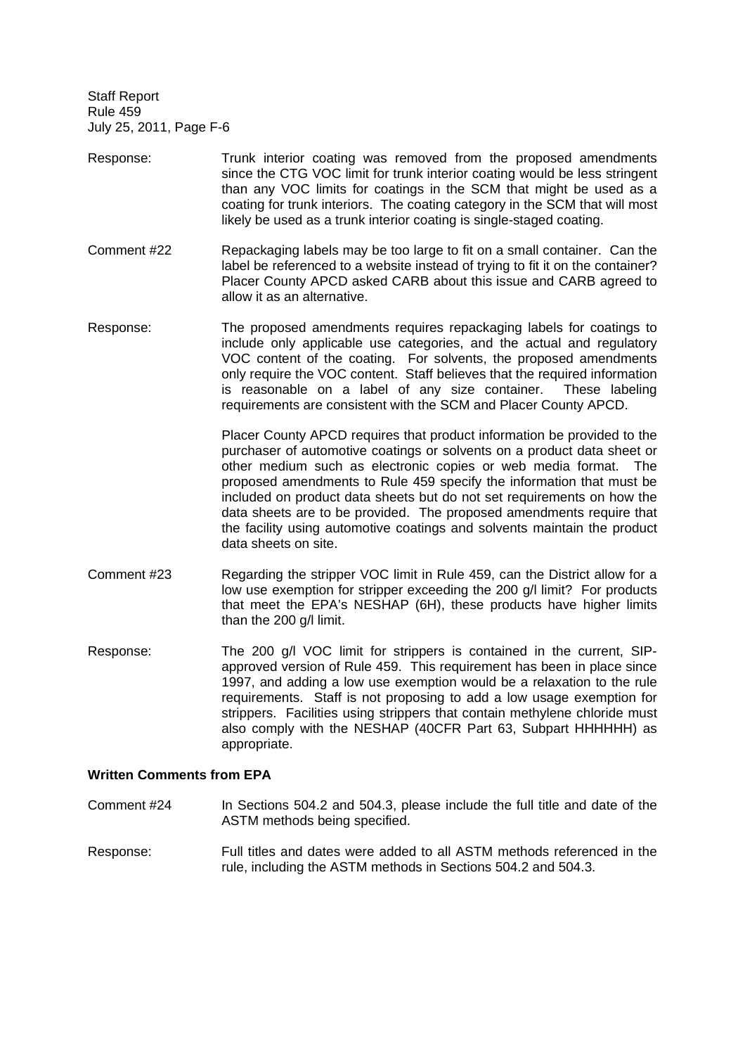Response: Trunk interior coating was removed from the proposed amendments since the CTG VOC limit for trunk interior coating would be less stringent than any VOC limits for coatings in the SCM that might be used as a coating for trunk interiors. The coating category in the SCM that will most likely be used as a trunk interior coating is single-staged coating.

Comment #22 Repackaging labels may be too large to fit on a small container. Can the label be referenced to a website instead of trying to fit it on the container? Placer County APCD asked CARB about this issue and CARB agreed to allow it as an alternative.

Response: The proposed amendments requires repackaging labels for coatings to include only applicable use categories, and the actual and regulatory VOC content of the coating. For solvents, the proposed amendments only require the VOC content. Staff believes that the required information is reasonable on a label of any size container. These labeling requirements are consistent with the SCM and Placer County APCD.

Placer County APCD requires that product information be provided to the purchaser of automotive coatings or solvents on a product data sheet or other medium such as electronic copies or web media format. The proposed amendments to Rule 459 specify the information that must be included on product data sheets but do not set requirements on how the data sheets are to be provided. The proposed amendments require that the facility using automotive coatings and solvents maintain the product data sheets on site.

Comment #23 Regarding the stripper VOC limit in Rule 459, can the District allow for a low use exemption for stripper exceeding the 200 g/l limit? For products that meet the EPA's NESHAP (6H), these products have higher limits than the 200 g/l limit.

Response: The 200 g/l VOC limit for strippers is contained in the current, SIP-approved version of Rule 459. This requirement has been in place since 1997, and adding a low use exemption would be a relaxation to the rule requirements. Staff is not proposing to add a low usage exemption for strippers. Facilities using strippers that contain methylene chloride must also comply with the NESHAP (40CFR Part 63, Subpart HHHHHH) as appropriate.

**Written Comments from EPA**

Comment #24 In Sections 504.2 and 504.3, please include the full title and date of the ASTM methods being specified.

Response: Full titles and dates were added to all ASTM methods referenced in the rule, including the ASTM methods in Sections 504.2 and 504.3.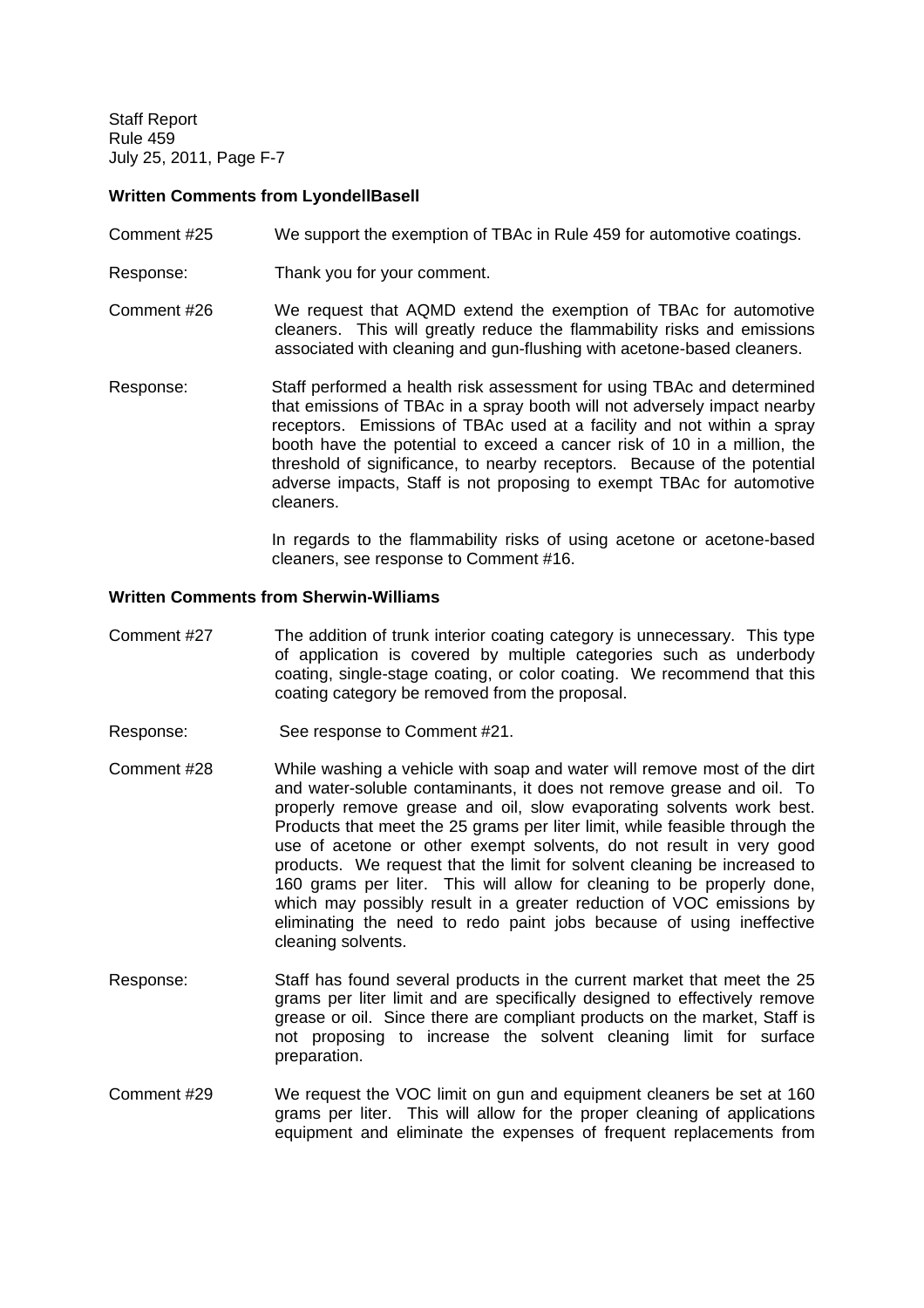**Written Comments from LyondellBasell**

Comment #25 We support the exemption of TBAc in Rule 459 for automotive coatings.

Response: Thank you for your comment.

Comment #26 We request that AQMD extend the exemption of TBAc for automotive cleaners. This will greatly reduce the flammability risks and emissions associated with cleaning and gun-flushing with acetone-based cleaners.

Response: Staff performed a health risk assessment for using TBAc and determined that emissions of TBAc in a spray booth will not adversely impact nearby receptors. Emissions of TBAc used at a facility and not within a spray booth have the potential to exceed a cancer risk of 10 in a million, the threshold of significance, to nearby receptors. Because of the potential adverse impacts, Staff is not proposing to exempt TBAc for automotive cleaners.

In regards to the flammability risks of using acetone or acetone-based cleaners, see response to Comment #16.

**Written Comments from Sherwin-Williams**

Comment #27 The addition of trunk interior coating category is unnecessary. This type of application is covered by multiple categories such as underbody coating, single-stage coating, or color coating. We recommend that this coating category be removed from the proposal.

Response: See response to Comment #21.

Comment #28 While washing a vehicle with soap and water will remove most of the dirt and water-soluble contaminants, it does not remove grease and oil. To properly remove grease and oil, slow evaporating solvents work best. Products that meet the 25 grams per liter limit, while feasible through the use of acetone or other exempt solvents, do not result in very good products. We request that the limit for solvent cleaning be increased to 160 grams per liter. This will allow for cleaning to be properly done, which may possibly result in a greater reduction of VOC emissions by eliminating the need to redo paint jobs because of using ineffective cleaning solvents.

Response: Staff has found several products in the current market that meet the 25 grams per liter limit and are specifically designed to effectively remove grease or oil. Since there are compliant products on the market, Staff is not proposing to increase the solvent cleaning limit for surface preparation.

Comment #29 We request the VOC limit on gun and equipment cleaners be set at 160 grams per liter. This will allow for the proper cleaning of applications equipment and eliminate the expenses of frequent replacements from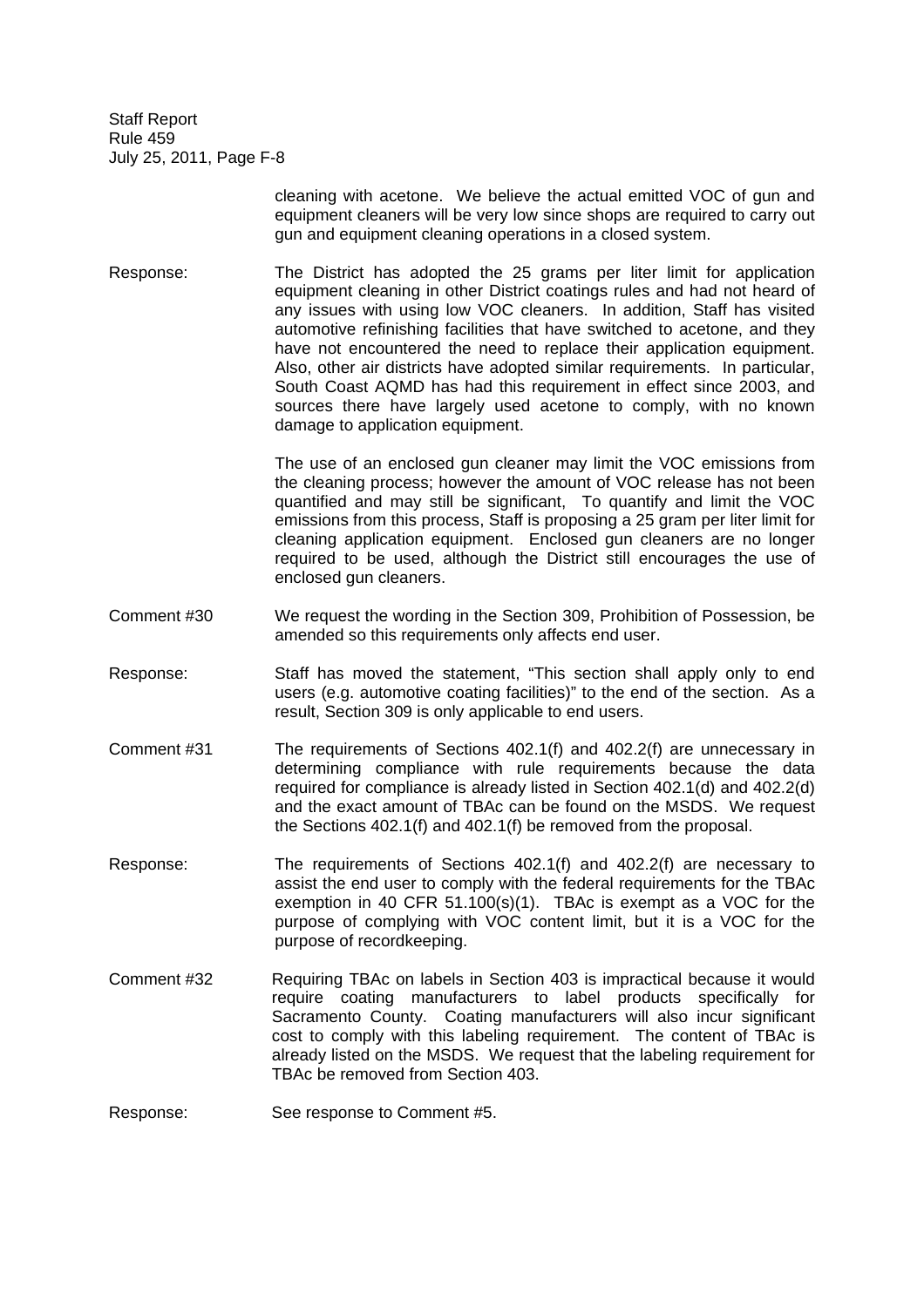cleaning with acetone. We believe the actual emitted VOC of gun and equipment cleaners will be very low since shops are required to carry out gun and equipment cleaning operations in a closed system.

Response: The District has adopted the 25 grams per liter limit for application equipment cleaning in other District coatings rules and had not heard of any issues with using low VOC cleaners. In addition, Staff has visited automotive refinishing facilities that have switched to acetone, and they have not encountered the need to replace their application equipment. Also, other air districts have adopted similar requirements. In particular, South Coast AQMD has had this requirement in effect since 2003, and sources there have largely used acetone to comply, with no known damage to application equipment.

The use of an enclosed gun cleaner may limit the VOC emissions from the cleaning process; however the amount of VOC release has not been quantified and may still be significant, To quantify and limit the VOC emissions from this process, Staff is proposing a 25 gram per liter limit for cleaning application equipment. Enclosed gun cleaners are no longer required to be used, although the District still encourages the use of enclosed gun cleaners.

Comment #30 We request the wording in the Section 309, Prohibition of Possession, be amended so this requirements only affects end user.

Response: Staff has moved the statement, "This section shall apply only to end users (e.g. automotive coating facilities)" to the end of the section. As a result, Section 309 is only applicable to end users.

Comment #31 The requirements of Sections 402.1(f) and 402.2(f) are unnecessary in determining compliance with rule requirements because the data required for compliance is already listed in Section 402.1(d) and 402.2(d) and the exact amount of TBAc can be found on the MSDS. We request the Sections 402.1(f) and 402.1(f) be removed from the proposal.

Response: The requirements of Sections 402.1(f) and 402.2(f) are necessary to assist the end user to comply with the federal requirements for the TBAc exemption in 40 CFR 51.100(s)(1). TBAc is exempt as a VOC for the purpose of complying with VOC content limit, but it is a VOC for the purpose of recordkeeping.

Comment #32 Requiring TBAc on labels in Section 403 is impractical because it would require coating manufacturers to label products specifically for Sacramento County. Coating manufacturers will also incur significant cost to comply with this labeling requirement. The content of TBAc is already listed on the MSDS. We request that the labeling requirement for TBAc be removed from Section 403.

Response: See response to Comment #5.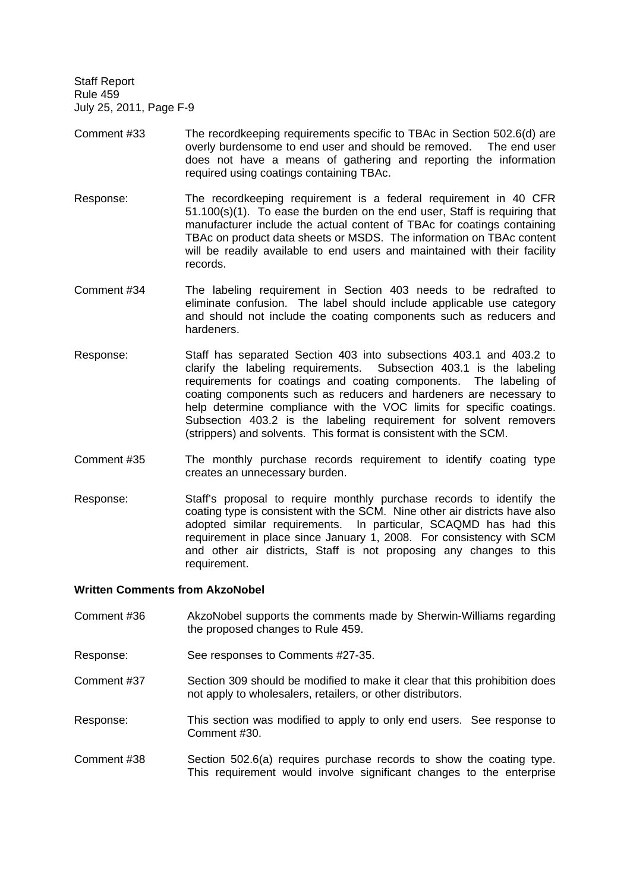Comment #33 The recordkeeping requirements specific to TBAc in Section 502.6(d) are overly burdensome to end user and should be removed. The end user does not have a means of gathering and reporting the information required using coatings containing TBAc.

Response: The recordkeeping requirement is a federal requirement in 40 CFR 51.100(s)(1). To ease the burden on the end user, Staff is requiring that manufacturer include the actual content of TBAc for coatings containing TBAc on product data sheets or MSDS. The information on TBAc content will be readily available to end users and maintained with their facility records.

Comment #34 The labeling requirement in Section 403 needs to be redrafted to eliminate confusion. The label should include applicable use category and should not include the coating components such as reducers and hardeners.

Response: Staff has separated Section 403 into subsections 403.1 and 403.2 to clarify the labeling requirements. Subsection 403.1 is the labeling requirements for coatings and coating components. The labeling of coating components such as reducers and hardeners are necessary to help determine compliance with the VOC limits for specific coatings. Subsection 403.2 is the labeling requirement for solvent removers (strippers) and solvents. This format is consistent with the SCM.

Comment #35 The monthly purchase records requirement to identify coating type creates an unnecessary burden.

Response: Staff's proposal to require monthly purchase records to identify the coating type is consistent with the SCM. Nine other air districts have also adopted similar requirements. In particular, SCAQMD has had this requirement in place since January 1, 2008. For consistency with SCM and other air districts, Staff is not proposing any changes to this requirement.

**Written Comments from AkzoNobel**

Comment #36 AkzoNobel supports the comments made by Sherwin-Williams regarding the proposed changes to Rule 459.

Response: See responses to Comments #27-35.

Comment #37 Section 309 should be modified to make it clear that this prohibition does not apply to wholesalers, retailers, or other distributors.

Response: This section was modified to apply to only end users. See response to Comment #30.

Comment #38 Section 502.6(a) requires purchase records to show the coating type. This requirement would involve significant changes to the enterprise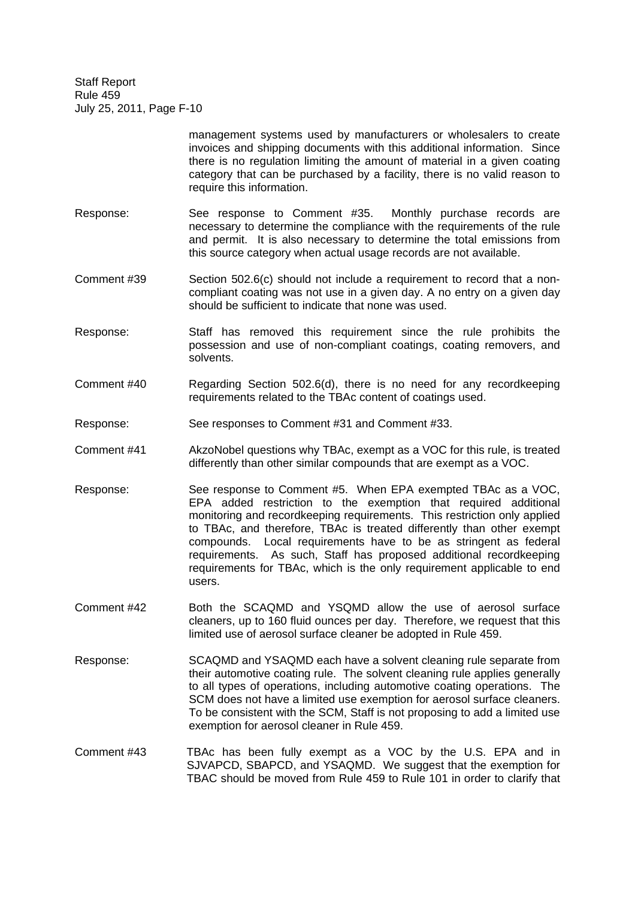management systems used by manufacturers or wholesalers to create invoices and shipping documents with this additional information. Since there is no regulation limiting the amount of material in a given coating category that can be purchased by a facility, there is no valid reason to require this information.

Response: See response to Comment #35. Monthly purchase records are necessary to determine the compliance with the requirements of the rule and permit. It is also necessary to determine the total emissions from this source category when actual usage records are not available.

Comment #39 Section 502.6(c) should not include a requirement to record that a non-compliant coating was not use in a given day. A no entry on a given day should be sufficient to indicate that none was used.

Response: Staff has removed this requirement since the rule prohibits the possession and use of non-compliant coatings, coating removers, and solvents.

Comment #40 Regarding Section 502.6(d), there is no need for any recordkeeping requirements related to the TBAc content of coatings used.

Response: See responses to Comment #31 and Comment #33.

Comment #41 AkzoNobel questions why TBAc, exempt as a VOC for this rule, is treated differently than other similar compounds that are exempt as a VOC.

Response: See response to Comment #5. When EPA exempted TBAc as a VOC, EPA added restriction to the exemption that required additional monitoring and recordkeeping requirements. This restriction only applied to TBAc, and therefore, TBAc is treated differently than other exempt compounds. Local requirements have to be as stringent as federal requirements. As such, Staff has proposed additional recordkeeping requirements for TBAc, which is the only requirement applicable to end users.

Comment #42 Both the SCAQMD and YSQMD allow the use of aerosol surface cleaners, up to 160 fluid ounces per day. Therefore, we request that this limited use of aerosol surface cleaner be adopted in Rule 459.

Response: SCAQMD and YSAQMD each have a solvent cleaning rule separate from their automotive coating rule. The solvent cleaning rule applies generally to all types of operations, including automotive coating operations. The SCM does not have a limited use exemption for aerosol surface cleaners. To be consistent with the SCM, Staff is not proposing to add a limited use exemption for aerosol cleaner in Rule 459.

Comment #43 TBAc has been fully exempt as a VOC by the U.S. EPA and in SJVAPCD, SBAPCD, and YSAQMD. We suggest that the exemption for TBAC should be moved from Rule 459 to Rule 101 in order to clarify that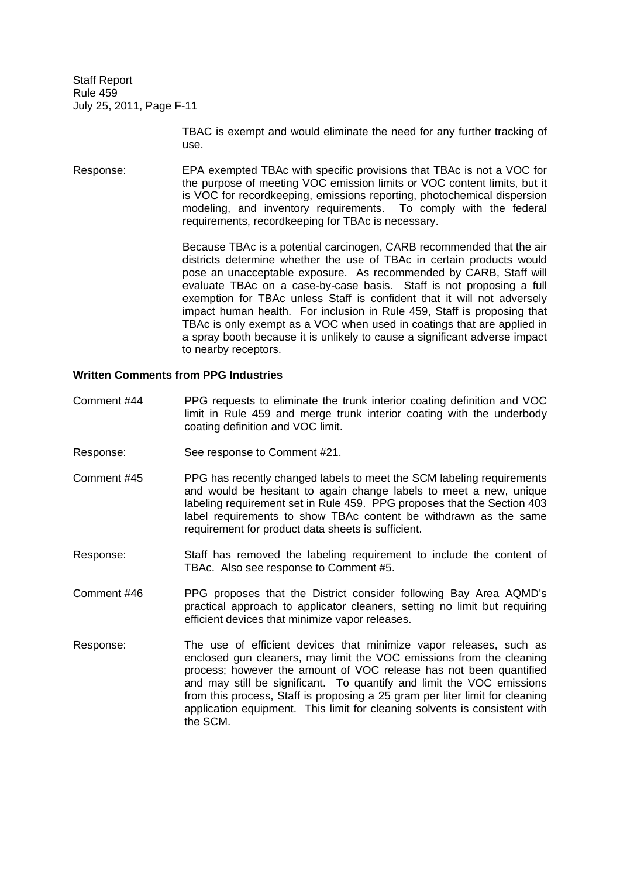TBAC is exempt and would eliminate the need for any further tracking of use.

Response: EPA exempted TBAc with specific provisions that TBAc is not a VOC for the purpose of meeting VOC emission limits or VOC content limits, but it is VOC for recordkeeping, emissions reporting, photochemical dispersion modeling, and inventory requirements. To comply with the federal requirements, recordkeeping for TBAc is necessary.

Because TBAc is a potential carcinogen, CARB recommended that the air districts determine whether the use of TBAc in certain products would pose an unacceptable exposure. As recommended by CARB, Staff will evaluate TBAc on a case-by-case basis. Staff is not proposing a full exemption for TBAc unless Staff is confident that it will not adversely impact human health. For inclusion in Rule 459, Staff is proposing that TBAc is only exempt as a VOC when used in coatings that are applied in a spray booth because it is unlikely to cause a significant adverse impact to nearby receptors.

**Written Comments from PPG Industries**

Comment #44 PPG requests to eliminate the trunk interior coating definition and VOC limit in Rule 459 and merge trunk interior coating with the underbody coating definition and VOC limit.

Response: See response to Comment #21.

Comment #45 PPG has recently changed labels to meet the SCM labeling requirements and would be hesitant to again change labels to meet a new, unique labeling requirement set in Rule 459. PPG proposes that the Section 403 label requirements to show TBAc content be withdrawn as the same requirement for product data sheets is sufficient.

Response: Staff has removed the labeling requirement to include the content of TBAc. Also see response to Comment #5.

Comment #46 PPG proposes that the District consider following Bay Area AQMD's practical approach to applicator cleaners, setting no limit but requiring efficient devices that minimize vapor releases.

Response: The use of efficient devices that minimize vapor releases, such as enclosed gun cleaners, may limit the VOC emissions from the cleaning process; however the amount of VOC release has not been quantified and may still be significant. To quantify and limit the VOC emissions from this process, Staff is proposing a 25 gram per liter limit for cleaning application equipment. This limit for cleaning solvents is consistent with the SCM.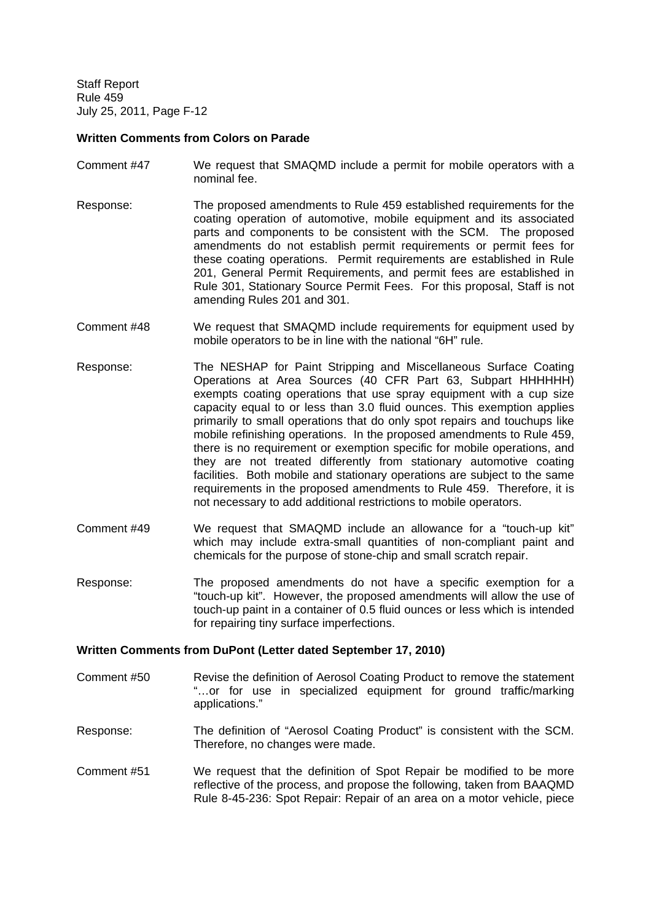**Written Comments from Colors on Parade**

Comment #47 We request that SMAQMD include a permit for mobile operators with a nominal fee.

Response: The proposed amendments to Rule 459 established requirements for the coating operation of automotive, mobile equipment and its associated parts and components to be consistent with the SCM. The proposed amendments do not establish permit requirements or permit fees for these coating operations. Permit requirements are established in Rule 201, General Permit Requirements, and permit fees are established in Rule 301, Stationary Source Permit Fees. For this proposal, Staff is not amending Rules 201 and 301.

Comment #48 We request that SMAQMD include requirements for equipment used by mobile operators to be in line with the national "6H" rule.

Response: The NESHAP for Paint Stripping and Miscellaneous Surface Coating Operations at Area Sources (40 CFR Part 63, Subpart HHHHHH) exempts coating operations that use spray equipment with a cup size capacity equal to or less than 3.0 fluid ounces. This exemption applies primarily to small operations that do only spot repairs and touchups like mobile refinishing operations. In the proposed amendments to Rule 459, there is no requirement or exemption specific for mobile operations, and they are not treated differently from stationary automotive coating facilities. Both mobile and stationary operations are subject to the same requirements in the proposed amendments to Rule 459. Therefore, it is not necessary to add additional restrictions to mobile operators.

Comment #49 We request that SMAQMD include an allowance for a "touch-up kit" which may include extra-small quantities of non-compliant paint and chemicals for the purpose of stone-chip and small scratch repair.

Response: The proposed amendments do not have a specific exemption for a "touch-up kit". However, the proposed amendments will allow the use of touch-up paint in a container of 0.5 fluid ounces or less which is intended for repairing tiny surface imperfections.

**Written Comments from DuPont (Letter dated September 17, 2010)**

Comment #50 Revise the definition of Aerosol Coating Product to remove the statement "…or for use in specialized equipment for ground traffic/marking applications."

Response: The definition of "Aerosol Coating Product" is consistent with the SCM. Therefore, no changes were made.

Comment #51 We request that the definition of Spot Repair be modified to be more reflective of the process, and propose the following, taken from BAAQMD Rule 8-45-236: Spot Repair: Repair of an area on a motor vehicle, piece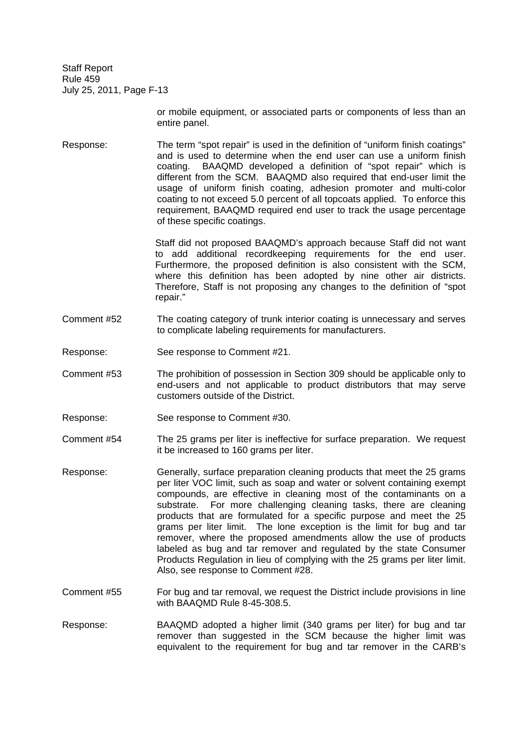or mobile equipment, or associated parts or components of less than an entire panel.

Response: The term "spot repair" is used in the definition of "uniform finish coatings" and is used to determine when the end user can use a uniform finish coating. BAAQMD developed a definition of "spot repair" which is different from the SCM. BAAQMD also required that end-user limit the usage of uniform finish coating, adhesion promoter and multi-color coating to not exceed 5.0 percent of all topcoats applied. To enforce this requirement, BAAQMD required end user to track the usage percentage of these specific coatings.

Staff did not proposed BAAQMD's approach because Staff did not want to add additional recordkeeping requirements for the end user. Furthermore, the proposed definition is also consistent with the SCM, where this definition has been adopted by nine other air districts. Therefore, Staff is not proposing any changes to the definition of "spot repair."

Comment #52 The coating category of trunk interior coating is unnecessary and serves to complicate labeling requirements for manufacturers.

Response: See response to Comment #21.

Comment #53 The prohibition of possession in Section 309 should be applicable only to end-users and not applicable to product distributors that may serve customers outside of the District.

Response: See response to Comment #30.

Comment #54 The 25 grams per liter is ineffective for surface preparation. We request it be increased to 160 grams per liter.

Response: Generally, surface preparation cleaning products that meet the 25 grams per liter VOC limit, such as soap and water or solvent containing exempt compounds, are effective in cleaning most of the contaminants on a substrate. For more challenging cleaning tasks, there are cleaning products that are formulated for a specific purpose and meet the 25 grams per liter limit. The lone exception is the limit for bug and tar remover, where the proposed amendments allow the use of products labeled as bug and tar remover and regulated by the state Consumer Products Regulation in lieu of complying with the 25 grams per liter limit. Also, see response to Comment #28.

Comment #55 For bug and tar removal, we request the District include provisions in line with BAAQMD Rule 8-45-308.5.

Response: BAAQMD adopted a higher limit (340 grams per liter) for bug and tar remover than suggested in the SCM because the higher limit was equivalent to the requirement for bug and tar remover in the CARB's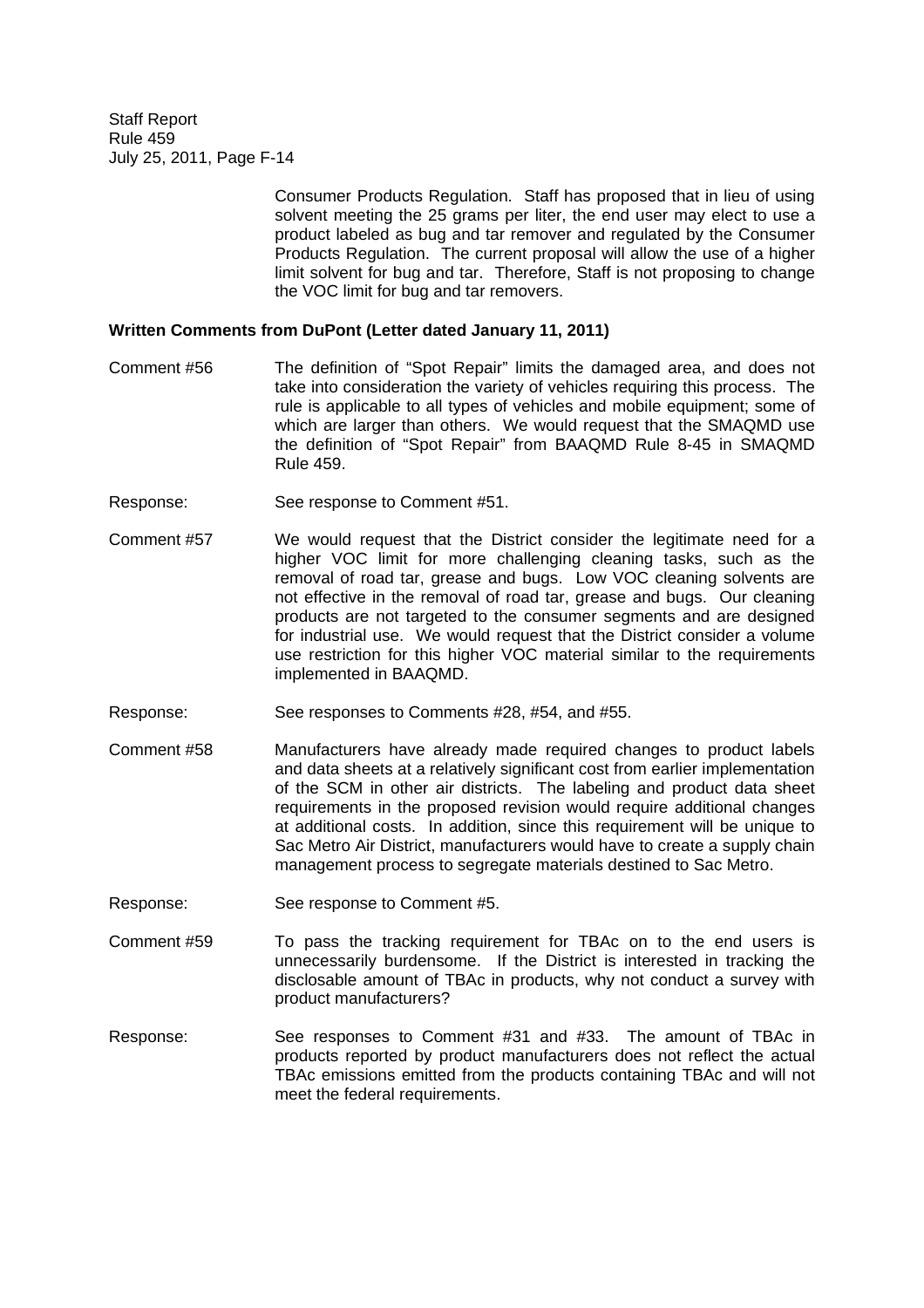Consumer Products Regulation. Staff has proposed that in lieu of using solvent meeting the 25 grams per liter, the end user may elect to use a product labeled as bug and tar remover and regulated by the Consumer Products Regulation. The current proposal will allow the use of a higher limit solvent for bug and tar. Therefore, Staff is not proposing to change the VOC limit for bug and tar removers.

**Written Comments from DuPont (Letter dated January 11, 2011)**

Comment #56 The definition of "Spot Repair" limits the damaged area, and does not take into consideration the variety of vehicles requiring this process. The rule is applicable to all types of vehicles and mobile equipment; some of which are larger than others. We would request that the SMAQMD use the definition of "Spot Repair" from BAAQMD Rule 8-45 in SMAQMD Rule 459.

Response: See response to Comment #51.

Comment #57 We would request that the District consider the legitimate need for a higher VOC limit for more challenging cleaning tasks, such as the removal of road tar, grease and bugs. Low VOC cleaning solvents are not effective in the removal of road tar, grease and bugs. Our cleaning products are not targeted to the consumer segments and are designed for industrial use. We would request that the District consider a volume use restriction for this higher VOC material similar to the requirements implemented in BAAQMD.

Response: See responses to Comments #28, #54, and #55.

Comment #58 Manufacturers have already made required changes to product labels and data sheets at a relatively significant cost from earlier implementation of the SCM in other air districts. The labeling and product data sheet requirements in the proposed revision would require additional changes at additional costs. In addition, since this requirement will be unique to Sac Metro Air District, manufacturers would have to create a supply chain management process to segregate materials destined to Sac Metro.

Response: See response to Comment #5.

Comment #59 To pass the tracking requirement for TBAc on to the end users is unnecessarily burdensome. If the District is interested in tracking the disclosable amount of TBAc in products, why not conduct a survey with product manufacturers?

Response: See responses to Comment #31 and #33. The amount of TBAc in products reported by product manufacturers does not reflect the actual TBAc emissions emitted from the products containing TBAc and will not meet the federal requirements.